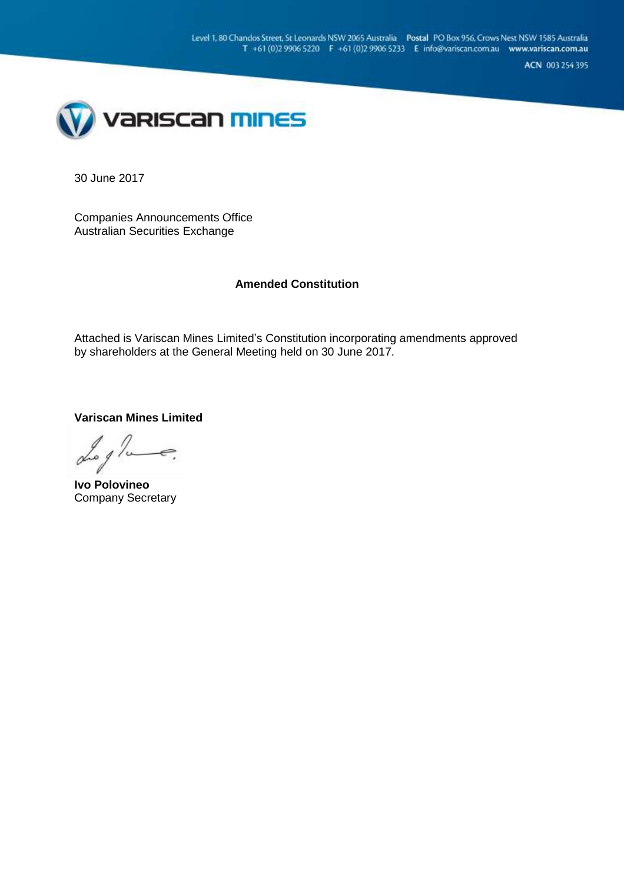Level 1, 80 Chandos Street, St Leonards NSW 2065 Australia **Postal** PO Box 956, Crows Nest NSW 1585 Australia
**T** +61 (0)2 9906 5220 **F** +61 (0)2 9906 5233 **E** info@variscan.com.au **www.variscan.com.au**

**ACN** 003 254 395

**variscan mines**

30 June 2017

Companies Announcements Office
Australian Securities Exchange

**Amended Constitution**

Attached is Variscan Mines Limited's Constitution incorporating amendments approved by shareholders at the General Meeting held on 30 June 2017.

**Variscan Mines Limited**

**Ivo Polovineo**
Company Secretary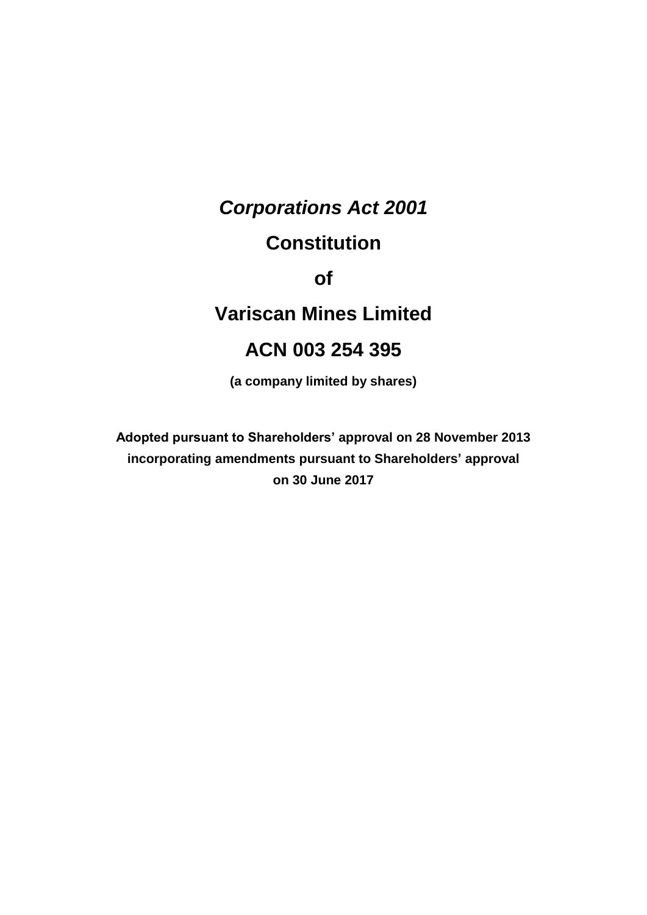***Corporations Act 2001***

# Constitution

# of

# Variscan Mines Limited

# ACN 003 254 395

**(a company limited by shares)**

**Adopted pursuant to Shareholders' approval on 28 November 2013 incorporating amendments pursuant to Shareholders' approval on 30 June 2017**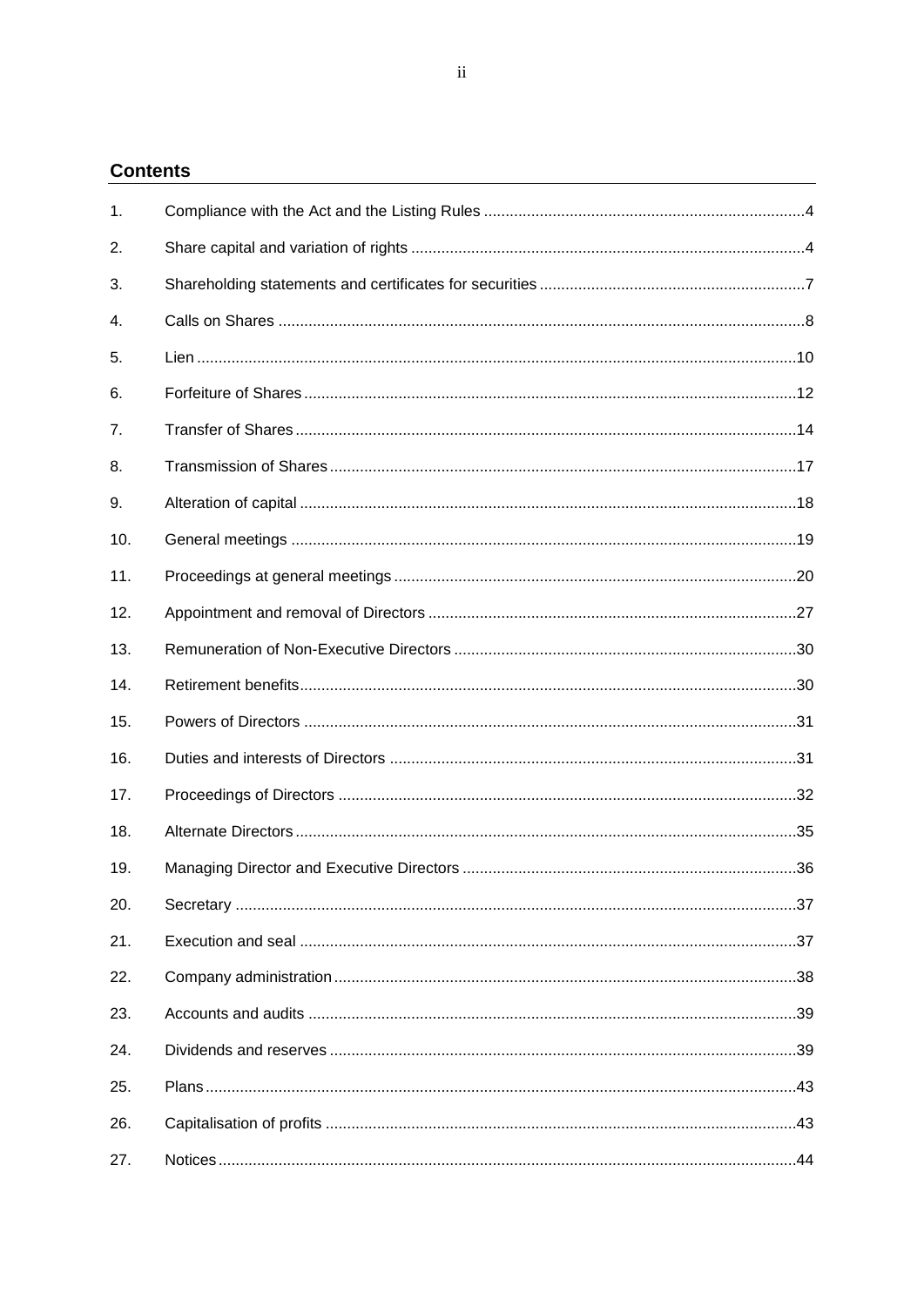## Contents

| | | |
|---|---|---|
| 1. | Compliance with the Act and the Listing Rules | 4 |
| 2. | Share capital and variation of rights | 4 |
| 3. | Shareholding statements and certificates for securities | 7 |
| 4. | Calls on Shares | 8 |
| 5. | Lien | 10 |
| 6. | Forfeiture of Shares | 12 |
| 7. | Transfer of Shares | 14 |
| 8. | Transmission of Shares | 17 |
| 9. | Alteration of capital | 18 |
| 10. | General meetings | 19 |
| 11. | Proceedings at general meetings | 20 |
| 12. | Appointment and removal of Directors | 27 |
| 13. | Remuneration of Non-Executive Directors | 30 |
| 14. | Retirement benefits | 30 |
| 15. | Powers of Directors | 31 |
| 16. | Duties and interests of Directors | 31 |
| 17. | Proceedings of Directors | 32 |
| 18. | Alternate Directors | 35 |
| 19. | Managing Director and Executive Directors | 36 |
| 20. | Secretary | 37 |
| 21. | Execution and seal | 37 |
| 22. | Company administration | 38 |
| 23. | Accounts and audits | 39 |
| 24. | Dividends and reserves | 39 |
| 25. | Plans | 43 |
| 26. | Capitalisation of profits | 43 |
| 27. | Notices | 44 |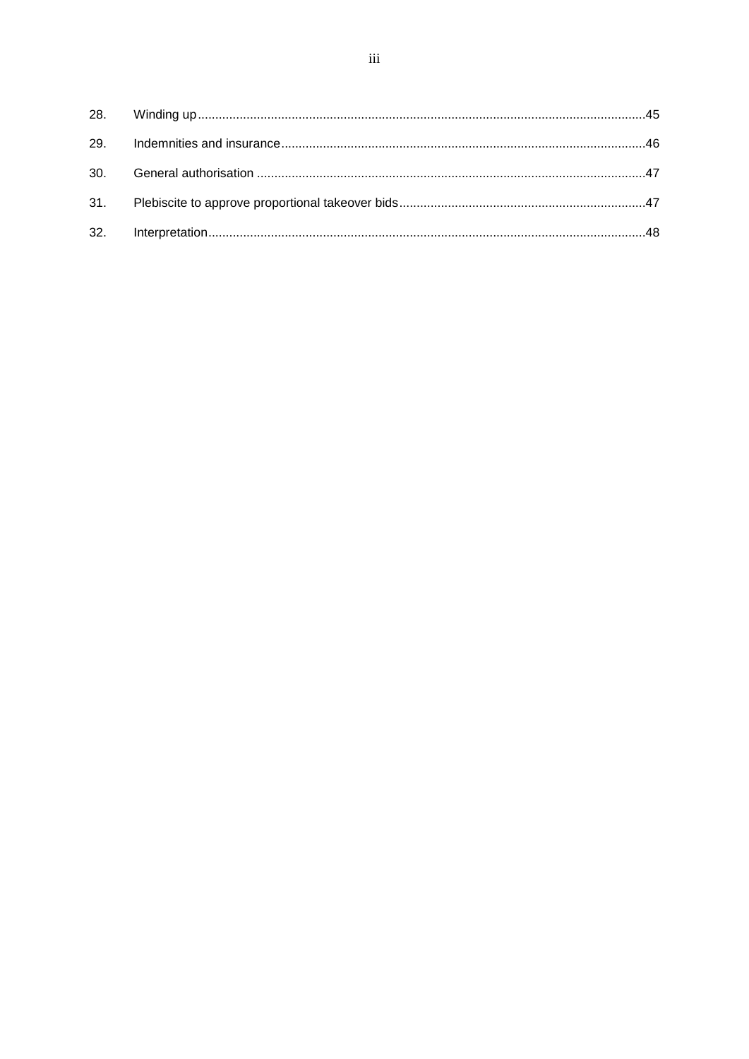| | | |
|---|---|---|
| 28. | Winding up | 45 |
| 29. | Indemnities and insurance | 46 |
| 30. | General authorisation | 47 |
| 31. | Plebiscite to approve proportional takeover bids | 47 |
| 32. | Interpretation | 48 |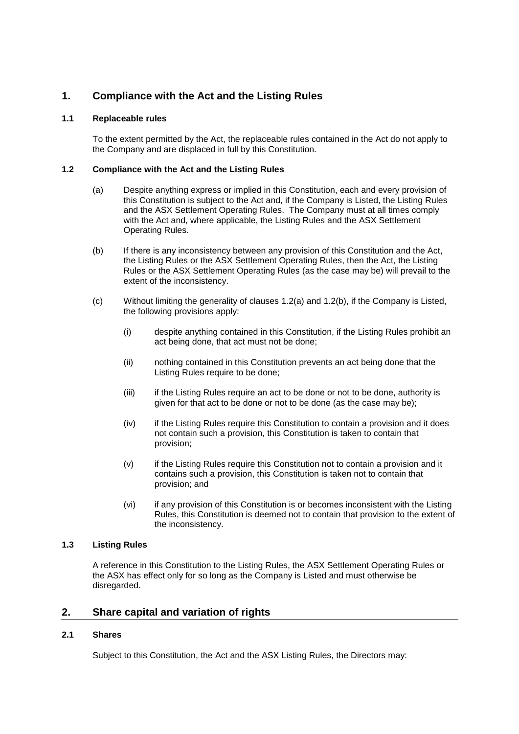# 1. Compliance with the Act and the Listing Rules

### 1.1 Replaceable rules

To the extent permitted by the Act, the replaceable rules contained in the Act do not apply to the Company and are displaced in full by this Constitution.

### 1.2 Compliance with the Act and the Listing Rules

(a) Despite anything express or implied in this Constitution, each and every provision of this Constitution is subject to the Act and, if the Company is Listed, the Listing Rules and the ASX Settlement Operating Rules. The Company must at all times comply with the Act and, where applicable, the Listing Rules and the ASX Settlement Operating Rules.

(b) If there is any inconsistency between any provision of this Constitution and the Act, the Listing Rules or the ASX Settlement Operating Rules, then the Act, the Listing Rules or the ASX Settlement Operating Rules (as the case may be) will prevail to the extent of the inconsistency.

(c) Without limiting the generality of clauses 1.2(a) and 1.2(b), if the Company is Listed, the following provisions apply:

(i) despite anything contained in this Constitution, if the Listing Rules prohibit an act being done, that act must not be done;

(ii) nothing contained in this Constitution prevents an act being done that the Listing Rules require to be done;

(iii) if the Listing Rules require an act to be done or not to be done, authority is given for that act to be done or not to be done (as the case may be);

(iv) if the Listing Rules require this Constitution to contain a provision and it does not contain such a provision, this Constitution is taken to contain that provision;

(v) if the Listing Rules require this Constitution not to contain a provision and it contains such a provision, this Constitution is taken not to contain that provision; and

(vi) if any provision of this Constitution is or becomes inconsistent with the Listing Rules, this Constitution is deemed not to contain that provision to the extent of the inconsistency.

### 1.3 Listing Rules

A reference in this Constitution to the Listing Rules, the ASX Settlement Operating Rules or the ASX has effect only for so long as the Company is Listed and must otherwise be disregarded.

# 2. Share capital and variation of rights

### 2.1 Shares

Subject to this Constitution, the Act and the ASX Listing Rules, the Directors may: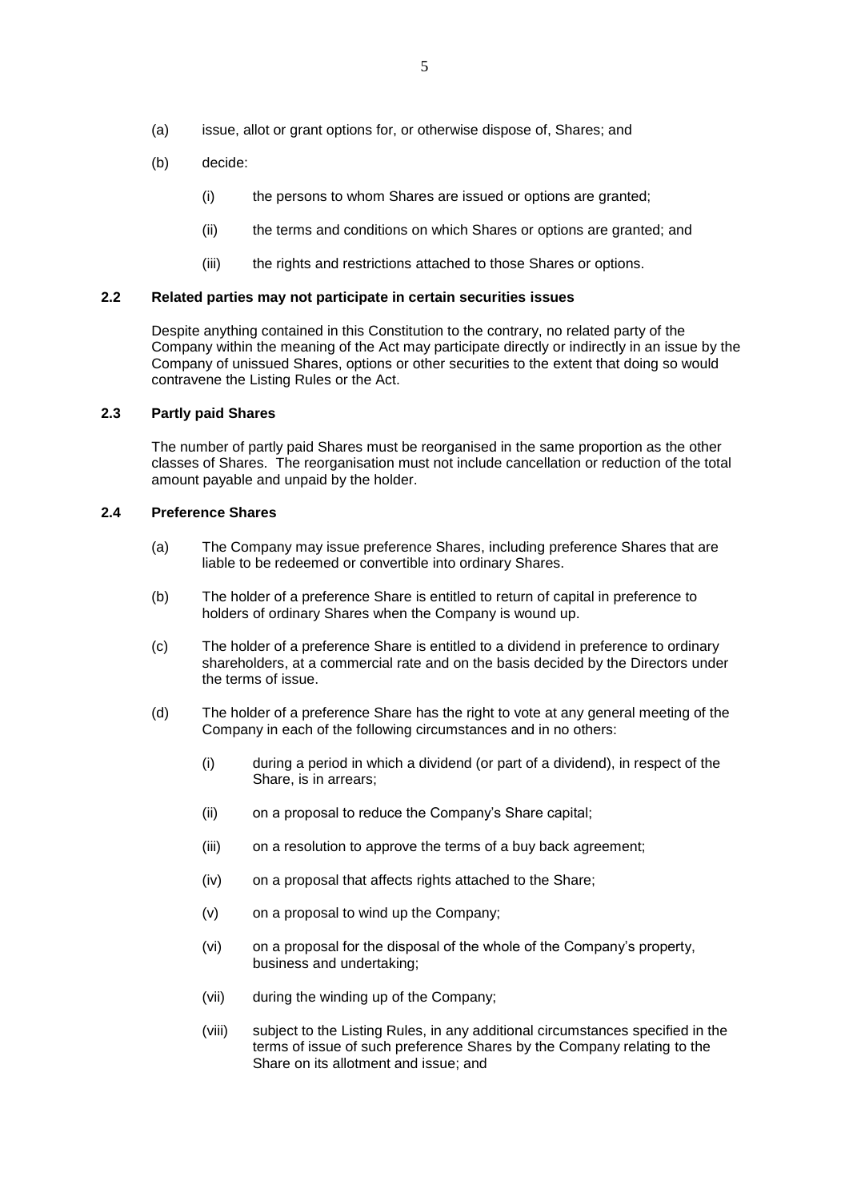(a) issue, allot or grant options for, or otherwise dispose of, Shares; and

(b) decide:

  (i) the persons to whom Shares are issued or options are granted;

  (ii) the terms and conditions on which Shares or options are granted; and

  (iii) the rights and restrictions attached to those Shares or options.

### 2.2 Related parties may not participate in certain securities issues

Despite anything contained in this Constitution to the contrary, no related party of the Company within the meaning of the Act may participate directly or indirectly in an issue by the Company of unissued Shares, options or other securities to the extent that doing so would contravene the Listing Rules or the Act.

### 2.3 Partly paid Shares

The number of partly paid Shares must be reorganised in the same proportion as the other classes of Shares. The reorganisation must not include cancellation or reduction of the total amount payable and unpaid by the holder.

### 2.4 Preference Shares

(a) The Company may issue preference Shares, including preference Shares that are liable to be redeemed or convertible into ordinary Shares.

(b) The holder of a preference Share is entitled to return of capital in preference to holders of ordinary Shares when the Company is wound up.

(c) The holder of a preference Share is entitled to a dividend in preference to ordinary shareholders, at a commercial rate and on the basis decided by the Directors under the terms of issue.

(d) The holder of a preference Share has the right to vote at any general meeting of the Company in each of the following circumstances and in no others:

  (i) during a period in which a dividend (or part of a dividend), in respect of the Share, is in arrears;

  (ii) on a proposal to reduce the Company's Share capital;

  (iii) on a resolution to approve the terms of a buy back agreement;

  (iv) on a proposal that affects rights attached to the Share;

  (v) on a proposal to wind up the Company;

  (vi) on a proposal for the disposal of the whole of the Company's property, business and undertaking;

  (vii) during the winding up of the Company;

  (viii) subject to the Listing Rules, in any additional circumstances specified in the terms of issue of such preference Shares by the Company relating to the Share on its allotment and issue; and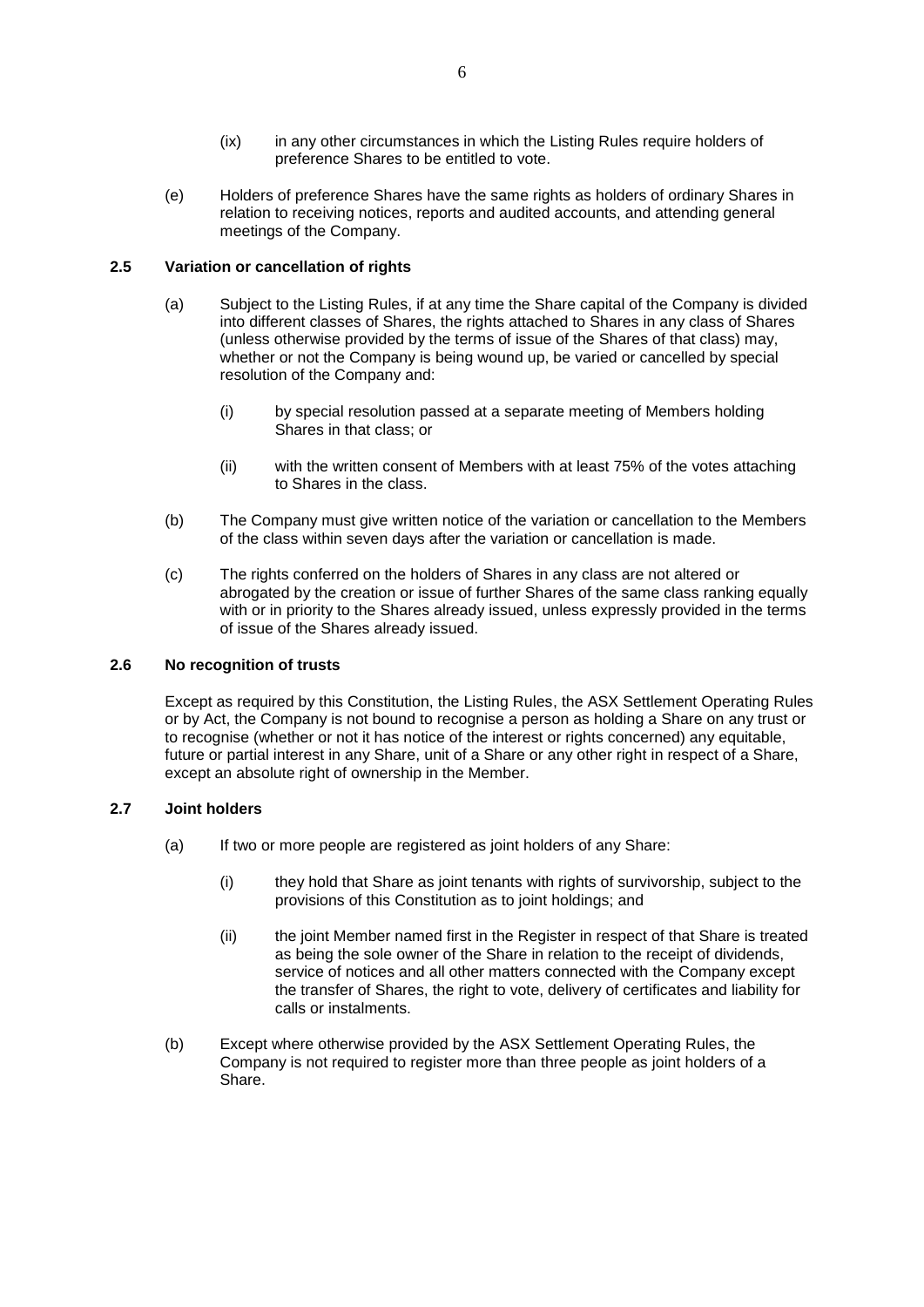(ix) in any other circumstances in which the Listing Rules require holders of preference Shares to be entitled to vote.

(e) Holders of preference Shares have the same rights as holders of ordinary Shares in relation to receiving notices, reports and audited accounts, and attending general meetings of the Company.

### 2.5 Variation or cancellation of rights

(a) Subject to the Listing Rules, if at any time the Share capital of the Company is divided into different classes of Shares, the rights attached to Shares in any class of Shares (unless otherwise provided by the terms of issue of the Shares of that class) may, whether or not the Company is being wound up, be varied or cancelled by special resolution of the Company and:

(i) by special resolution passed at a separate meeting of Members holding Shares in that class; or

(ii) with the written consent of Members with at least 75% of the votes attaching to Shares in the class.

(b) The Company must give written notice of the variation or cancellation to the Members of the class within seven days after the variation or cancellation is made.

(c) The rights conferred on the holders of Shares in any class are not altered or abrogated by the creation or issue of further Shares of the same class ranking equally with or in priority to the Shares already issued, unless expressly provided in the terms of issue of the Shares already issued.

### 2.6 No recognition of trusts

Except as required by this Constitution, the Listing Rules, the ASX Settlement Operating Rules or by Act, the Company is not bound to recognise a person as holding a Share on any trust or to recognise (whether or not it has notice of the interest or rights concerned) any equitable, future or partial interest in any Share, unit of a Share or any other right in respect of a Share, except an absolute right of ownership in the Member.

### 2.7 Joint holders

(a) If two or more people are registered as joint holders of any Share:

(i) they hold that Share as joint tenants with rights of survivorship, subject to the provisions of this Constitution as to joint holdings; and

(ii) the joint Member named first in the Register in respect of that Share is treated as being the sole owner of the Share in relation to the receipt of dividends, service of notices and all other matters connected with the Company except the transfer of Shares, the right to vote, delivery of certificates and liability for calls or instalments.

(b) Except where otherwise provided by the ASX Settlement Operating Rules, the Company is not required to register more than three people as joint holders of a Share.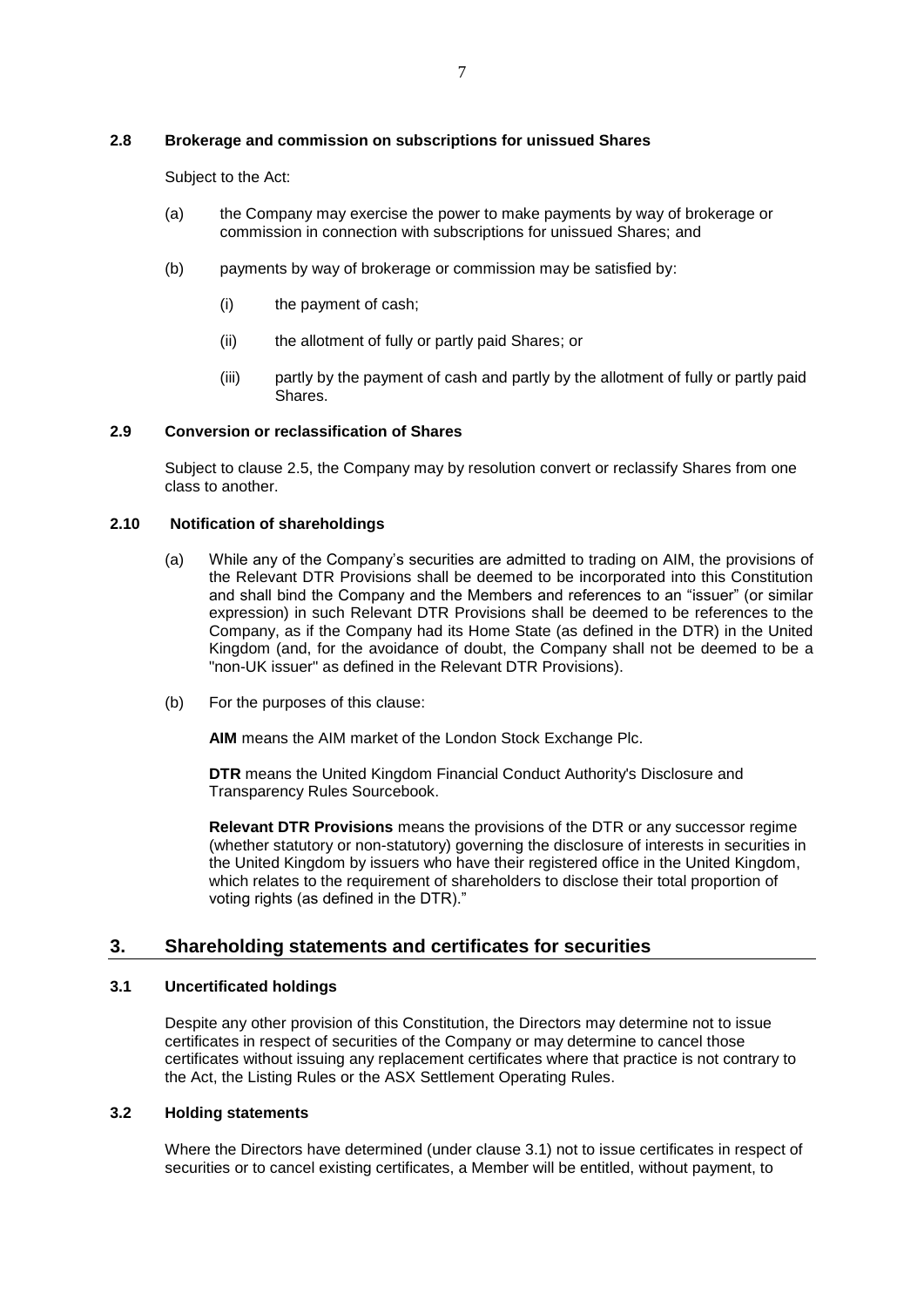### 2.8 Brokerage and commission on subscriptions for unissued Shares

Subject to the Act:

(a) the Company may exercise the power to make payments by way of brokerage or commission in connection with subscriptions for unissued Shares; and

(b) payments by way of brokerage or commission may be satisfied by:

(i) the payment of cash;

(ii) the allotment of fully or partly paid Shares; or

(iii) partly by the payment of cash and partly by the allotment of fully or partly paid Shares.

### 2.9 Conversion or reclassification of Shares

Subject to clause 2.5, the Company may by resolution convert or reclassify Shares from one class to another.

### 2.10 Notification of shareholdings

(a) While any of the Company's securities are admitted to trading on AIM, the provisions of the Relevant DTR Provisions shall be deemed to be incorporated into this Constitution and shall bind the Company and the Members and references to an "issuer" (or similar expression) in such Relevant DTR Provisions shall be deemed to be references to the Company, as if the Company had its Home State (as defined in the DTR) in the United Kingdom (and, for the avoidance of doubt, the Company shall not be deemed to be a "non-UK issuer" as defined in the Relevant DTR Provisions).

(b) For the purposes of this clause:

**AIM** means the AIM market of the London Stock Exchange Plc.

**DTR** means the United Kingdom Financial Conduct Authority's Disclosure and Transparency Rules Sourcebook.

**Relevant DTR Provisions** means the provisions of the DTR or any successor regime (whether statutory or non-statutory) governing the disclosure of interests in securities in the United Kingdom by issuers who have their registered office in the United Kingdom, which relates to the requirement of shareholders to disclose their total proportion of voting rights (as defined in the DTR)."

## 3. Shareholding statements and certificates for securities

### 3.1 Uncertificated holdings

Despite any other provision of this Constitution, the Directors may determine not to issue certificates in respect of securities of the Company or may determine to cancel those certificates without issuing any replacement certificates where that practice is not contrary to the Act, the Listing Rules or the ASX Settlement Operating Rules.

### 3.2 Holding statements

Where the Directors have determined (under clause 3.1) not to issue certificates in respect of securities or to cancel existing certificates, a Member will be entitled, without payment, to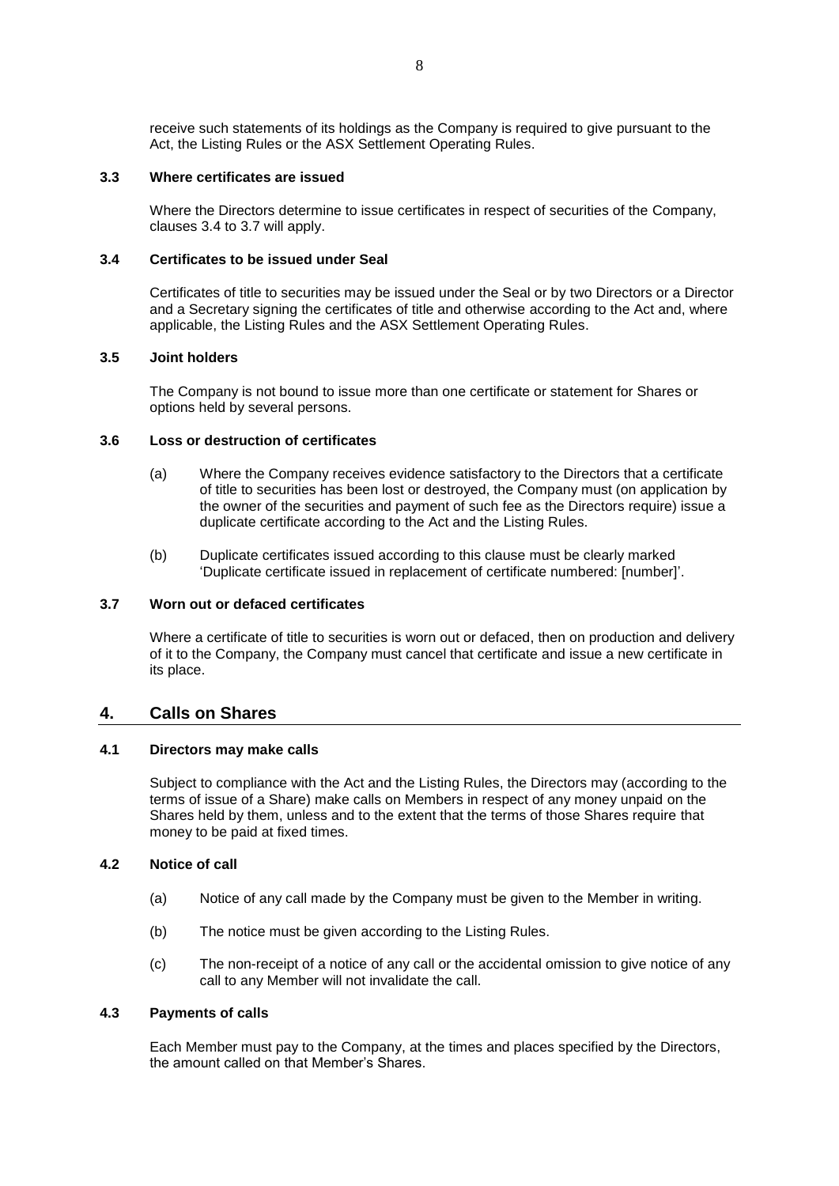receive such statements of its holdings as the Company is required to give pursuant to the Act, the Listing Rules or the ASX Settlement Operating Rules.

### 3.3 Where certificates are issued

Where the Directors determine to issue certificates in respect of securities of the Company, clauses 3.4 to 3.7 will apply.

### 3.4 Certificates to be issued under Seal

Certificates of title to securities may be issued under the Seal or by two Directors or a Director and a Secretary signing the certificates of title and otherwise according to the Act and, where applicable, the Listing Rules and the ASX Settlement Operating Rules.

### 3.5 Joint holders

The Company is not bound to issue more than one certificate or statement for Shares or options held by several persons.

### 3.6 Loss or destruction of certificates

(a) Where the Company receives evidence satisfactory to the Directors that a certificate of title to securities has been lost or destroyed, the Company must (on application by the owner of the securities and payment of such fee as the Directors require) issue a duplicate certificate according to the Act and the Listing Rules.

(b) Duplicate certificates issued according to this clause must be clearly marked 'Duplicate certificate issued in replacement of certificate numbered: [number]'.

### 3.7 Worn out or defaced certificates

Where a certificate of title to securities is worn out or defaced, then on production and delivery of it to the Company, the Company must cancel that certificate and issue a new certificate in its place.

## 4. Calls on Shares

### 4.1 Directors may make calls

Subject to compliance with the Act and the Listing Rules, the Directors may (according to the terms of issue of a Share) make calls on Members in respect of any money unpaid on the Shares held by them, unless and to the extent that the terms of those Shares require that money to be paid at fixed times.

### 4.2 Notice of call

(a) Notice of any call made by the Company must be given to the Member in writing.

(b) The notice must be given according to the Listing Rules.

(c) The non-receipt of a notice of any call or the accidental omission to give notice of any call to any Member will not invalidate the call.

### 4.3 Payments of calls

Each Member must pay to the Company, at the times and places specified by the Directors, the amount called on that Member's Shares.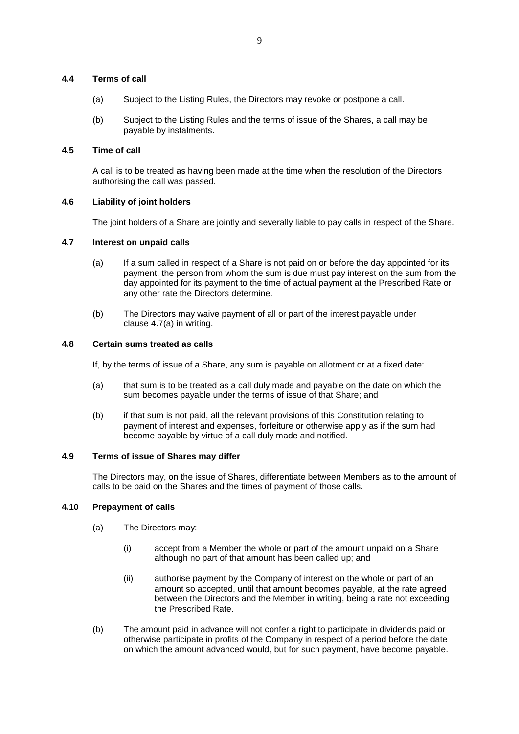### 4.4 Terms of call

(a) Subject to the Listing Rules, the Directors may revoke or postpone a call.

(b) Subject to the Listing Rules and the terms of issue of the Shares, a call may be payable by instalments.

### 4.5 Time of call

A call is to be treated as having been made at the time when the resolution of the Directors authorising the call was passed.

### 4.6 Liability of joint holders

The joint holders of a Share are jointly and severally liable to pay calls in respect of the Share.

### 4.7 Interest on unpaid calls

(a) If a sum called in respect of a Share is not paid on or before the day appointed for its payment, the person from whom the sum is due must pay interest on the sum from the day appointed for its payment to the time of actual payment at the Prescribed Rate or any other rate the Directors determine.

(b) The Directors may waive payment of all or part of the interest payable under clause 4.7(a) in writing.

### 4.8 Certain sums treated as calls

If, by the terms of issue of a Share, any sum is payable on allotment or at a fixed date:

(a) that sum is to be treated as a call duly made and payable on the date on which the sum becomes payable under the terms of issue of that Share; and

(b) if that sum is not paid, all the relevant provisions of this Constitution relating to payment of interest and expenses, forfeiture or otherwise apply as if the sum had become payable by virtue of a call duly made and notified.

### 4.9 Terms of issue of Shares may differ

The Directors may, on the issue of Shares, differentiate between Members as to the amount of calls to be paid on the Shares and the times of payment of those calls.

### 4.10 Prepayment of calls

(a) The Directors may:

   (i) accept from a Member the whole or part of the amount unpaid on a Share although no part of that amount has been called up; and

   (ii) authorise payment by the Company of interest on the whole or part of an amount so accepted, until that amount becomes payable, at the rate agreed between the Directors and the Member in writing, being a rate not exceeding the Prescribed Rate.

(b) The amount paid in advance will not confer a right to participate in dividends paid or otherwise participate in profits of the Company in respect of a period before the date on which the amount advanced would, but for such payment, have become payable.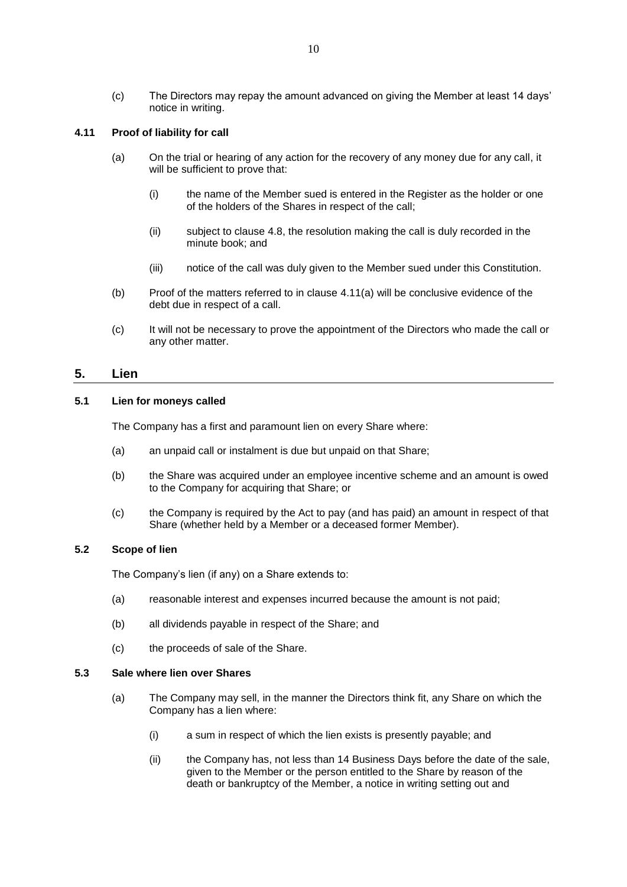(c) The Directors may repay the amount advanced on giving the Member at least 14 days' notice in writing.

### 4.11 Proof of liability for call

(a) On the trial or hearing of any action for the recovery of any money due for any call, it will be sufficient to prove that:

   (i) the name of the Member sued is entered in the Register as the holder or one of the holders of the Shares in respect of the call;

   (ii) subject to clause 4.8, the resolution making the call is duly recorded in the minute book; and

   (iii) notice of the call was duly given to the Member sued under this Constitution.

(b) Proof of the matters referred to in clause 4.11(a) will be conclusive evidence of the debt due in respect of a call.

(c) It will not be necessary to prove the appointment of the Directors who made the call or any other matter.

## 5. Lien

### 5.1 Lien for moneys called

The Company has a first and paramount lien on every Share where:

(a) an unpaid call or instalment is due but unpaid on that Share;

(b) the Share was acquired under an employee incentive scheme and an amount is owed to the Company for acquiring that Share; or

(c) the Company is required by the Act to pay (and has paid) an amount in respect of that Share (whether held by a Member or a deceased former Member).

### 5.2 Scope of lien

The Company's lien (if any) on a Share extends to:

(a) reasonable interest and expenses incurred because the amount is not paid;

(b) all dividends payable in respect of the Share; and

(c) the proceeds of sale of the Share.

### 5.3 Sale where lien over Shares

(a) The Company may sell, in the manner the Directors think fit, any Share on which the Company has a lien where:

   (i) a sum in respect of which the lien exists is presently payable; and

   (ii) the Company has, not less than 14 Business Days before the date of the sale, given to the Member or the person entitled to the Share by reason of the death or bankruptcy of the Member, a notice in writing setting out and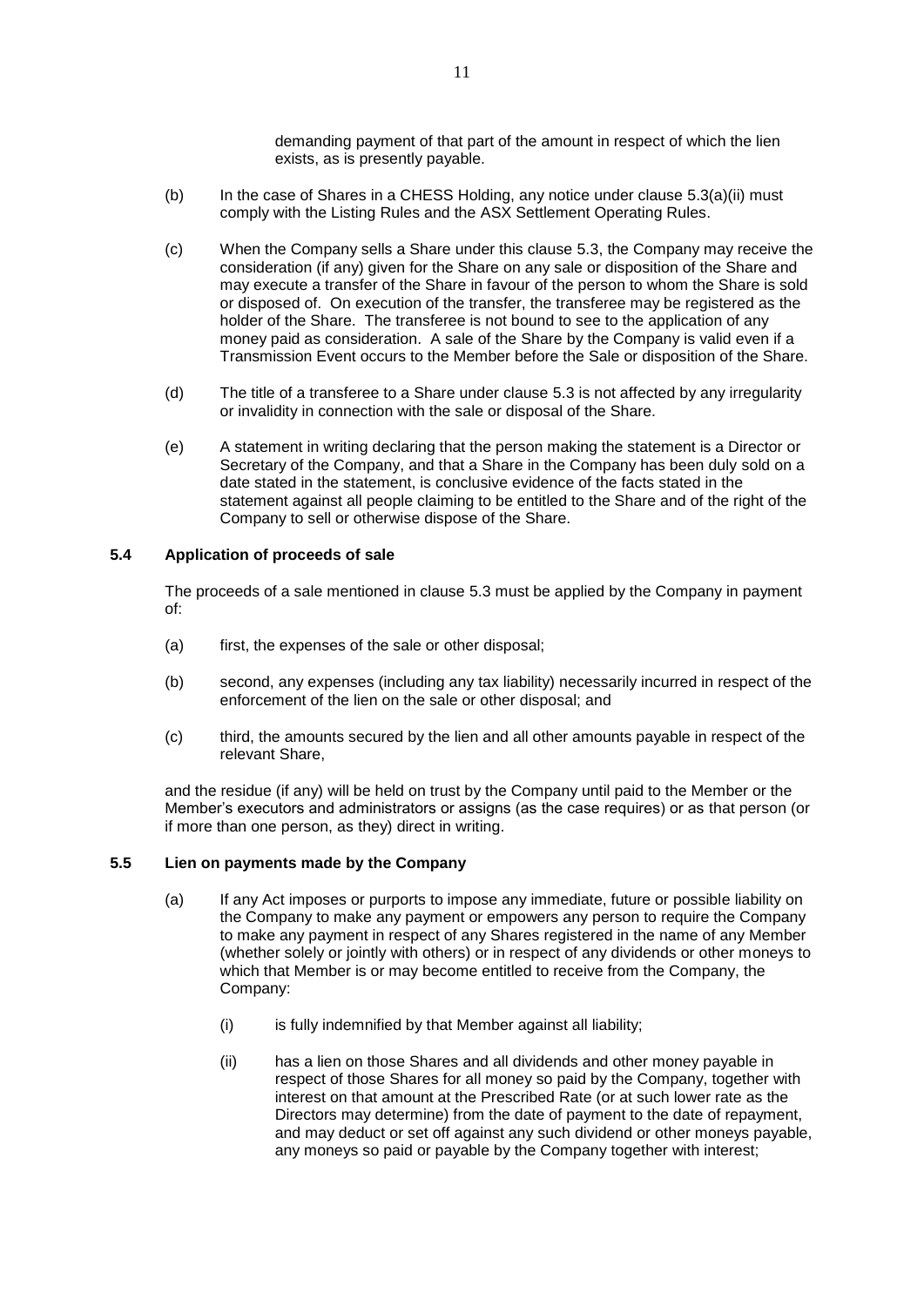demanding payment of that part of the amount in respect of which the lien exists, as is presently payable.

(b) In the case of Shares in a CHESS Holding, any notice under clause 5.3(a)(ii) must comply with the Listing Rules and the ASX Settlement Operating Rules.

(c) When the Company sells a Share under this clause 5.3, the Company may receive the consideration (if any) given for the Share on any sale or disposition of the Share and may execute a transfer of the Share in favour of the person to whom the Share is sold or disposed of. On execution of the transfer, the transferee may be registered as the holder of the Share. The transferee is not bound to see to the application of any money paid as consideration. A sale of the Share by the Company is valid even if a Transmission Event occurs to the Member before the Sale or disposition of the Share.

(d) The title of a transferee to a Share under clause 5.3 is not affected by any irregularity or invalidity in connection with the sale or disposal of the Share.

(e) A statement in writing declaring that the person making the statement is a Director or Secretary of the Company, and that a Share in the Company has been duly sold on a date stated in the statement, is conclusive evidence of the facts stated in the statement against all people claiming to be entitled to the Share and of the right of the Company to sell or otherwise dispose of the Share.

### 5.4 Application of proceeds of sale

The proceeds of a sale mentioned in clause 5.3 must be applied by the Company in payment of:

(a) first, the expenses of the sale or other disposal;

(b) second, any expenses (including any tax liability) necessarily incurred in respect of the enforcement of the lien on the sale or other disposal; and

(c) third, the amounts secured by the lien and all other amounts payable in respect of the relevant Share,

and the residue (if any) will be held on trust by the Company until paid to the Member or the Member's executors and administrators or assigns (as the case requires) or as that person (or if more than one person, as they) direct in writing.

### 5.5 Lien on payments made by the Company

(a) If any Act imposes or purports to impose any immediate, future or possible liability on the Company to make any payment or empowers any person to require the Company to make any payment in respect of any Shares registered in the name of any Member (whether solely or jointly with others) or in respect of any dividends or other moneys to which that Member is or may become entitled to receive from the Company, the Company:

(i) is fully indemnified by that Member against all liability;

(ii) has a lien on those Shares and all dividends and other money payable in respect of those Shares for all money so paid by the Company, together with interest on that amount at the Prescribed Rate (or at such lower rate as the Directors may determine) from the date of payment to the date of repayment, and may deduct or set off against any such dividend or other moneys payable, any moneys so paid or payable by the Company together with interest;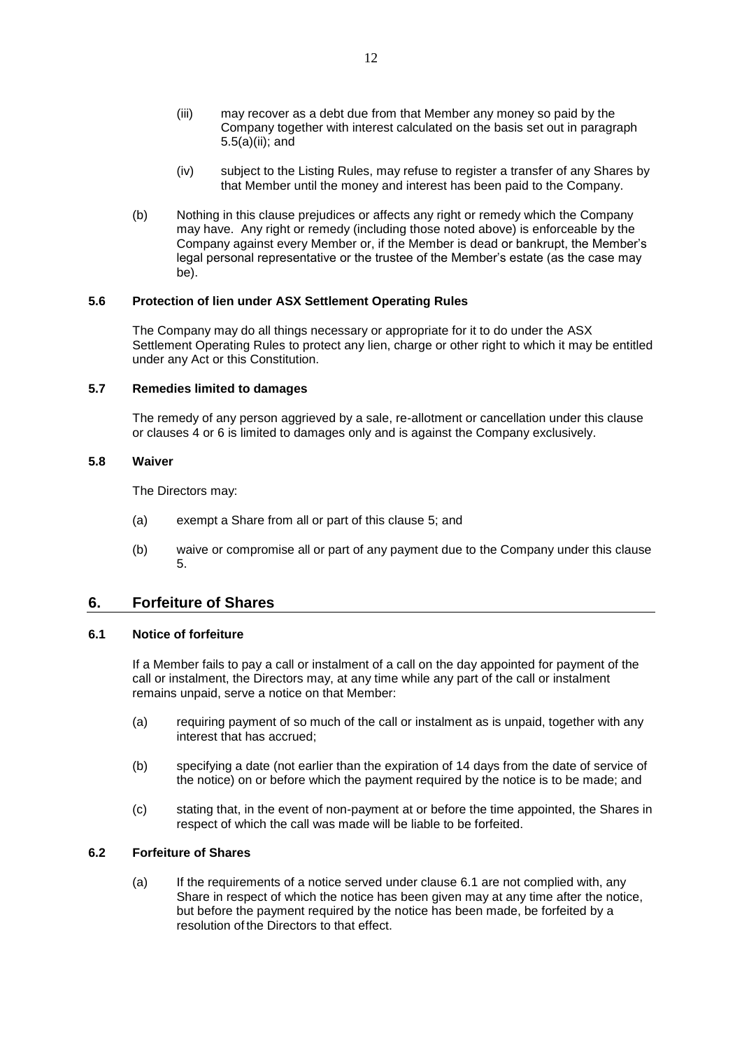(iii) may recover as a debt due from that Member any money so paid by the Company together with interest calculated on the basis set out in paragraph 5.5(a)(ii); and

(iv) subject to the Listing Rules, may refuse to register a transfer of any Shares by that Member until the money and interest has been paid to the Company.

(b) Nothing in this clause prejudices or affects any right or remedy which the Company may have. Any right or remedy (including those noted above) is enforceable by the Company against every Member or, if the Member is dead or bankrupt, the Member's legal personal representative or the trustee of the Member's estate (as the case may be).

### 5.6 Protection of lien under ASX Settlement Operating Rules

The Company may do all things necessary or appropriate for it to do under the ASX Settlement Operating Rules to protect any lien, charge or other right to which it may be entitled under any Act or this Constitution.

### 5.7 Remedies limited to damages

The remedy of any person aggrieved by a sale, re-allotment or cancellation under this clause or clauses 4 or 6 is limited to damages only and is against the Company exclusively.

### 5.8 Waiver

The Directors may:

(a) exempt a Share from all or part of this clause 5; and

(b) waive or compromise all or part of any payment due to the Company under this clause 5.

## 6. Forfeiture of Shares

### 6.1 Notice of forfeiture

If a Member fails to pay a call or instalment of a call on the day appointed for payment of the call or instalment, the Directors may, at any time while any part of the call or instalment remains unpaid, serve a notice on that Member:

(a) requiring payment of so much of the call or instalment as is unpaid, together with any interest that has accrued;

(b) specifying a date (not earlier than the expiration of 14 days from the date of service of the notice) on or before which the payment required by the notice is to be made; and

(c) stating that, in the event of non-payment at or before the time appointed, the Shares in respect of which the call was made will be liable to be forfeited.

### 6.2 Forfeiture of Shares

(a) If the requirements of a notice served under clause 6.1 are not complied with, any Share in respect of which the notice has been given may at any time after the notice, but before the payment required by the notice has been made, be forfeited by a resolution of the Directors to that effect.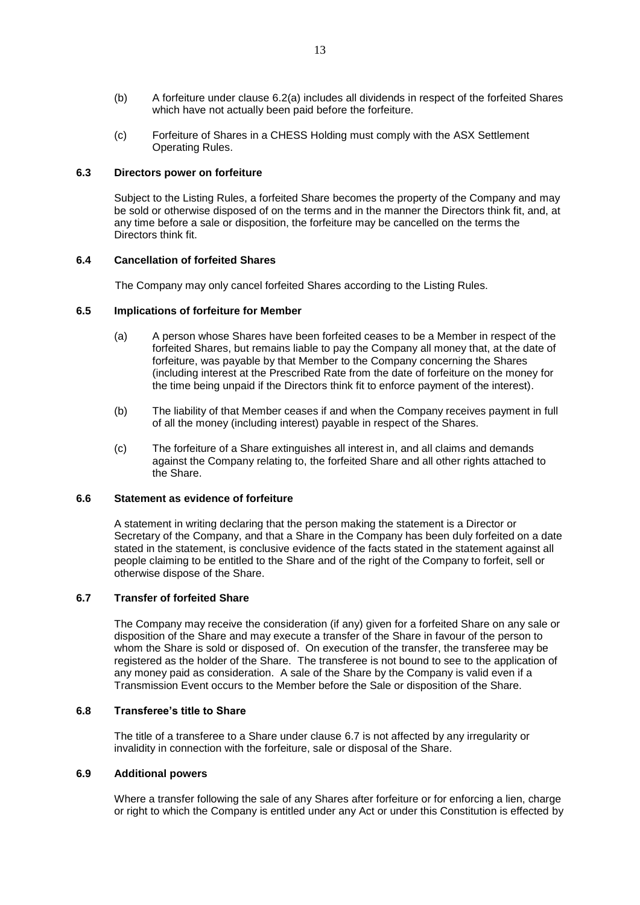(b) A forfeiture under clause 6.2(a) includes all dividends in respect of the forfeited Shares which have not actually been paid before the forfeiture.

(c) Forfeiture of Shares in a CHESS Holding must comply with the ASX Settlement Operating Rules.

### 6.3 Directors power on forfeiture

Subject to the Listing Rules, a forfeited Share becomes the property of the Company and may be sold or otherwise disposed of on the terms and in the manner the Directors think fit, and, at any time before a sale or disposition, the forfeiture may be cancelled on the terms the Directors think fit.

### 6.4 Cancellation of forfeited Shares

The Company may only cancel forfeited Shares according to the Listing Rules.

### 6.5 Implications of forfeiture for Member

(a) A person whose Shares have been forfeited ceases to be a Member in respect of the forfeited Shares, but remains liable to pay the Company all money that, at the date of forfeiture, was payable by that Member to the Company concerning the Shares (including interest at the Prescribed Rate from the date of forfeiture on the money for the time being unpaid if the Directors think fit to enforce payment of the interest).

(b) The liability of that Member ceases if and when the Company receives payment in full of all the money (including interest) payable in respect of the Shares.

(c) The forfeiture of a Share extinguishes all interest in, and all claims and demands against the Company relating to, the forfeited Share and all other rights attached to the Share.

### 6.6 Statement as evidence of forfeiture

A statement in writing declaring that the person making the statement is a Director or Secretary of the Company, and that a Share in the Company has been duly forfeited on a date stated in the statement, is conclusive evidence of the facts stated in the statement against all people claiming to be entitled to the Share and of the right of the Company to forfeit, sell or otherwise dispose of the Share.

### 6.7 Transfer of forfeited Share

The Company may receive the consideration (if any) given for a forfeited Share on any sale or disposition of the Share and may execute a transfer of the Share in favour of the person to whom the Share is sold or disposed of. On execution of the transfer, the transferee may be registered as the holder of the Share. The transferee is not bound to see to the application of any money paid as consideration. A sale of the Share by the Company is valid even if a Transmission Event occurs to the Member before the Sale or disposition of the Share.

### 6.8 Transferee's title to Share

The title of a transferee to a Share under clause 6.7 is not affected by any irregularity or invalidity in connection with the forfeiture, sale or disposal of the Share.

### 6.9 Additional powers

Where a transfer following the sale of any Shares after forfeiture or for enforcing a lien, charge or right to which the Company is entitled under any Act or under this Constitution is effected by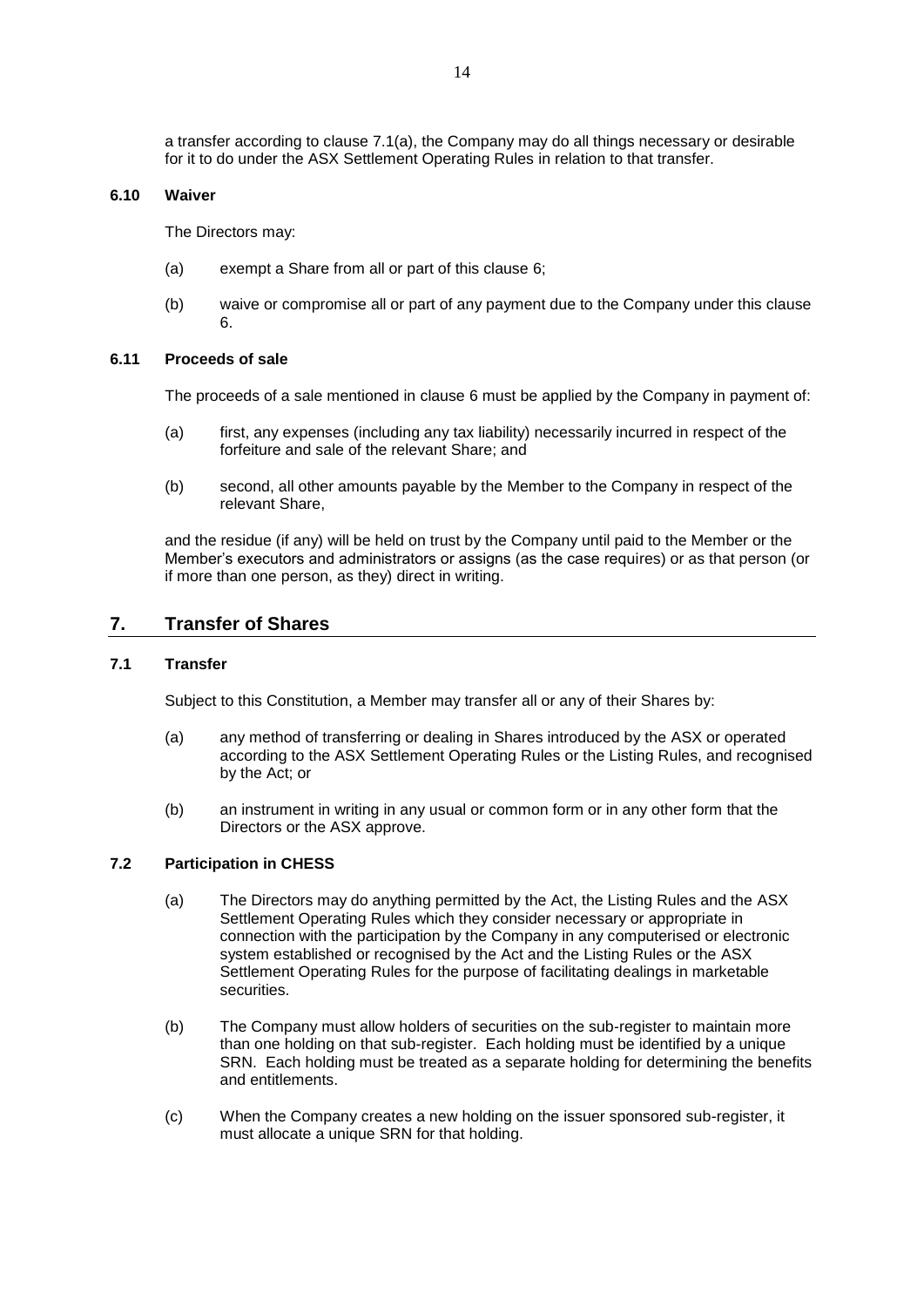a transfer according to clause 7.1(a), the Company may do all things necessary or desirable for it to do under the ASX Settlement Operating Rules in relation to that transfer.

### 6.10 Waiver

The Directors may:

(a) exempt a Share from all or part of this clause 6;

(b) waive or compromise all or part of any payment due to the Company under this clause 6.

### 6.11 Proceeds of sale

The proceeds of a sale mentioned in clause 6 must be applied by the Company in payment of:

(a) first, any expenses (including any tax liability) necessarily incurred in respect of the forfeiture and sale of the relevant Share; and

(b) second, all other amounts payable by the Member to the Company in respect of the relevant Share,

and the residue (if any) will be held on trust by the Company until paid to the Member or the Member's executors and administrators or assigns (as the case requires) or as that person (or if more than one person, as they) direct in writing.

## 7. Transfer of Shares

### 7.1 Transfer

Subject to this Constitution, a Member may transfer all or any of their Shares by:

(a) any method of transferring or dealing in Shares introduced by the ASX or operated according to the ASX Settlement Operating Rules or the Listing Rules, and recognised by the Act; or

(b) an instrument in writing in any usual or common form or in any other form that the Directors or the ASX approve.

### 7.2 Participation in CHESS

(a) The Directors may do anything permitted by the Act, the Listing Rules and the ASX Settlement Operating Rules which they consider necessary or appropriate in connection with the participation by the Company in any computerised or electronic system established or recognised by the Act and the Listing Rules or the ASX Settlement Operating Rules for the purpose of facilitating dealings in marketable securities.

(b) The Company must allow holders of securities on the sub-register to maintain more than one holding on that sub-register. Each holding must be identified by a unique SRN. Each holding must be treated as a separate holding for determining the benefits and entitlements.

(c) When the Company creates a new holding on the issuer sponsored sub-register, it must allocate a unique SRN for that holding.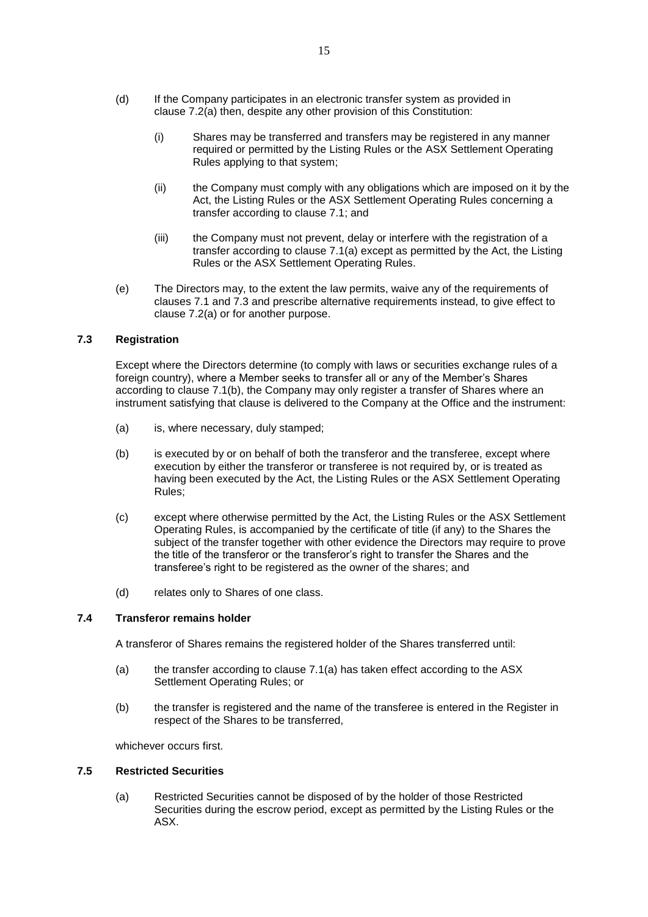(d) If the Company participates in an electronic transfer system as provided in clause 7.2(a) then, despite any other provision of this Constitution:

  (i) Shares may be transferred and transfers may be registered in any manner required or permitted by the Listing Rules or the ASX Settlement Operating Rules applying to that system;

  (ii) the Company must comply with any obligations which are imposed on it by the Act, the Listing Rules or the ASX Settlement Operating Rules concerning a transfer according to clause 7.1; and

  (iii) the Company must not prevent, delay or interfere with the registration of a transfer according to clause 7.1(a) except as permitted by the Act, the Listing Rules or the ASX Settlement Operating Rules.

(e) The Directors may, to the extent the law permits, waive any of the requirements of clauses 7.1 and 7.3 and prescribe alternative requirements instead, to give effect to clause 7.2(a) or for another purpose.

### 7.3 Registration

Except where the Directors determine (to comply with laws or securities exchange rules of a foreign country), where a Member seeks to transfer all or any of the Member's Shares according to clause 7.1(b), the Company may only register a transfer of Shares where an instrument satisfying that clause is delivered to the Company at the Office and the instrument:

(a) is, where necessary, duly stamped;

(b) is executed by or on behalf of both the transferor and the transferee, except where execution by either the transferor or transferee is not required by, or is treated as having been executed by the Act, the Listing Rules or the ASX Settlement Operating Rules;

(c) except where otherwise permitted by the Act, the Listing Rules or the ASX Settlement Operating Rules, is accompanied by the certificate of title (if any) to the Shares the subject of the transfer together with other evidence the Directors may require to prove the title of the transferor or the transferor's right to transfer the Shares and the transferee's right to be registered as the owner of the shares; and

(d) relates only to Shares of one class.

### 7.4 Transferor remains holder

A transferor of Shares remains the registered holder of the Shares transferred until:

(a) the transfer according to clause 7.1(a) has taken effect according to the ASX Settlement Operating Rules; or

(b) the transfer is registered and the name of the transferee is entered in the Register in respect of the Shares to be transferred,

whichever occurs first.

### 7.5 Restricted Securities

(a) Restricted Securities cannot be disposed of by the holder of those Restricted Securities during the escrow period, except as permitted by the Listing Rules or the ASX.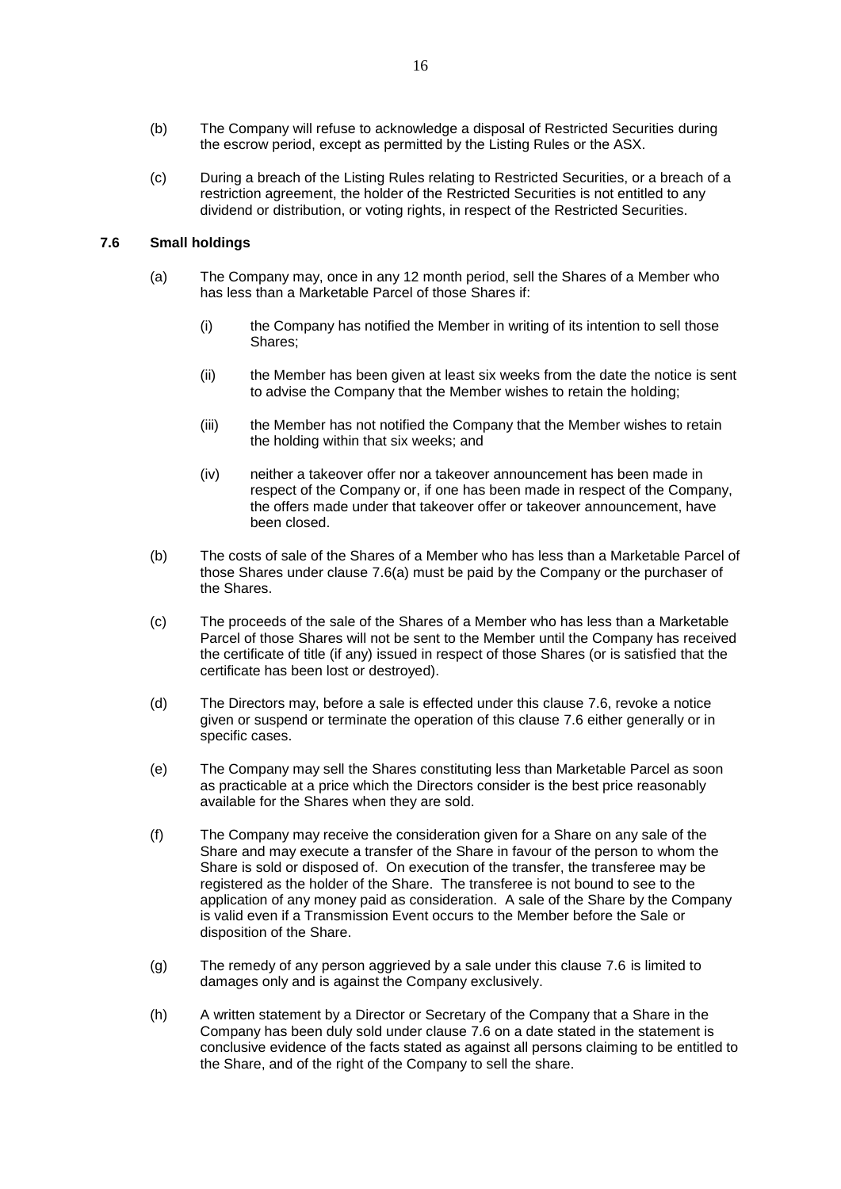(b) The Company will refuse to acknowledge a disposal of Restricted Securities during the escrow period, except as permitted by the Listing Rules or the ASX.

(c) During a breach of the Listing Rules relating to Restricted Securities, or a breach of a restriction agreement, the holder of the Restricted Securities is not entitled to any dividend or distribution, or voting rights, in respect of the Restricted Securities.

### 7.6 Small holdings

(a) The Company may, once in any 12 month period, sell the Shares of a Member who has less than a Marketable Parcel of those Shares if:

  (i) the Company has notified the Member in writing of its intention to sell those Shares;

  (ii) the Member has been given at least six weeks from the date the notice is sent to advise the Company that the Member wishes to retain the holding;

  (iii) the Member has not notified the Company that the Member wishes to retain the holding within that six weeks; and

  (iv) neither a takeover offer nor a takeover announcement has been made in respect of the Company or, if one has been made in respect of the Company, the offers made under that takeover offer or takeover announcement, have been closed.

(b) The costs of sale of the Shares of a Member who has less than a Marketable Parcel of those Shares under clause 7.6(a) must be paid by the Company or the purchaser of the Shares.

(c) The proceeds of the sale of the Shares of a Member who has less than a Marketable Parcel of those Shares will not be sent to the Member until the Company has received the certificate of title (if any) issued in respect of those Shares (or is satisfied that the certificate has been lost or destroyed).

(d) The Directors may, before a sale is effected under this clause 7.6, revoke a notice given or suspend or terminate the operation of this clause 7.6 either generally or in specific cases.

(e) The Company may sell the Shares constituting less than Marketable Parcel as soon as practicable at a price which the Directors consider is the best price reasonably available for the Shares when they are sold.

(f) The Company may receive the consideration given for a Share on any sale of the Share and may execute a transfer of the Share in favour of the person to whom the Share is sold or disposed of. On execution of the transfer, the transferee may be registered as the holder of the Share. The transferee is not bound to see to the application of any money paid as consideration. A sale of the Share by the Company is valid even if a Transmission Event occurs to the Member before the Sale or disposition of the Share.

(g) The remedy of any person aggrieved by a sale under this clause 7.6 is limited to damages only and is against the Company exclusively.

(h) A written statement by a Director or Secretary of the Company that a Share in the Company has been duly sold under clause 7.6 on a date stated in the statement is conclusive evidence of the facts stated as against all persons claiming to be entitled to the Share, and of the right of the Company to sell the share.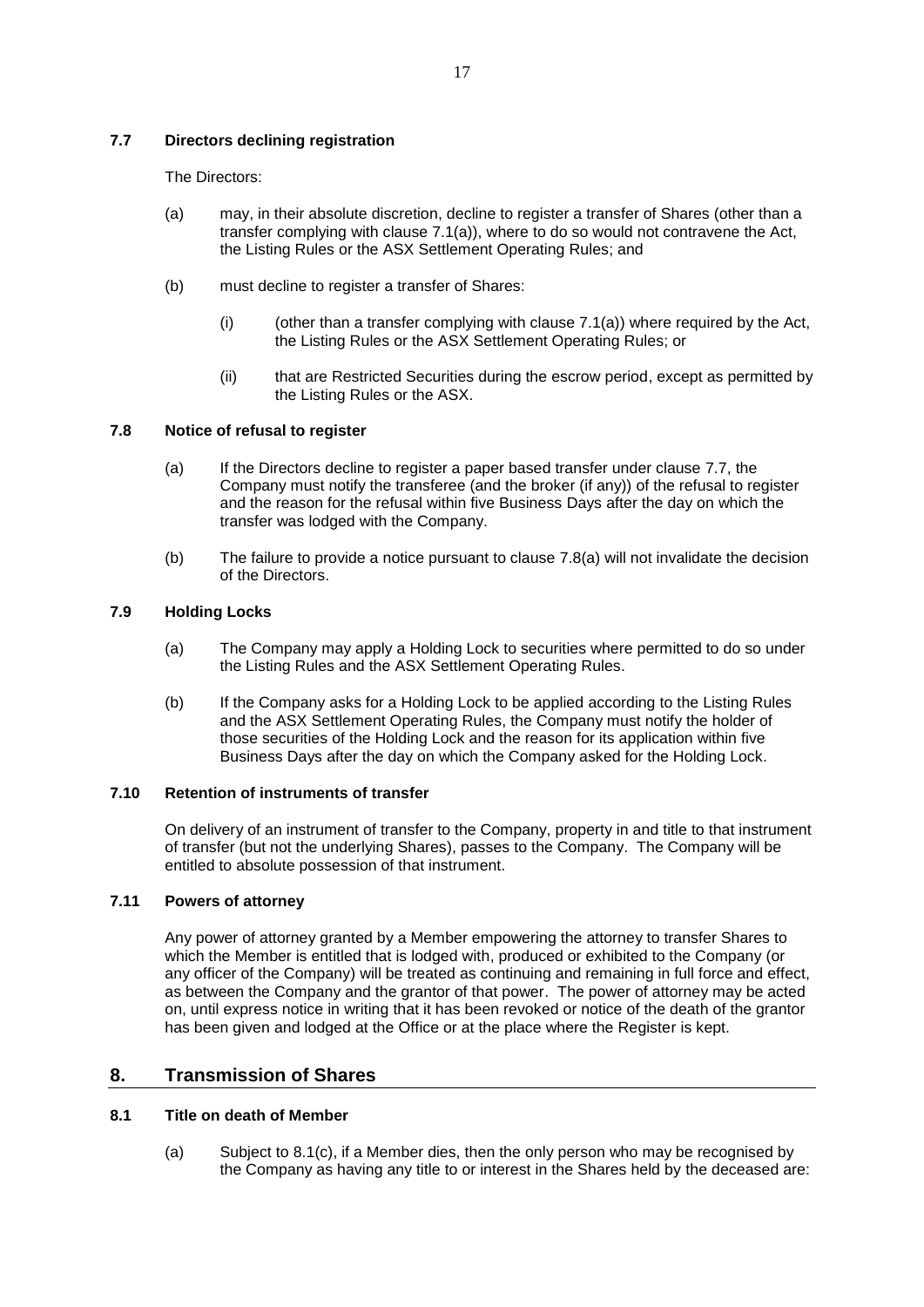### 7.7 Directors declining registration

The Directors:

(a) may, in their absolute discretion, decline to register a transfer of Shares (other than a transfer complying with clause 7.1(a)), where to do so would not contravene the Act, the Listing Rules or the ASX Settlement Operating Rules; and

(b) must decline to register a transfer of Shares:

(i) (other than a transfer complying with clause 7.1(a)) where required by the Act, the Listing Rules or the ASX Settlement Operating Rules; or

(ii) that are Restricted Securities during the escrow period, except as permitted by the Listing Rules or the ASX.

### 7.8 Notice of refusal to register

(a) If the Directors decline to register a paper based transfer under clause 7.7, the Company must notify the transferee (and the broker (if any)) of the refusal to register and the reason for the refusal within five Business Days after the day on which the transfer was lodged with the Company.

(b) The failure to provide a notice pursuant to clause 7.8(a) will not invalidate the decision of the Directors.

### 7.9 Holding Locks

(a) The Company may apply a Holding Lock to securities where permitted to do so under the Listing Rules and the ASX Settlement Operating Rules.

(b) If the Company asks for a Holding Lock to be applied according to the Listing Rules and the ASX Settlement Operating Rules, the Company must notify the holder of those securities of the Holding Lock and the reason for its application within five Business Days after the day on which the Company asked for the Holding Lock.

### 7.10 Retention of instruments of transfer

On delivery of an instrument of transfer to the Company, property in and title to that instrument of transfer (but not the underlying Shares), passes to the Company. The Company will be entitled to absolute possession of that instrument.

### 7.11 Powers of attorney

Any power of attorney granted by a Member empowering the attorney to transfer Shares to which the Member is entitled that is lodged with, produced or exhibited to the Company (or any officer of the Company) will be treated as continuing and remaining in full force and effect, as between the Company and the grantor of that power. The power of attorney may be acted on, until express notice in writing that it has been revoked or notice of the death of the grantor has been given and lodged at the Office or at the place where the Register is kept.

## 8. Transmission of Shares

### 8.1 Title on death of Member

(a) Subject to 8.1(c), if a Member dies, then the only person who may be recognised by the Company as having any title to or interest in the Shares held by the deceased are: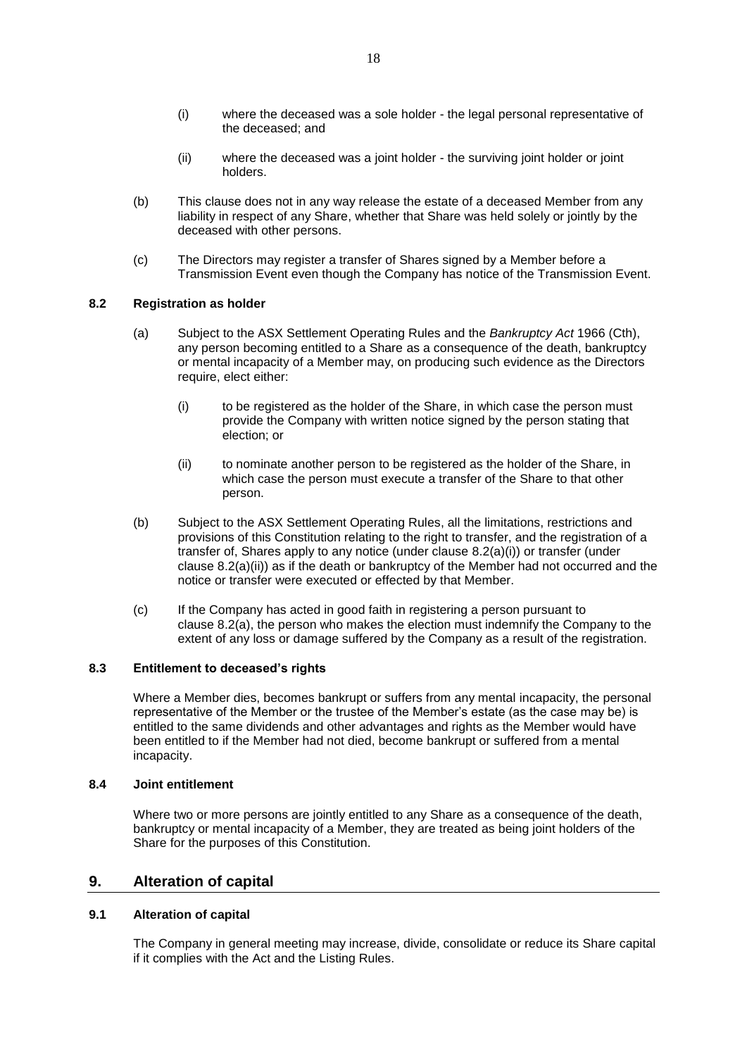(i) where the deceased was a sole holder - the legal personal representative of the deceased; and

(ii) where the deceased was a joint holder - the surviving joint holder or joint holders.

(b) This clause does not in any way release the estate of a deceased Member from any liability in respect of any Share, whether that Share was held solely or jointly by the deceased with other persons.

(c) The Directors may register a transfer of Shares signed by a Member before a Transmission Event even though the Company has notice of the Transmission Event.

### 8.2 Registration as holder

(a) Subject to the ASX Settlement Operating Rules and the *Bankruptcy Act* 1966 (Cth), any person becoming entitled to a Share as a consequence of the death, bankruptcy or mental incapacity of a Member may, on producing such evidence as the Directors require, elect either:

(i) to be registered as the holder of the Share, in which case the person must provide the Company with written notice signed by the person stating that election; or

(ii) to nominate another person to be registered as the holder of the Share, in which case the person must execute a transfer of the Share to that other person.

(b) Subject to the ASX Settlement Operating Rules, all the limitations, restrictions and provisions of this Constitution relating to the right to transfer, and the registration of a transfer of, Shares apply to any notice (under clause 8.2(a)(i)) or transfer (under clause 8.2(a)(ii)) as if the death or bankruptcy of the Member had not occurred and the notice or transfer were executed or effected by that Member.

(c) If the Company has acted in good faith in registering a person pursuant to clause 8.2(a), the person who makes the election must indemnify the Company to the extent of any loss or damage suffered by the Company as a result of the registration.

### 8.3 Entitlement to deceased's rights

Where a Member dies, becomes bankrupt or suffers from any mental incapacity, the personal representative of the Member or the trustee of the Member's estate (as the case may be) is entitled to the same dividends and other advantages and rights as the Member would have been entitled to if the Member had not died, become bankrupt or suffered from a mental incapacity.

### 8.4 Joint entitlement

Where two or more persons are jointly entitled to any Share as a consequence of the death, bankruptcy or mental incapacity of a Member, they are treated as being joint holders of the Share for the purposes of this Constitution.

## 9. Alteration of capital

### 9.1 Alteration of capital

The Company in general meeting may increase, divide, consolidate or reduce its Share capital if it complies with the Act and the Listing Rules.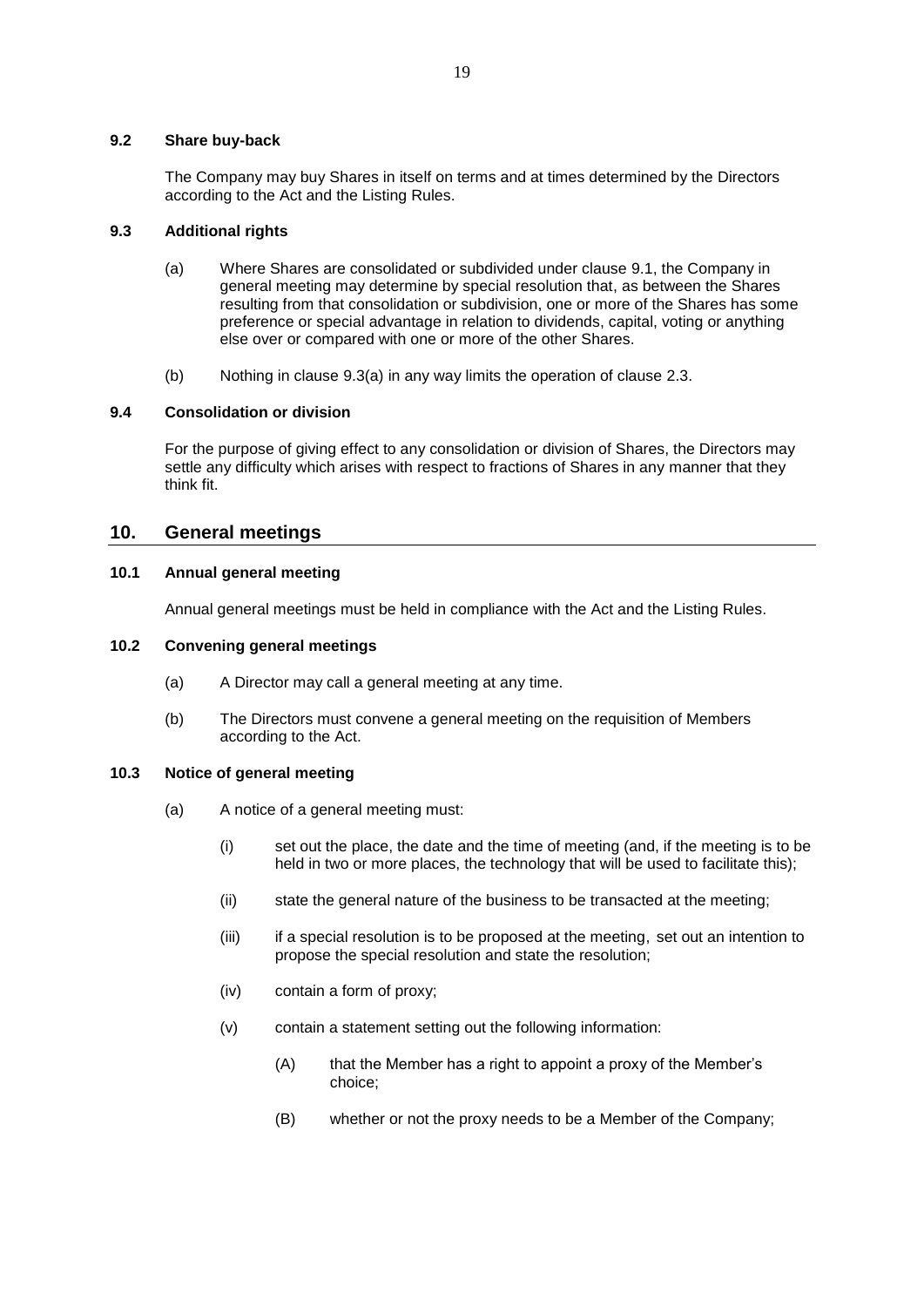### 9.2 Share buy-back

The Company may buy Shares in itself on terms and at times determined by the Directors according to the Act and the Listing Rules.

### 9.3 Additional rights

(a) Where Shares are consolidated or subdivided under clause 9.1, the Company in general meeting may determine by special resolution that, as between the Shares resulting from that consolidation or subdivision, one or more of the Shares has some preference or special advantage in relation to dividends, capital, voting or anything else over or compared with one or more of the other Shares.

(b) Nothing in clause 9.3(a) in any way limits the operation of clause 2.3.

### 9.4 Consolidation or division

For the purpose of giving effect to any consolidation or division of Shares, the Directors may settle any difficulty which arises with respect to fractions of Shares in any manner that they think fit.

## 10. General meetings

### 10.1 Annual general meeting

Annual general meetings must be held in compliance with the Act and the Listing Rules.

### 10.2 Convening general meetings

(a) A Director may call a general meeting at any time.

(b) The Directors must convene a general meeting on the requisition of Members according to the Act.

### 10.3 Notice of general meeting

(a) A notice of a general meeting must:

(i) set out the place, the date and the time of meeting (and, if the meeting is to be held in two or more places, the technology that will be used to facilitate this);

(ii) state the general nature of the business to be transacted at the meeting;

(iii) if a special resolution is to be proposed at the meeting, set out an intention to propose the special resolution and state the resolution;

(iv) contain a form of proxy;

(v) contain a statement setting out the following information:

(A) that the Member has a right to appoint a proxy of the Member's choice;

(B) whether or not the proxy needs to be a Member of the Company;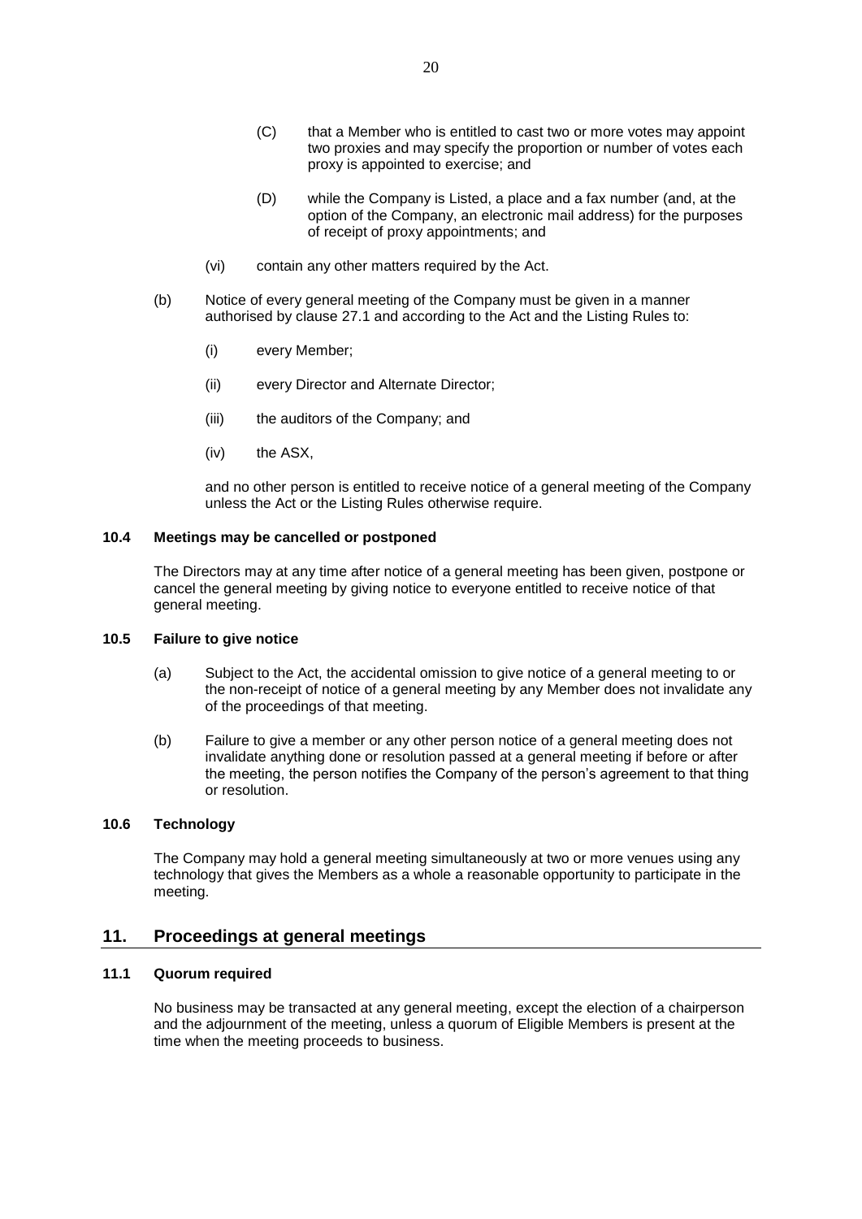(C) that a Member who is entitled to cast two or more votes may appoint two proxies and may specify the proportion or number of votes each proxy is appointed to exercise; and

(D) while the Company is Listed, a place and a fax number (and, at the option of the Company, an electronic mail address) for the purposes of receipt of proxy appointments; and

(vi) contain any other matters required by the Act.

(b) Notice of every general meeting of the Company must be given in a manner authorised by clause 27.1 and according to the Act and the Listing Rules to:

(i) every Member;

(ii) every Director and Alternate Director;

(iii) the auditors of the Company; and

(iv) the ASX,

and no other person is entitled to receive notice of a general meeting of the Company unless the Act or the Listing Rules otherwise require.

### 10.4 Meetings may be cancelled or postponed

The Directors may at any time after notice of a general meeting has been given, postpone or cancel the general meeting by giving notice to everyone entitled to receive notice of that general meeting.

### 10.5 Failure to give notice

(a) Subject to the Act, the accidental omission to give notice of a general meeting to or the non-receipt of notice of a general meeting by any Member does not invalidate any of the proceedings of that meeting.

(b) Failure to give a member or any other person notice of a general meeting does not invalidate anything done or resolution passed at a general meeting if before or after the meeting, the person notifies the Company of the person's agreement to that thing or resolution.

### 10.6 Technology

The Company may hold a general meeting simultaneously at two or more venues using any technology that gives the Members as a whole a reasonable opportunity to participate in the meeting.

## 11. Proceedings at general meetings

### 11.1 Quorum required

No business may be transacted at any general meeting, except the election of a chairperson and the adjournment of the meeting, unless a quorum of Eligible Members is present at the time when the meeting proceeds to business.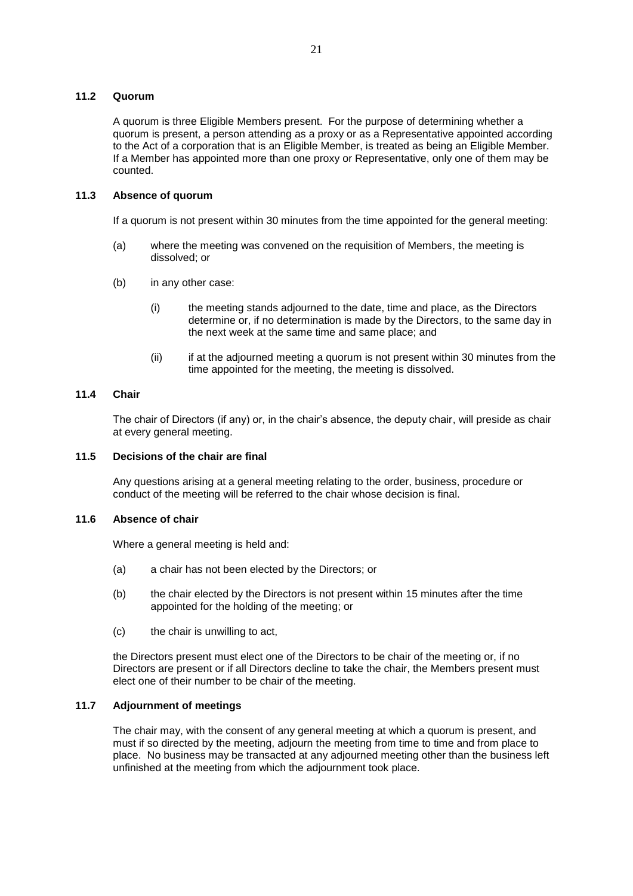### 11.2 Quorum

A quorum is three Eligible Members present. For the purpose of determining whether a quorum is present, a person attending as a proxy or as a Representative appointed according to the Act of a corporation that is an Eligible Member, is treated as being an Eligible Member. If a Member has appointed more than one proxy or Representative, only one of them may be counted.

### 11.3 Absence of quorum

If a quorum is not present within 30 minutes from the time appointed for the general meeting:

(a) where the meeting was convened on the requisition of Members, the meeting is dissolved; or

(b) in any other case:

(i) the meeting stands adjourned to the date, time and place, as the Directors determine or, if no determination is made by the Directors, to the same day in the next week at the same time and same place; and

(ii) if at the adjourned meeting a quorum is not present within 30 minutes from the time appointed for the meeting, the meeting is dissolved.

### 11.4 Chair

The chair of Directors (if any) or, in the chair's absence, the deputy chair, will preside as chair at every general meeting.

### 11.5 Decisions of the chair are final

Any questions arising at a general meeting relating to the order, business, procedure or conduct of the meeting will be referred to the chair whose decision is final.

### 11.6 Absence of chair

Where a general meeting is held and:

(a) a chair has not been elected by the Directors; or

(b) the chair elected by the Directors is not present within 15 minutes after the time appointed for the holding of the meeting; or

(c) the chair is unwilling to act,

the Directors present must elect one of the Directors to be chair of the meeting or, if no Directors are present or if all Directors decline to take the chair, the Members present must elect one of their number to be chair of the meeting.

### 11.7 Adjournment of meetings

The chair may, with the consent of any general meeting at which a quorum is present, and must if so directed by the meeting, adjourn the meeting from time to time and from place to place. No business may be transacted at any adjourned meeting other than the business left unfinished at the meeting from which the adjournment took place.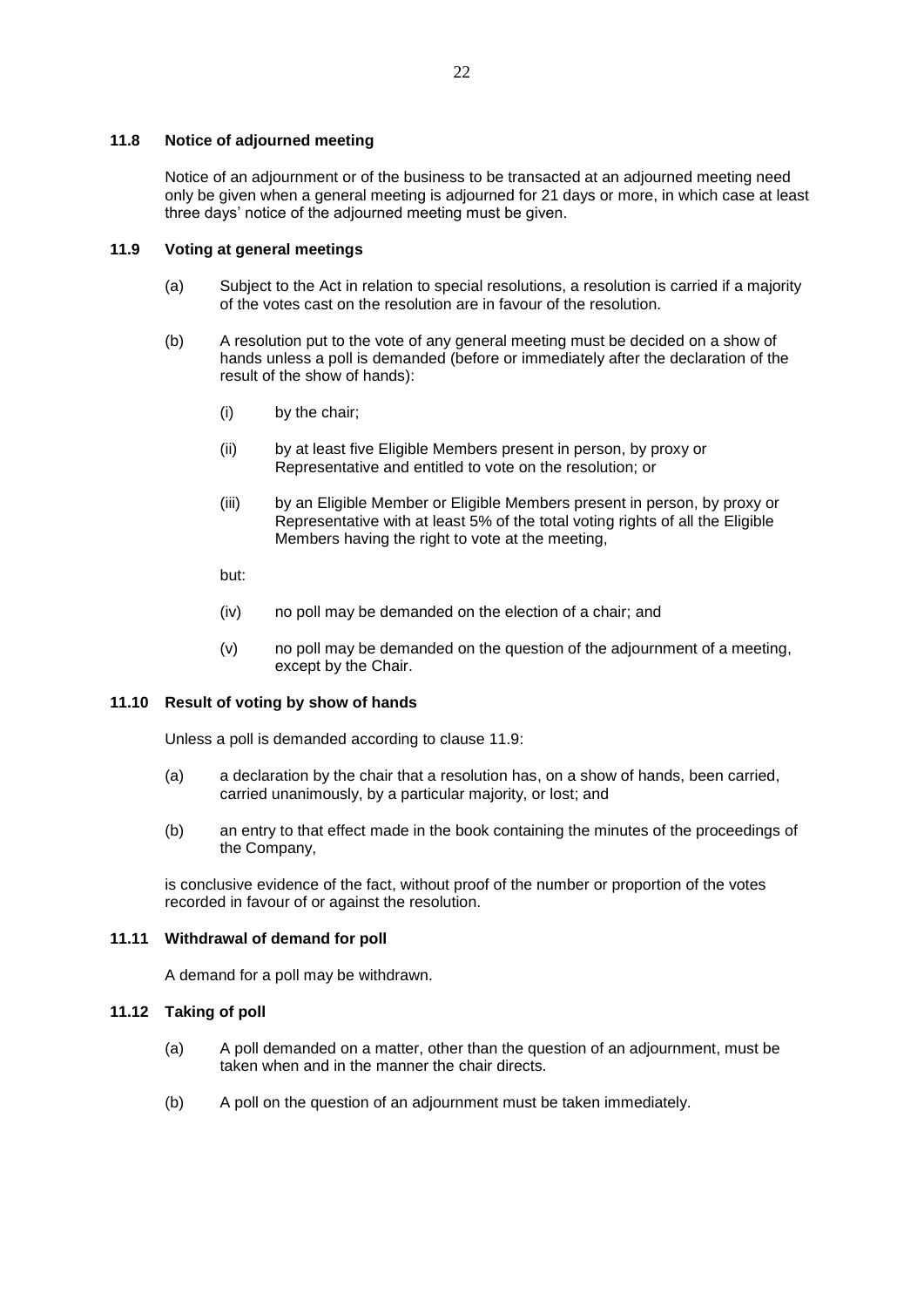### 11.8 Notice of adjourned meeting

Notice of an adjournment or of the business to be transacted at an adjourned meeting need only be given when a general meeting is adjourned for 21 days or more, in which case at least three days' notice of the adjourned meeting must be given.

### 11.9 Voting at general meetings

(a) Subject to the Act in relation to special resolutions, a resolution is carried if a majority of the votes cast on the resolution are in favour of the resolution.

(b) A resolution put to the vote of any general meeting must be decided on a show of hands unless a poll is demanded (before or immediately after the declaration of the result of the show of hands):

(i) by the chair;

(ii) by at least five Eligible Members present in person, by proxy or Representative and entitled to vote on the resolution; or

(iii) by an Eligible Member or Eligible Members present in person, by proxy or Representative with at least 5% of the total voting rights of all the Eligible Members having the right to vote at the meeting,

but:

(iv) no poll may be demanded on the election of a chair; and

(v) no poll may be demanded on the question of the adjournment of a meeting, except by the Chair.

### 11.10 Result of voting by show of hands

Unless a poll is demanded according to clause 11.9:

(a) a declaration by the chair that a resolution has, on a show of hands, been carried, carried unanimously, by a particular majority, or lost; and

(b) an entry to that effect made in the book containing the minutes of the proceedings of the Company,

is conclusive evidence of the fact, without proof of the number or proportion of the votes recorded in favour of or against the resolution.

### 11.11 Withdrawal of demand for poll

A demand for a poll may be withdrawn.

### 11.12 Taking of poll

(a) A poll demanded on a matter, other than the question of an adjournment, must be taken when and in the manner the chair directs.

(b) A poll on the question of an adjournment must be taken immediately.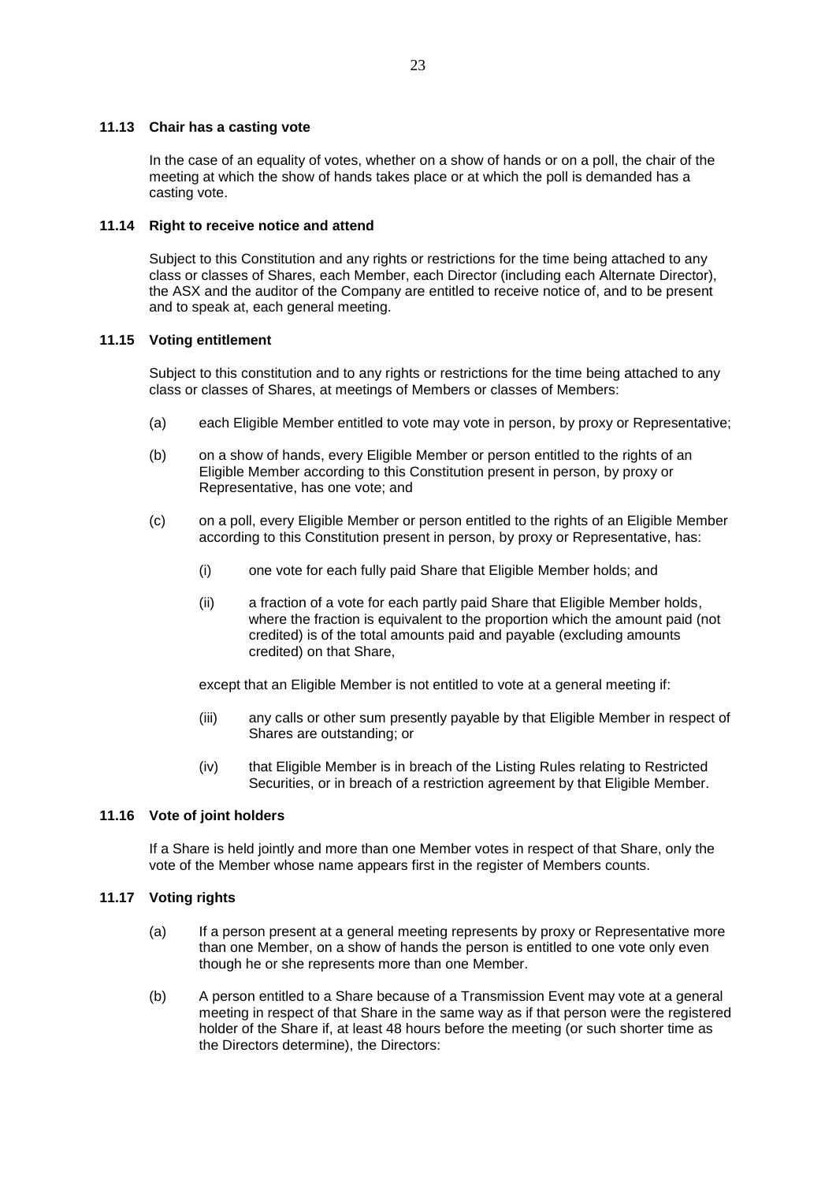### 11.13 Chair has a casting vote

In the case of an equality of votes, whether on a show of hands or on a poll, the chair of the meeting at which the show of hands takes place or at which the poll is demanded has a casting vote.

### 11.14 Right to receive notice and attend

Subject to this Constitution and any rights or restrictions for the time being attached to any class or classes of Shares, each Member, each Director (including each Alternate Director), the ASX and the auditor of the Company are entitled to receive notice of, and to be present and to speak at, each general meeting.

### 11.15 Voting entitlement

Subject to this constitution and to any rights or restrictions for the time being attached to any class or classes of Shares, at meetings of Members or classes of Members:

(a) each Eligible Member entitled to vote may vote in person, by proxy or Representative;

(b) on a show of hands, every Eligible Member or person entitled to the rights of an Eligible Member according to this Constitution present in person, by proxy or Representative, has one vote; and

(c) on a poll, every Eligible Member or person entitled to the rights of an Eligible Member according to this Constitution present in person, by proxy or Representative, has:

  (i) one vote for each fully paid Share that Eligible Member holds; and

  (ii) a fraction of a vote for each partly paid Share that Eligible Member holds, where the fraction is equivalent to the proportion which the amount paid (not credited) is of the total amounts paid and payable (excluding amounts credited) on that Share,

  except that an Eligible Member is not entitled to vote at a general meeting if:

  (iii) any calls or other sum presently payable by that Eligible Member in respect of Shares are outstanding; or

  (iv) that Eligible Member is in breach of the Listing Rules relating to Restricted Securities, or in breach of a restriction agreement by that Eligible Member.

### 11.16 Vote of joint holders

If a Share is held jointly and more than one Member votes in respect of that Share, only the vote of the Member whose name appears first in the register of Members counts.

### 11.17 Voting rights

(a) If a person present at a general meeting represents by proxy or Representative more than one Member, on a show of hands the person is entitled to one vote only even though he or she represents more than one Member.

(b) A person entitled to a Share because of a Transmission Event may vote at a general meeting in respect of that Share in the same way as if that person were the registered holder of the Share if, at least 48 hours before the meeting (or such shorter time as the Directors determine), the Directors: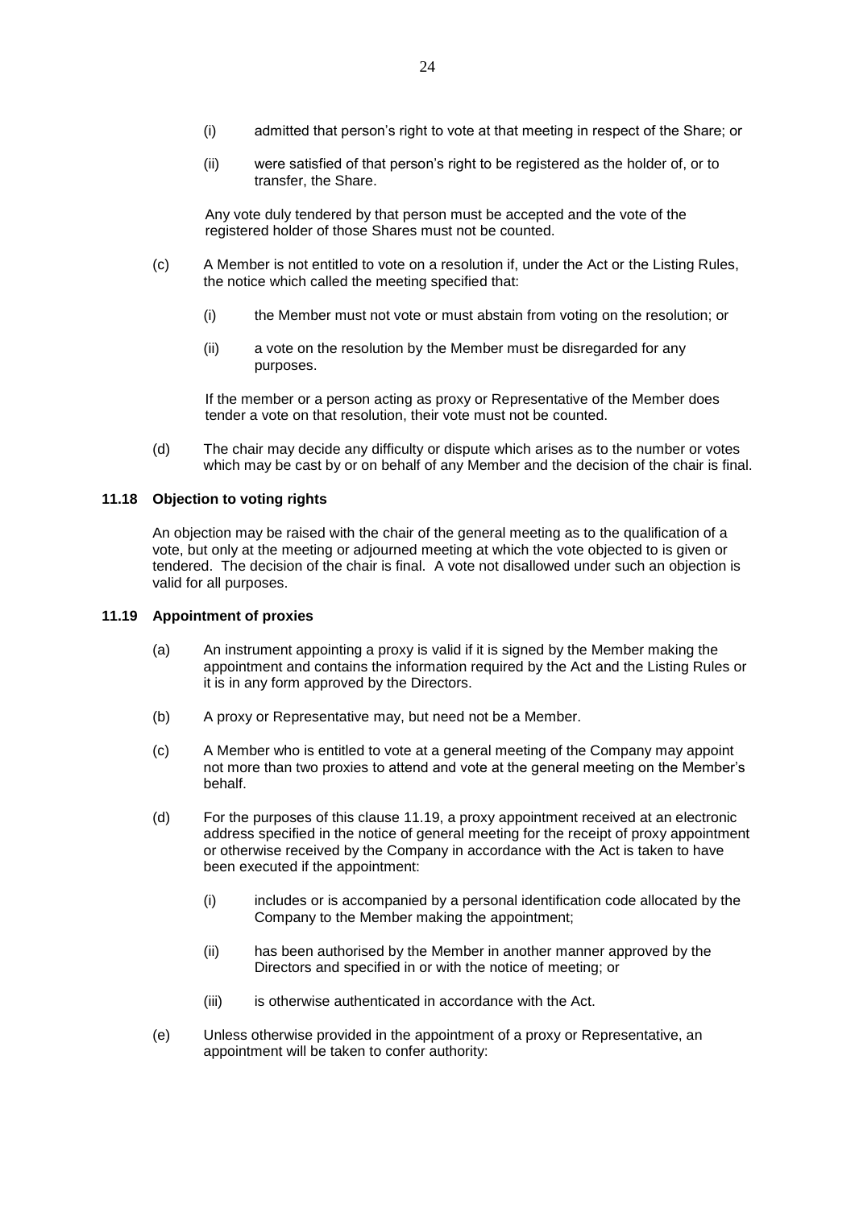(i) admitted that person's right to vote at that meeting in respect of the Share; or

(ii) were satisfied of that person's right to be registered as the holder of, or to transfer, the Share.

Any vote duly tendered by that person must be accepted and the vote of the registered holder of those Shares must not be counted.

(c) A Member is not entitled to vote on a resolution if, under the Act or the Listing Rules, the notice which called the meeting specified that:

(i) the Member must not vote or must abstain from voting on the resolution; or

(ii) a vote on the resolution by the Member must be disregarded for any purposes.

If the member or a person acting as proxy or Representative of the Member does tender a vote on that resolution, their vote must not be counted.

(d) The chair may decide any difficulty or dispute which arises as to the number or votes which may be cast by or on behalf of any Member and the decision of the chair is final.

### 11.18 Objection to voting rights

An objection may be raised with the chair of the general meeting as to the qualification of a vote, but only at the meeting or adjourned meeting at which the vote objected to is given or tendered. The decision of the chair is final. A vote not disallowed under such an objection is valid for all purposes.

### 11.19 Appointment of proxies

(a) An instrument appointing a proxy is valid if it is signed by the Member making the appointment and contains the information required by the Act and the Listing Rules or it is in any form approved by the Directors.

(b) A proxy or Representative may, but need not be a Member.

(c) A Member who is entitled to vote at a general meeting of the Company may appoint not more than two proxies to attend and vote at the general meeting on the Member's behalf.

(d) For the purposes of this clause 11.19, a proxy appointment received at an electronic address specified in the notice of general meeting for the receipt of proxy appointment or otherwise received by the Company in accordance with the Act is taken to have been executed if the appointment:

(i) includes or is accompanied by a personal identification code allocated by the Company to the Member making the appointment;

(ii) has been authorised by the Member in another manner approved by the Directors and specified in or with the notice of meeting; or

(iii) is otherwise authenticated in accordance with the Act.

(e) Unless otherwise provided in the appointment of a proxy or Representative, an appointment will be taken to confer authority: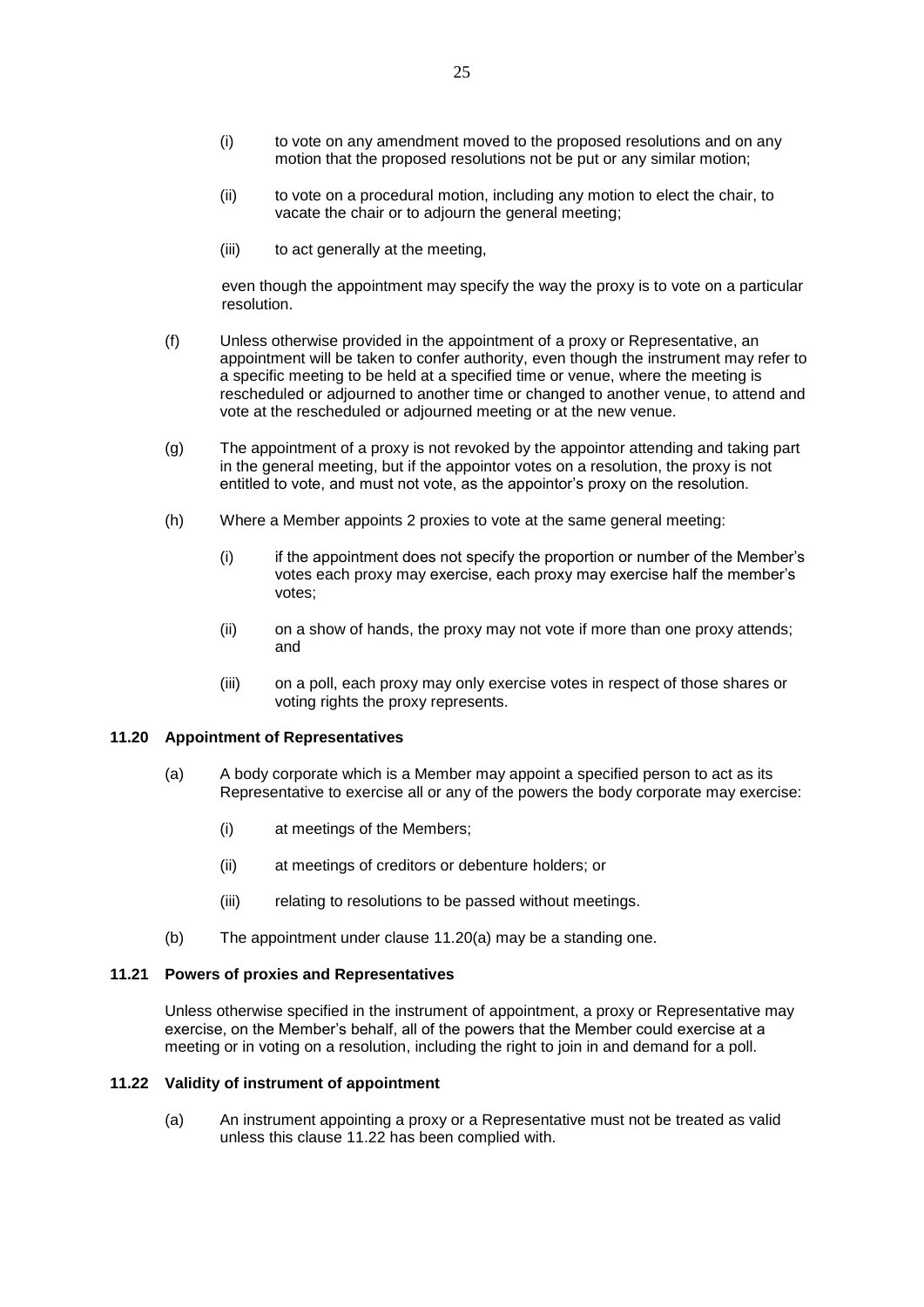(i) to vote on any amendment moved to the proposed resolutions and on any motion that the proposed resolutions not be put or any similar motion;

(ii) to vote on a procedural motion, including any motion to elect the chair, to vacate the chair or to adjourn the general meeting;

(iii) to act generally at the meeting,

even though the appointment may specify the way the proxy is to vote on a particular resolution.

(f) Unless otherwise provided in the appointment of a proxy or Representative, an appointment will be taken to confer authority, even though the instrument may refer to a specific meeting to be held at a specified time or venue, where the meeting is rescheduled or adjourned to another time or changed to another venue, to attend and vote at the rescheduled or adjourned meeting or at the new venue.

(g) The appointment of a proxy is not revoked by the appointor attending and taking part in the general meeting, but if the appointor votes on a resolution, the proxy is not entitled to vote, and must not vote, as the appointor's proxy on the resolution.

(h) Where a Member appoints 2 proxies to vote at the same general meeting:

(i) if the appointment does not specify the proportion or number of the Member's votes each proxy may exercise, each proxy may exercise half the member's votes;

(ii) on a show of hands, the proxy may not vote if more than one proxy attends; and

(iii) on a poll, each proxy may only exercise votes in respect of those shares or voting rights the proxy represents.

**11.20 Appointment of Representatives**

(a) A body corporate which is a Member may appoint a specified person to act as its Representative to exercise all or any of the powers the body corporate may exercise:

(i) at meetings of the Members;

(ii) at meetings of creditors or debenture holders; or

(iii) relating to resolutions to be passed without meetings.

(b) The appointment under clause 11.20(a) may be a standing one.

**11.21 Powers of proxies and Representatives**

Unless otherwise specified in the instrument of appointment, a proxy or Representative may exercise, on the Member's behalf, all of the powers that the Member could exercise at a meeting or in voting on a resolution, including the right to join in and demand for a poll.

**11.22 Validity of instrument of appointment**

(a) An instrument appointing a proxy or a Representative must not be treated as valid unless this clause 11.22 has been complied with.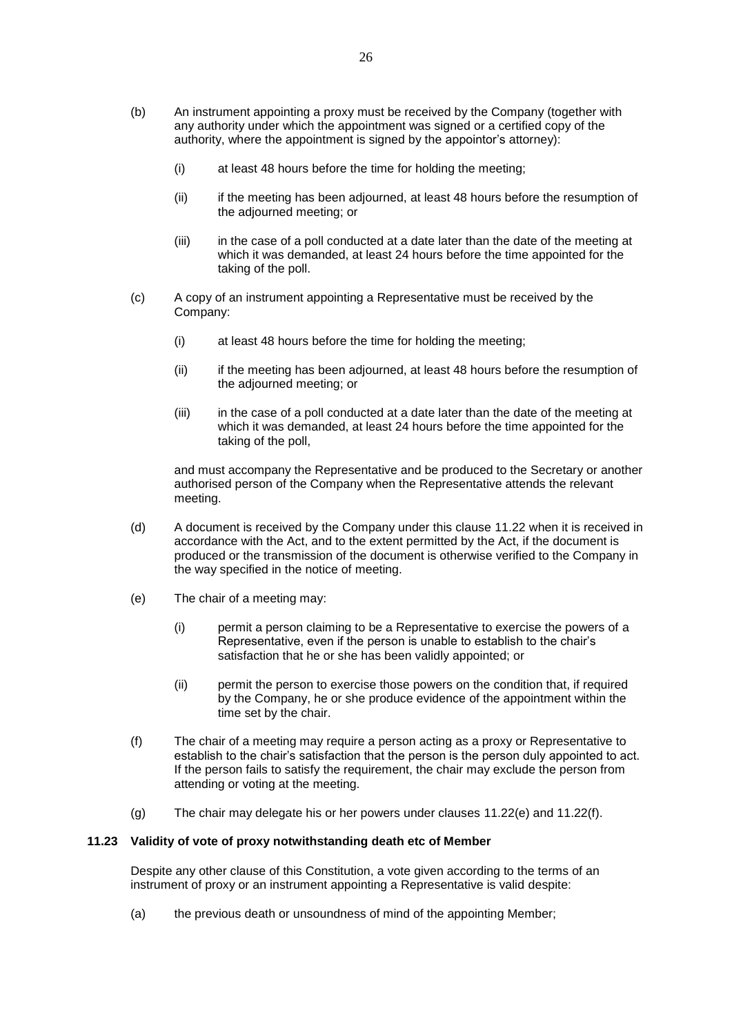(b) An instrument appointing a proxy must be received by the Company (together with any authority under which the appointment was signed or a certified copy of the authority, where the appointment is signed by the appointor's attorney):

   (i) at least 48 hours before the time for holding the meeting;

   (ii) if the meeting has been adjourned, at least 48 hours before the resumption of the adjourned meeting; or

   (iii) in the case of a poll conducted at a date later than the date of the meeting at which it was demanded, at least 24 hours before the time appointed for the taking of the poll.

(c) A copy of an instrument appointing a Representative must be received by the Company:

   (i) at least 48 hours before the time for holding the meeting;

   (ii) if the meeting has been adjourned, at least 48 hours before the resumption of the adjourned meeting; or

   (iii) in the case of a poll conducted at a date later than the date of the meeting at which it was demanded, at least 24 hours before the time appointed for the taking of the poll,

   and must accompany the Representative and be produced to the Secretary or another authorised person of the Company when the Representative attends the relevant meeting.

(d) A document is received by the Company under this clause 11.22 when it is received in accordance with the Act, and to the extent permitted by the Act, if the document is produced or the transmission of the document is otherwise verified to the Company in the way specified in the notice of meeting.

(e) The chair of a meeting may:

   (i) permit a person claiming to be a Representative to exercise the powers of a Representative, even if the person is unable to establish to the chair's satisfaction that he or she has been validly appointed; or

   (ii) permit the person to exercise those powers on the condition that, if required by the Company, he or she produce evidence of the appointment within the time set by the chair.

(f) The chair of a meeting may require a person acting as a proxy or Representative to establish to the chair's satisfaction that the person is the person duly appointed to act. If the person fails to satisfy the requirement, the chair may exclude the person from attending or voting at the meeting.

(g) The chair may delegate his or her powers under clauses 11.22(e) and 11.22(f).

### 11.23 Validity of vote of proxy notwithstanding death etc of Member

Despite any other clause of this Constitution, a vote given according to the terms of an instrument of proxy or an instrument appointing a Representative is valid despite:

(a) the previous death or unsoundness of mind of the appointing Member;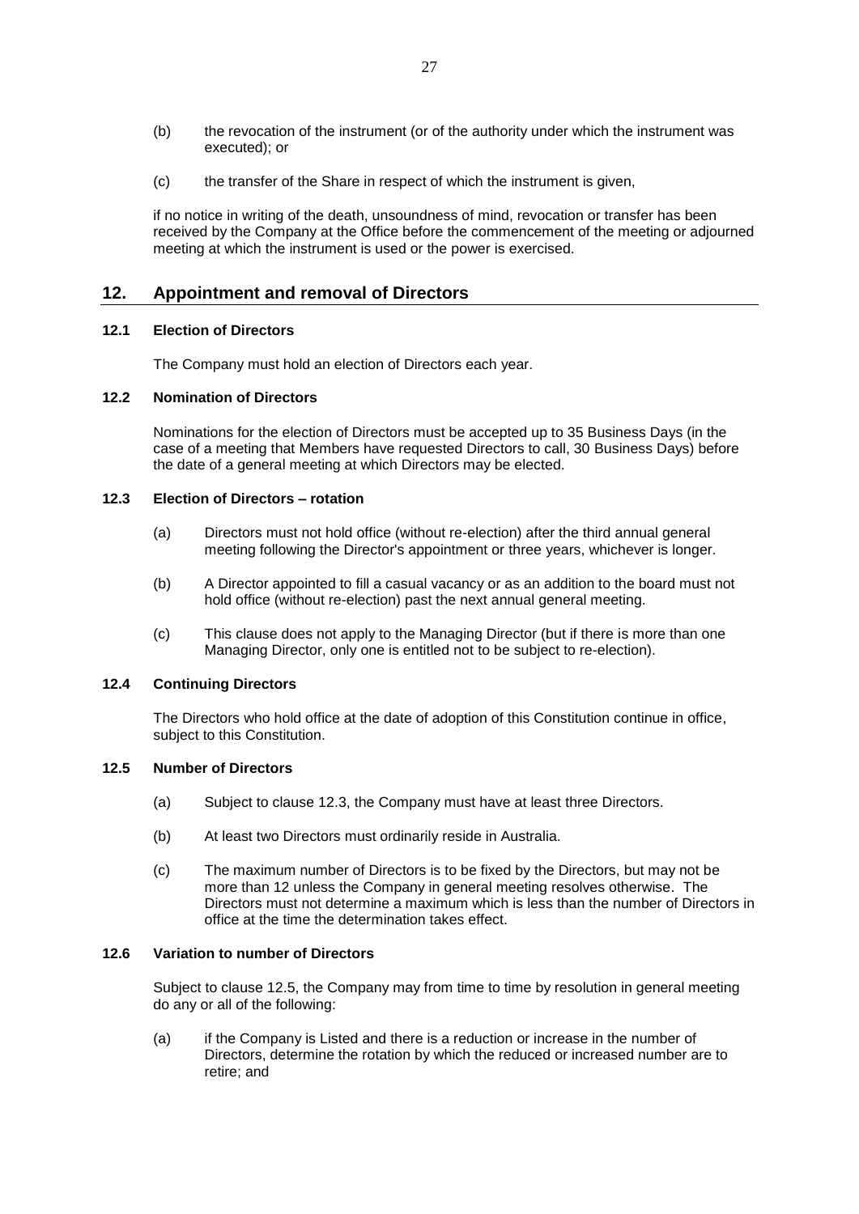(b) the revocation of the instrument (or of the authority under which the instrument was executed); or

(c) the transfer of the Share in respect of which the instrument is given,

if no notice in writing of the death, unsoundness of mind, revocation or transfer has been received by the Company at the Office before the commencement of the meeting or adjourned meeting at which the instrument is used or the power is exercised.

## 12. Appointment and removal of Directors

### 12.1 Election of Directors

The Company must hold an election of Directors each year.

### 12.2 Nomination of Directors

Nominations for the election of Directors must be accepted up to 35 Business Days (in the case of a meeting that Members have requested Directors to call, 30 Business Days) before the date of a general meeting at which Directors may be elected.

### 12.3 Election of Directors – rotation

(a) Directors must not hold office (without re-election) after the third annual general meeting following the Director's appointment or three years, whichever is longer.

(b) A Director appointed to fill a casual vacancy or as an addition to the board must not hold office (without re-election) past the next annual general meeting.

(c) This clause does not apply to the Managing Director (but if there is more than one Managing Director, only one is entitled not to be subject to re-election).

### 12.4 Continuing Directors

The Directors who hold office at the date of adoption of this Constitution continue in office, subject to this Constitution.

### 12.5 Number of Directors

(a) Subject to clause 12.3, the Company must have at least three Directors.

(b) At least two Directors must ordinarily reside in Australia.

(c) The maximum number of Directors is to be fixed by the Directors, but may not be more than 12 unless the Company in general meeting resolves otherwise. The Directors must not determine a maximum which is less than the number of Directors in office at the time the determination takes effect.

### 12.6 Variation to number of Directors

Subject to clause 12.5, the Company may from time to time by resolution in general meeting do any or all of the following:

(a) if the Company is Listed and there is a reduction or increase in the number of Directors, determine the rotation by which the reduced or increased number are to retire; and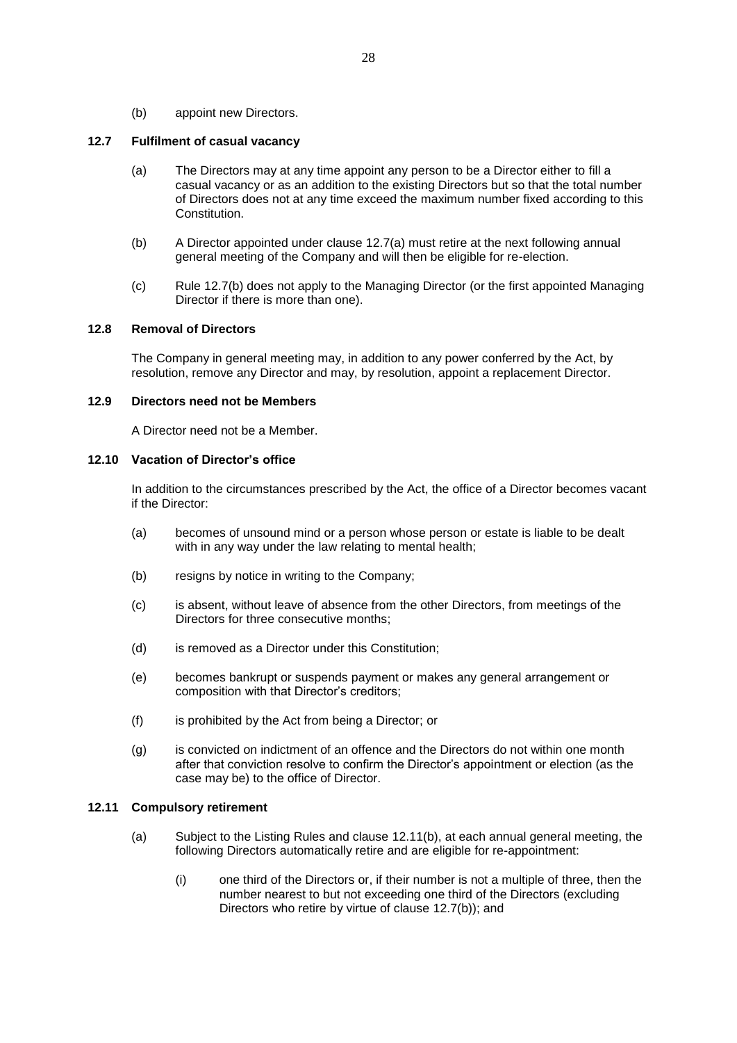(b) appoint new Directors.

### 12.7 Fulfilment of casual vacancy

(a) The Directors may at any time appoint any person to be a Director either to fill a casual vacancy or as an addition to the existing Directors but so that the total number of Directors does not at any time exceed the maximum number fixed according to this Constitution.

(b) A Director appointed under clause 12.7(a) must retire at the next following annual general meeting of the Company and will then be eligible for re-election.

(c) Rule 12.7(b) does not apply to the Managing Director (or the first appointed Managing Director if there is more than one).

### 12.8 Removal of Directors

The Company in general meeting may, in addition to any power conferred by the Act, by resolution, remove any Director and may, by resolution, appoint a replacement Director.

### 12.9 Directors need not be Members

A Director need not be a Member.

### 12.10 Vacation of Director's office

In addition to the circumstances prescribed by the Act, the office of a Director becomes vacant if the Director:

(a) becomes of unsound mind or a person whose person or estate is liable to be dealt with in any way under the law relating to mental health;

(b) resigns by notice in writing to the Company;

(c) is absent, without leave of absence from the other Directors, from meetings of the Directors for three consecutive months;

(d) is removed as a Director under this Constitution;

(e) becomes bankrupt or suspends payment or makes any general arrangement or composition with that Director's creditors;

(f) is prohibited by the Act from being a Director; or

(g) is convicted on indictment of an offence and the Directors do not within one month after that conviction resolve to confirm the Director's appointment or election (as the case may be) to the office of Director.

### 12.11 Compulsory retirement

(a) Subject to the Listing Rules and clause 12.11(b), at each annual general meeting, the following Directors automatically retire and are eligible for re-appointment:

(i) one third of the Directors or, if their number is not a multiple of three, then the number nearest to but not exceeding one third of the Directors (excluding Directors who retire by virtue of clause 12.7(b)); and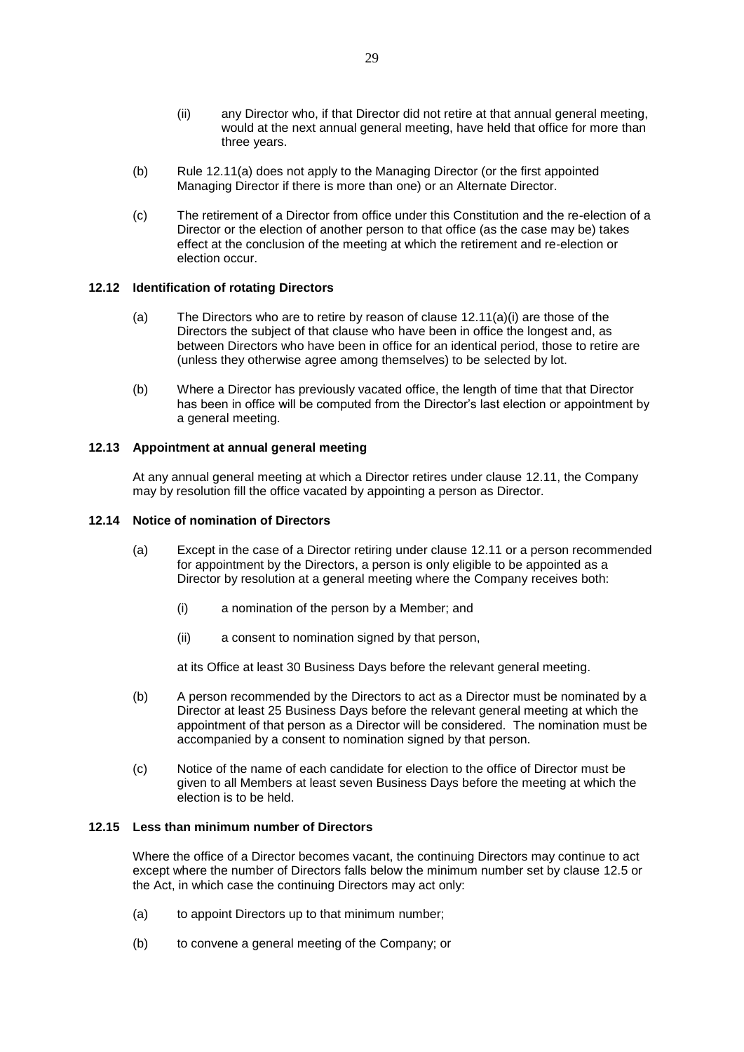(ii) any Director who, if that Director did not retire at that annual general meeting, would at the next annual general meeting, have held that office for more than three years.

(b) Rule 12.11(a) does not apply to the Managing Director (or the first appointed Managing Director if there is more than one) or an Alternate Director.

(c) The retirement of a Director from office under this Constitution and the re-election of a Director or the election of another person to that office (as the case may be) takes effect at the conclusion of the meeting at which the retirement and re-election or election occur.

### 12.12 Identification of rotating Directors

(a) The Directors who are to retire by reason of clause 12.11(a)(i) are those of the Directors the subject of that clause who have been in office the longest and, as between Directors who have been in office for an identical period, those to retire are (unless they otherwise agree among themselves) to be selected by lot.

(b) Where a Director has previously vacated office, the length of time that that Director has been in office will be computed from the Director's last election or appointment by a general meeting.

### 12.13 Appointment at annual general meeting

At any annual general meeting at which a Director retires under clause 12.11, the Company may by resolution fill the office vacated by appointing a person as Director.

### 12.14 Notice of nomination of Directors

(a) Except in the case of a Director retiring under clause 12.11 or a person recommended for appointment by the Directors, a person is only eligible to be appointed as a Director by resolution at a general meeting where the Company receives both:

(i) a nomination of the person by a Member; and

(ii) a consent to nomination signed by that person,

at its Office at least 30 Business Days before the relevant general meeting.

(b) A person recommended by the Directors to act as a Director must be nominated by a Director at least 25 Business Days before the relevant general meeting at which the appointment of that person as a Director will be considered. The nomination must be accompanied by a consent to nomination signed by that person.

(c) Notice of the name of each candidate for election to the office of Director must be given to all Members at least seven Business Days before the meeting at which the election is to be held.

### 12.15 Less than minimum number of Directors

Where the office of a Director becomes vacant, the continuing Directors may continue to act except where the number of Directors falls below the minimum number set by clause 12.5 or the Act, in which case the continuing Directors may act only:

(a) to appoint Directors up to that minimum number;

(b) to convene a general meeting of the Company; or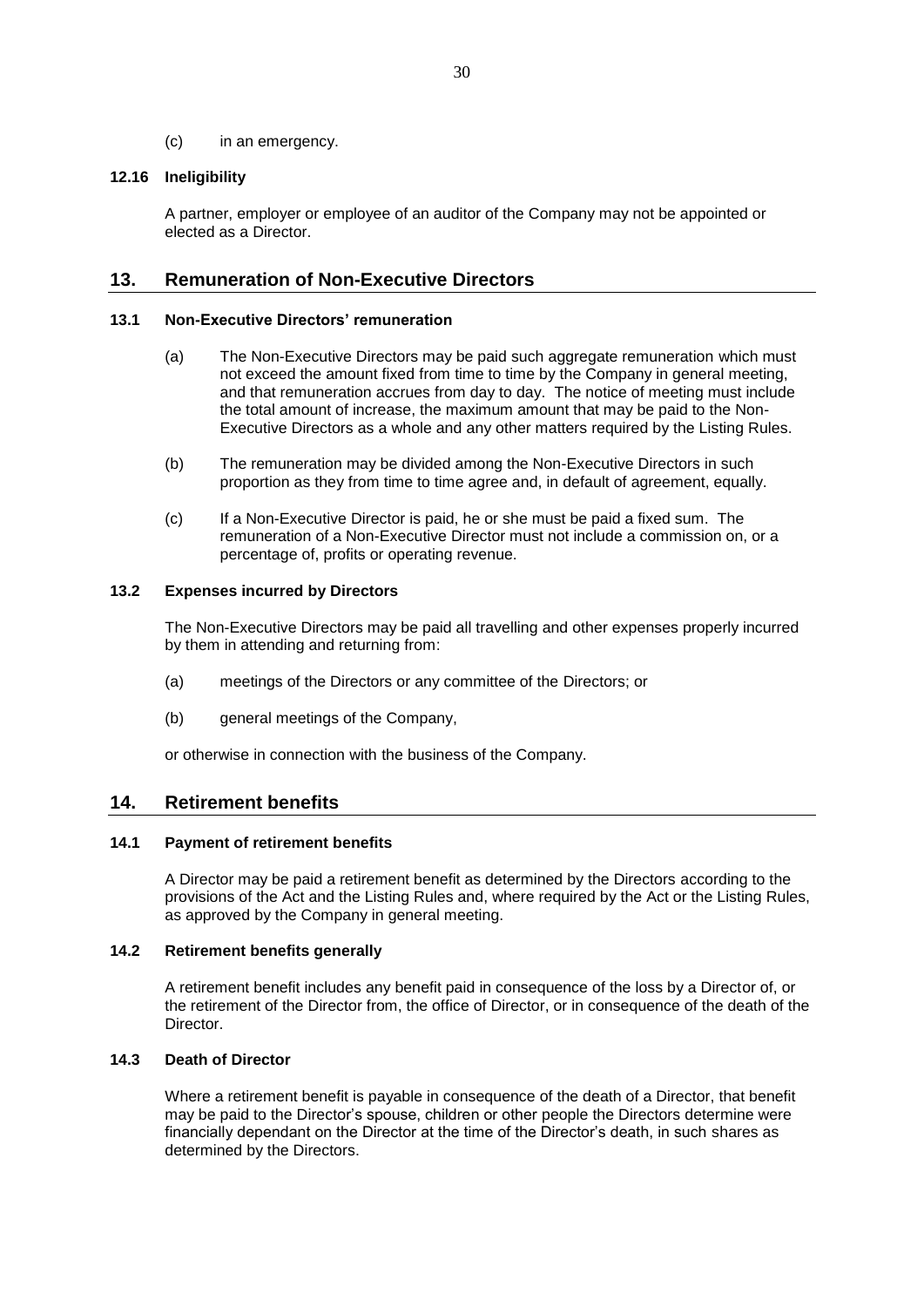(c) in an emergency.

### 12.16 Ineligibility

A partner, employer or employee of an auditor of the Company may not be appointed or elected as a Director.

## 13. Remuneration of Non-Executive Directors

### 13.1 Non-Executive Directors' remuneration

(a) The Non-Executive Directors may be paid such aggregate remuneration which must not exceed the amount fixed from time to time by the Company in general meeting, and that remuneration accrues from day to day. The notice of meeting must include the total amount of increase, the maximum amount that may be paid to the Non-Executive Directors as a whole and any other matters required by the Listing Rules.

(b) The remuneration may be divided among the Non-Executive Directors in such proportion as they from time to time agree and, in default of agreement, equally.

(c) If a Non-Executive Director is paid, he or she must be paid a fixed sum. The remuneration of a Non-Executive Director must not include a commission on, or a percentage of, profits or operating revenue.

### 13.2 Expenses incurred by Directors

The Non-Executive Directors may be paid all travelling and other expenses properly incurred by them in attending and returning from:

(a) meetings of the Directors or any committee of the Directors; or

(b) general meetings of the Company,

or otherwise in connection with the business of the Company.

## 14. Retirement benefits

### 14.1 Payment of retirement benefits

A Director may be paid a retirement benefit as determined by the Directors according to the provisions of the Act and the Listing Rules and, where required by the Act or the Listing Rules, as approved by the Company in general meeting.

### 14.2 Retirement benefits generally

A retirement benefit includes any benefit paid in consequence of the loss by a Director of, or the retirement of the Director from, the office of Director, or in consequence of the death of the Director.

### 14.3 Death of Director

Where a retirement benefit is payable in consequence of the death of a Director, that benefit may be paid to the Director's spouse, children or other people the Directors determine were financially dependant on the Director at the time of the Director's death, in such shares as determined by the Directors.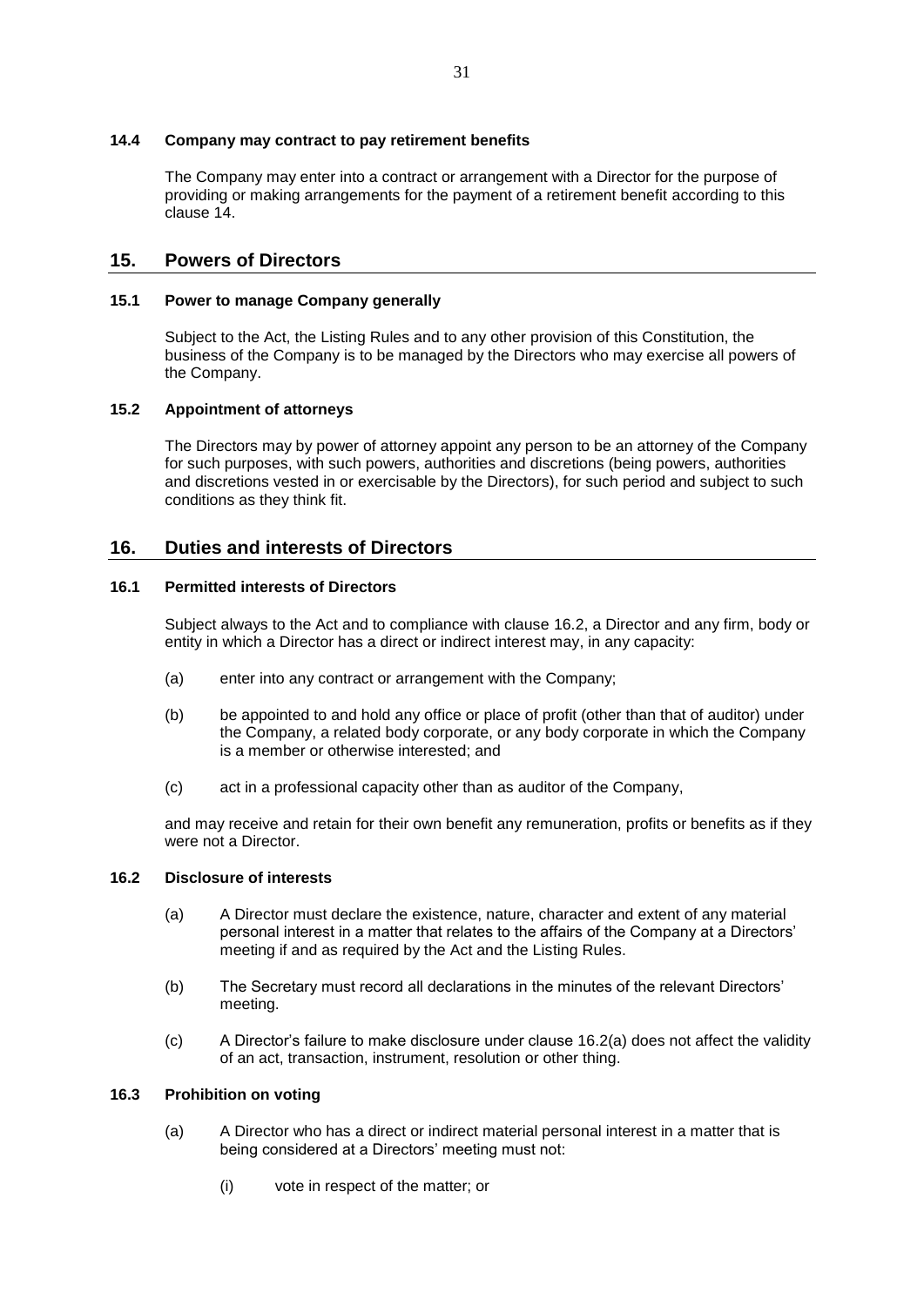### 14.4 Company may contract to pay retirement benefits

The Company may enter into a contract or arrangement with a Director for the purpose of providing or making arrangements for the payment of a retirement benefit according to this clause 14.

## 15. Powers of Directors

### 15.1 Power to manage Company generally

Subject to the Act, the Listing Rules and to any other provision of this Constitution, the business of the Company is to be managed by the Directors who may exercise all powers of the Company.

### 15.2 Appointment of attorneys

The Directors may by power of attorney appoint any person to be an attorney of the Company for such purposes, with such powers, authorities and discretions (being powers, authorities and discretions vested in or exercisable by the Directors), for such period and subject to such conditions as they think fit.

## 16. Duties and interests of Directors

### 16.1 Permitted interests of Directors

Subject always to the Act and to compliance with clause 16.2, a Director and any firm, body or entity in which a Director has a direct or indirect interest may, in any capacity:

(a) enter into any contract or arrangement with the Company;

(b) be appointed to and hold any office or place of profit (other than that of auditor) under the Company, a related body corporate, or any body corporate in which the Company is a member or otherwise interested; and

(c) act in a professional capacity other than as auditor of the Company,

and may receive and retain for their own benefit any remuneration, profits or benefits as if they were not a Director.

### 16.2 Disclosure of interests

(a) A Director must declare the existence, nature, character and extent of any material personal interest in a matter that relates to the affairs of the Company at a Directors' meeting if and as required by the Act and the Listing Rules.

(b) The Secretary must record all declarations in the minutes of the relevant Directors' meeting.

(c) A Director's failure to make disclosure under clause 16.2(a) does not affect the validity of an act, transaction, instrument, resolution or other thing.

### 16.3 Prohibition on voting

(a) A Director who has a direct or indirect material personal interest in a matter that is being considered at a Directors' meeting must not:

(i) vote in respect of the matter; or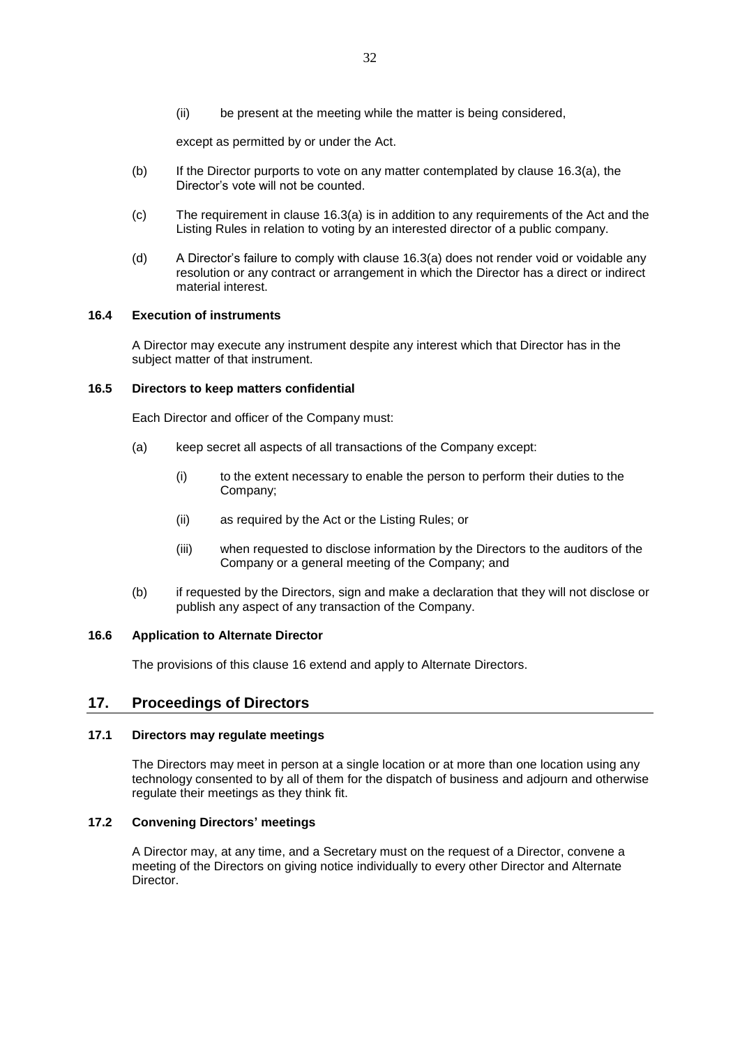(ii) be present at the meeting while the matter is being considered,

except as permitted by or under the Act.

(b) If the Director purports to vote on any matter contemplated by clause 16.3(a), the Director's vote will not be counted.

(c) The requirement in clause 16.3(a) is in addition to any requirements of the Act and the Listing Rules in relation to voting by an interested director of a public company.

(d) A Director's failure to comply with clause 16.3(a) does not render void or voidable any resolution or any contract or arrangement in which the Director has a direct or indirect material interest.

### 16.4 Execution of instruments

A Director may execute any instrument despite any interest which that Director has in the subject matter of that instrument.

### 16.5 Directors to keep matters confidential

Each Director and officer of the Company must:

(a) keep secret all aspects of all transactions of the Company except:

(i) to the extent necessary to enable the person to perform their duties to the Company;

(ii) as required by the Act or the Listing Rules; or

(iii) when requested to disclose information by the Directors to the auditors of the Company or a general meeting of the Company; and

(b) if requested by the Directors, sign and make a declaration that they will not disclose or publish any aspect of any transaction of the Company.

### 16.6 Application to Alternate Director

The provisions of this clause 16 extend and apply to Alternate Directors.

## 17. Proceedings of Directors

### 17.1 Directors may regulate meetings

The Directors may meet in person at a single location or at more than one location using any technology consented to by all of them for the dispatch of business and adjourn and otherwise regulate their meetings as they think fit.

### 17.2 Convening Directors' meetings

A Director may, at any time, and a Secretary must on the request of a Director, convene a meeting of the Directors on giving notice individually to every other Director and Alternate Director.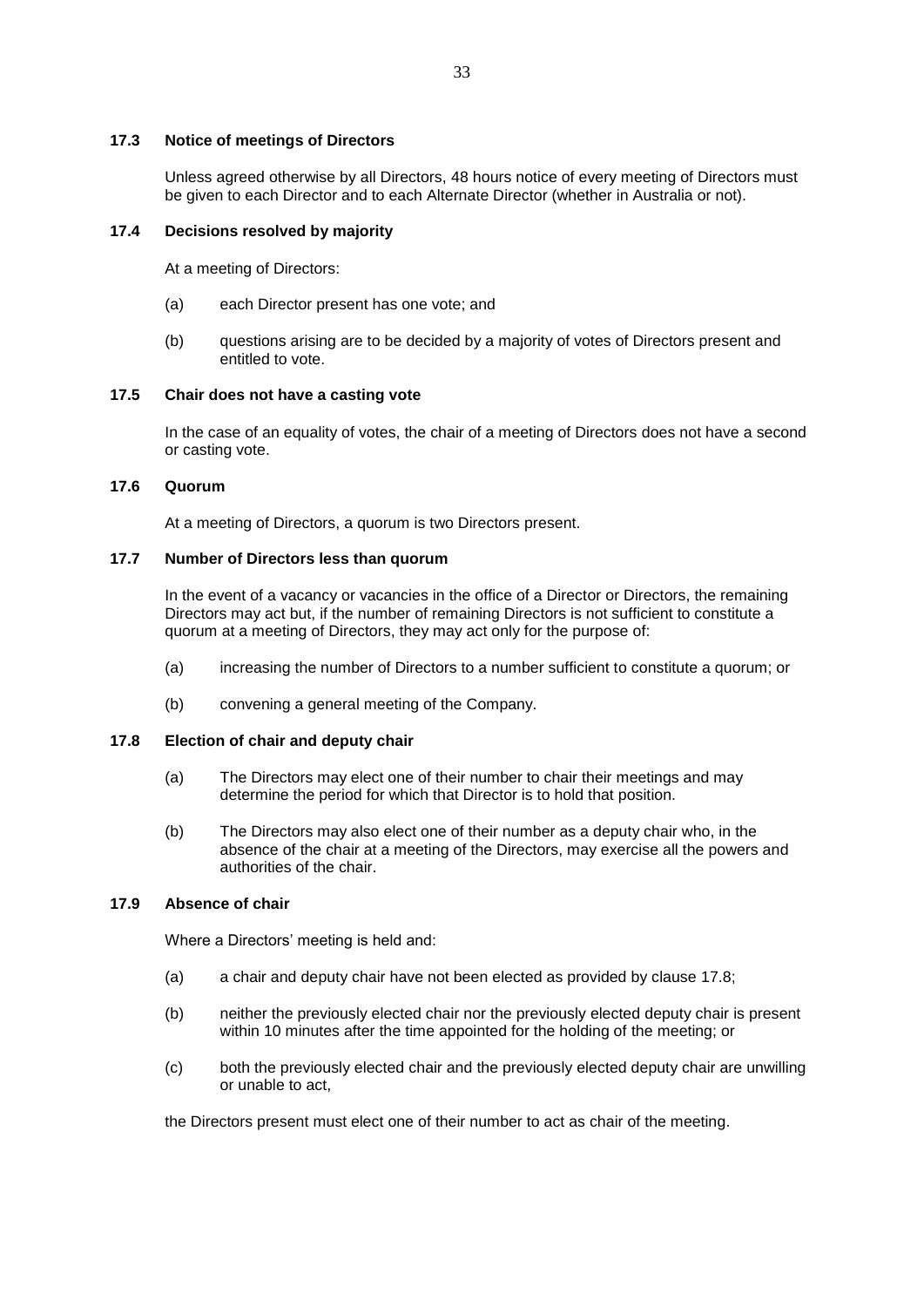### 17.3 Notice of meetings of Directors

Unless agreed otherwise by all Directors, 48 hours notice of every meeting of Directors must be given to each Director and to each Alternate Director (whether in Australia or not).

### 17.4 Decisions resolved by majority

At a meeting of Directors:

(a) each Director present has one vote; and

(b) questions arising are to be decided by a majority of votes of Directors present and entitled to vote.

### 17.5 Chair does not have a casting vote

In the case of an equality of votes, the chair of a meeting of Directors does not have a second or casting vote.

### 17.6 Quorum

At a meeting of Directors, a quorum is two Directors present.

### 17.7 Number of Directors less than quorum

In the event of a vacancy or vacancies in the office of a Director or Directors, the remaining Directors may act but, if the number of remaining Directors is not sufficient to constitute a quorum at a meeting of Directors, they may act only for the purpose of:

(a) increasing the number of Directors to a number sufficient to constitute a quorum; or

(b) convening a general meeting of the Company.

### 17.8 Election of chair and deputy chair

(a) The Directors may elect one of their number to chair their meetings and may determine the period for which that Director is to hold that position.

(b) The Directors may also elect one of their number as a deputy chair who, in the absence of the chair at a meeting of the Directors, may exercise all the powers and authorities of the chair.

### 17.9 Absence of chair

Where a Directors' meeting is held and:

(a) a chair and deputy chair have not been elected as provided by clause 17.8;

(b) neither the previously elected chair nor the previously elected deputy chair is present within 10 minutes after the time appointed for the holding of the meeting; or

(c) both the previously elected chair and the previously elected deputy chair are unwilling or unable to act,

the Directors present must elect one of their number to act as chair of the meeting.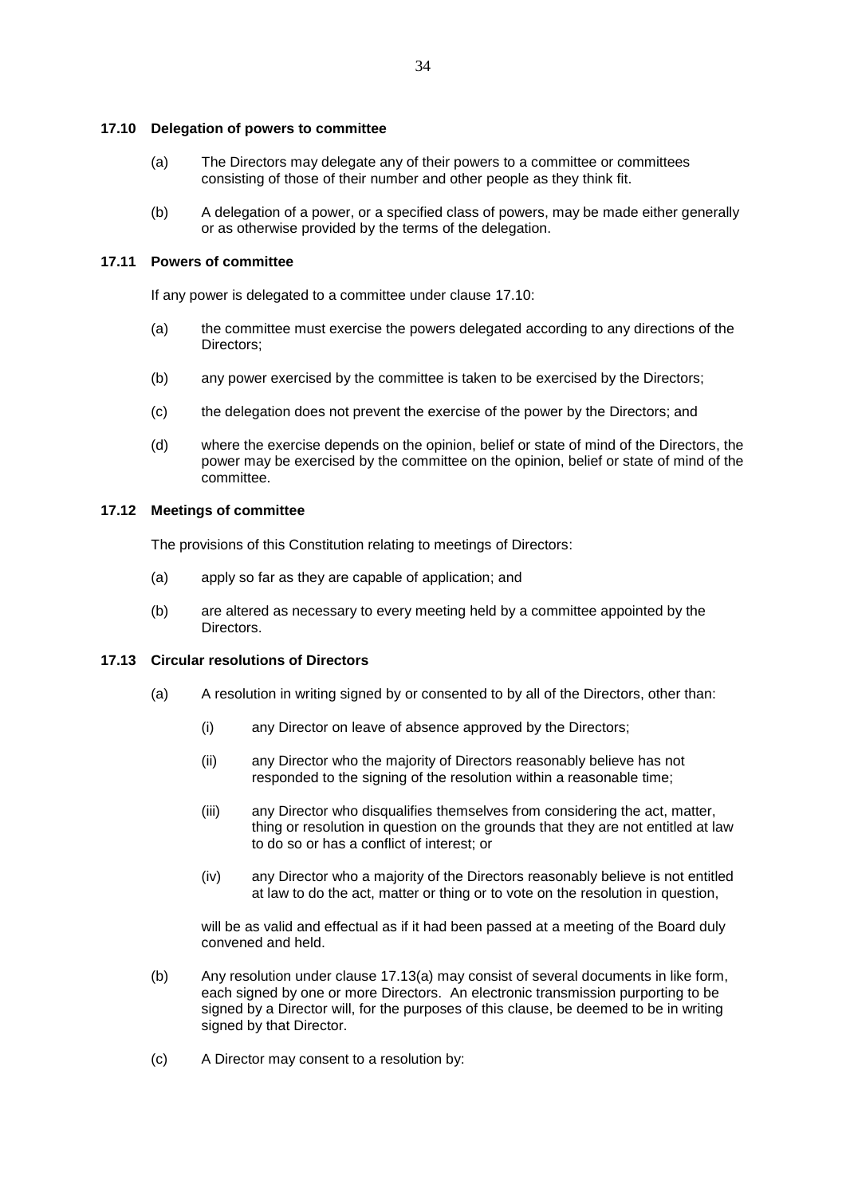### 17.10 Delegation of powers to committee

(a) The Directors may delegate any of their powers to a committee or committees consisting of those of their number and other people as they think fit.

(b) A delegation of a power, or a specified class of powers, may be made either generally or as otherwise provided by the terms of the delegation.

### 17.11 Powers of committee

If any power is delegated to a committee under clause 17.10:

(a) the committee must exercise the powers delegated according to any directions of the Directors;

(b) any power exercised by the committee is taken to be exercised by the Directors;

(c) the delegation does not prevent the exercise of the power by the Directors; and

(d) where the exercise depends on the opinion, belief or state of mind of the Directors, the power may be exercised by the committee on the opinion, belief or state of mind of the committee.

### 17.12 Meetings of committee

The provisions of this Constitution relating to meetings of Directors:

(a) apply so far as they are capable of application; and

(b) are altered as necessary to every meeting held by a committee appointed by the Directors.

### 17.13 Circular resolutions of Directors

(a) A resolution in writing signed by or consented to by all of the Directors, other than:

(i) any Director on leave of absence approved by the Directors;

(ii) any Director who the majority of Directors reasonably believe has not responded to the signing of the resolution within a reasonable time;

(iii) any Director who disqualifies themselves from considering the act, matter, thing or resolution in question on the grounds that they are not entitled at law to do so or has a conflict of interest; or

(iv) any Director who a majority of the Directors reasonably believe is not entitled at law to do the act, matter or thing or to vote on the resolution in question,

will be as valid and effectual as if it had been passed at a meeting of the Board duly convened and held.

(b) Any resolution under clause 17.13(a) may consist of several documents in like form, each signed by one or more Directors. An electronic transmission purporting to be signed by a Director will, for the purposes of this clause, be deemed to be in writing signed by that Director.

(c) A Director may consent to a resolution by: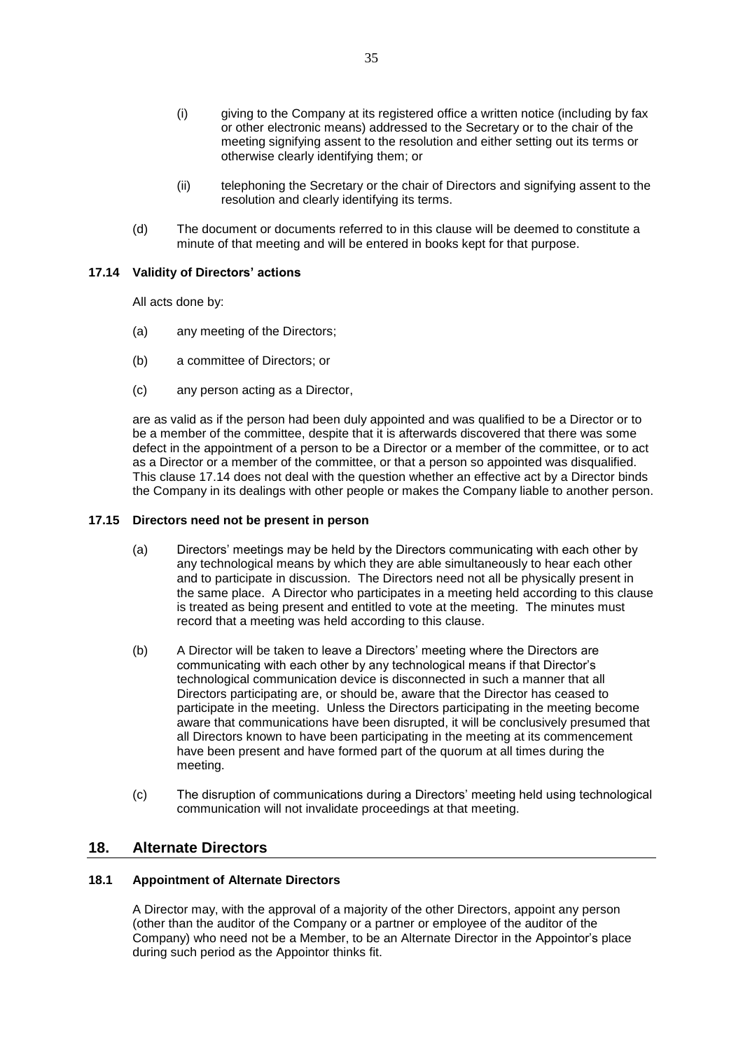(i) giving to the Company at its registered office a written notice (including by fax or other electronic means) addressed to the Secretary or to the chair of the meeting signifying assent to the resolution and either setting out its terms or otherwise clearly identifying them; or

(ii) telephoning the Secretary or the chair of Directors and signifying assent to the resolution and clearly identifying its terms.

(d) The document or documents referred to in this clause will be deemed to constitute a minute of that meeting and will be entered in books kept for that purpose.

### 17.14 Validity of Directors' actions

All acts done by:

(a) any meeting of the Directors;

(b) a committee of Directors; or

(c) any person acting as a Director,

are as valid as if the person had been duly appointed and was qualified to be a Director or to be a member of the committee, despite that it is afterwards discovered that there was some defect in the appointment of a person to be a Director or a member of the committee, or to act as a Director or a member of the committee, or that a person so appointed was disqualified. This clause 17.14 does not deal with the question whether an effective act by a Director binds the Company in its dealings with other people or makes the Company liable to another person.

### 17.15 Directors need not be present in person

(a) Directors' meetings may be held by the Directors communicating with each other by any technological means by which they are able simultaneously to hear each other and to participate in discussion. The Directors need not all be physically present in the same place. A Director who participates in a meeting held according to this clause is treated as being present and entitled to vote at the meeting. The minutes must record that a meeting was held according to this clause.

(b) A Director will be taken to leave a Directors' meeting where the Directors are communicating with each other by any technological means if that Director's technological communication device is disconnected in such a manner that all Directors participating are, or should be, aware that the Director has ceased to participate in the meeting. Unless the Directors participating in the meeting become aware that communications have been disrupted, it will be conclusively presumed that all Directors known to have been participating in the meeting at its commencement have been present and have formed part of the quorum at all times during the meeting.

(c) The disruption of communications during a Directors' meeting held using technological communication will not invalidate proceedings at that meeting.

## 18. Alternate Directors

### 18.1 Appointment of Alternate Directors

A Director may, with the approval of a majority of the other Directors, appoint any person (other than the auditor of the Company or a partner or employee of the auditor of the Company) who need not be a Member, to be an Alternate Director in the Appointor's place during such period as the Appointor thinks fit.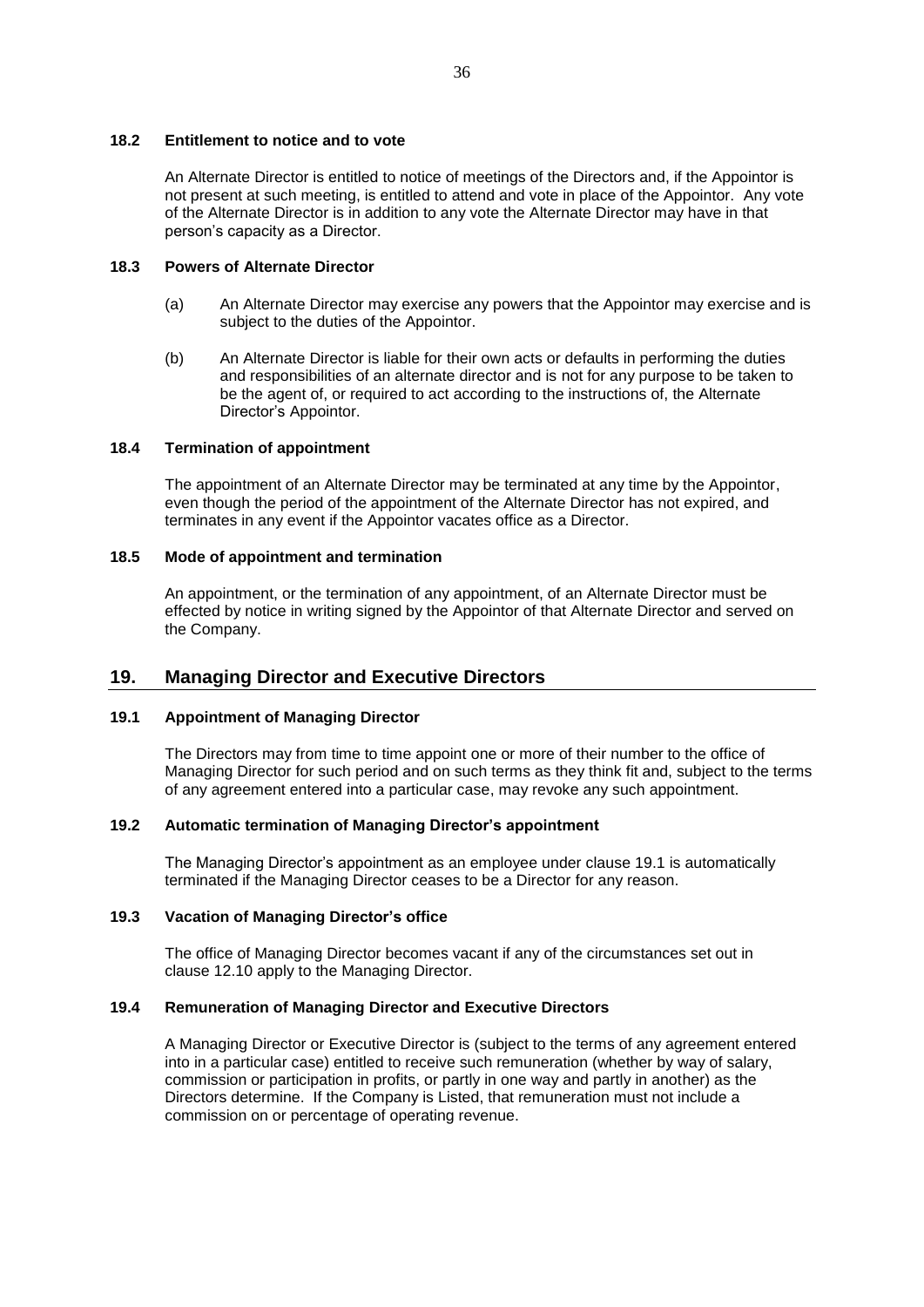### 18.2 Entitlement to notice and to vote

An Alternate Director is entitled to notice of meetings of the Directors and, if the Appointor is not present at such meeting, is entitled to attend and vote in place of the Appointor. Any vote of the Alternate Director is in addition to any vote the Alternate Director may have in that person's capacity as a Director.

### 18.3 Powers of Alternate Director

(a) An Alternate Director may exercise any powers that the Appointor may exercise and is subject to the duties of the Appointor.

(b) An Alternate Director is liable for their own acts or defaults in performing the duties and responsibilities of an alternate director and is not for any purpose to be taken to be the agent of, or required to act according to the instructions of, the Alternate Director's Appointor.

### 18.4 Termination of appointment

The appointment of an Alternate Director may be terminated at any time by the Appointor, even though the period of the appointment of the Alternate Director has not expired, and terminates in any event if the Appointor vacates office as a Director.

### 18.5 Mode of appointment and termination

An appointment, or the termination of any appointment, of an Alternate Director must be effected by notice in writing signed by the Appointor of that Alternate Director and served on the Company.

## 19. Managing Director and Executive Directors

### 19.1 Appointment of Managing Director

The Directors may from time to time appoint one or more of their number to the office of Managing Director for such period and on such terms as they think fit and, subject to the terms of any agreement entered into a particular case, may revoke any such appointment.

### 19.2 Automatic termination of Managing Director's appointment

The Managing Director's appointment as an employee under clause 19.1 is automatically terminated if the Managing Director ceases to be a Director for any reason.

### 19.3 Vacation of Managing Director's office

The office of Managing Director becomes vacant if any of the circumstances set out in clause 12.10 apply to the Managing Director.

### 19.4 Remuneration of Managing Director and Executive Directors

A Managing Director or Executive Director is (subject to the terms of any agreement entered into in a particular case) entitled to receive such remuneration (whether by way of salary, commission or participation in profits, or partly in one way and partly in another) as the Directors determine. If the Company is Listed, that remuneration must not include a commission on or percentage of operating revenue.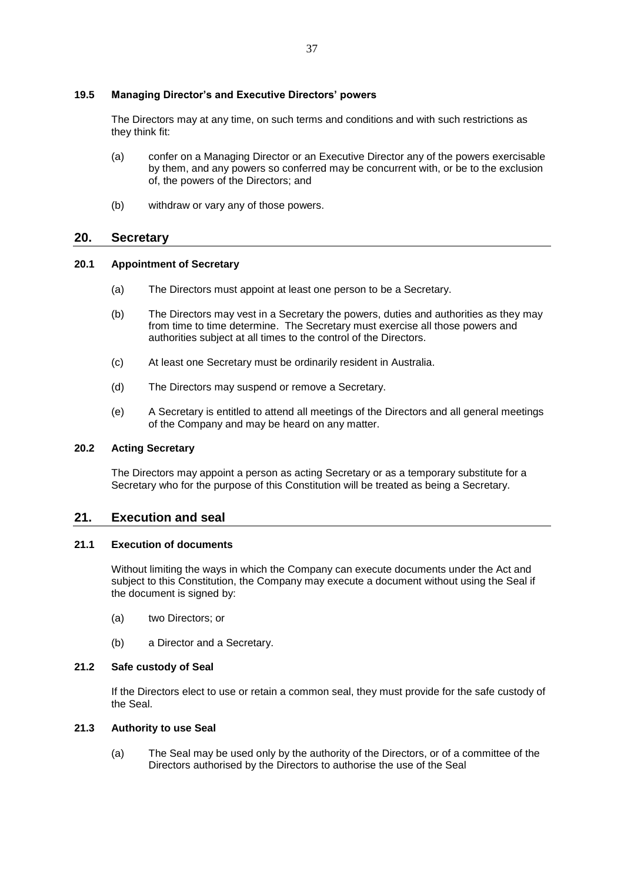### 19.5 Managing Director's and Executive Directors' powers

The Directors may at any time, on such terms and conditions and with such restrictions as they think fit:

(a) confer on a Managing Director or an Executive Director any of the powers exercisable by them, and any powers so conferred may be concurrent with, or be to the exclusion of, the powers of the Directors; and

(b) withdraw or vary any of those powers.

## 20. Secretary

### 20.1 Appointment of Secretary

(a) The Directors must appoint at least one person to be a Secretary.

(b) The Directors may vest in a Secretary the powers, duties and authorities as they may from time to time determine. The Secretary must exercise all those powers and authorities subject at all times to the control of the Directors.

(c) At least one Secretary must be ordinarily resident in Australia.

(d) The Directors may suspend or remove a Secretary.

(e) A Secretary is entitled to attend all meetings of the Directors and all general meetings of the Company and may be heard on any matter.

### 20.2 Acting Secretary

The Directors may appoint a person as acting Secretary or as a temporary substitute for a Secretary who for the purpose of this Constitution will be treated as being a Secretary.

## 21. Execution and seal

### 21.1 Execution of documents

Without limiting the ways in which the Company can execute documents under the Act and subject to this Constitution, the Company may execute a document without using the Seal if the document is signed by:

(a) two Directors; or

(b) a Director and a Secretary.

### 21.2 Safe custody of Seal

If the Directors elect to use or retain a common seal, they must provide for the safe custody of the Seal.

### 21.3 Authority to use Seal

(a) The Seal may be used only by the authority of the Directors, or of a committee of the Directors authorised by the Directors to authorise the use of the Seal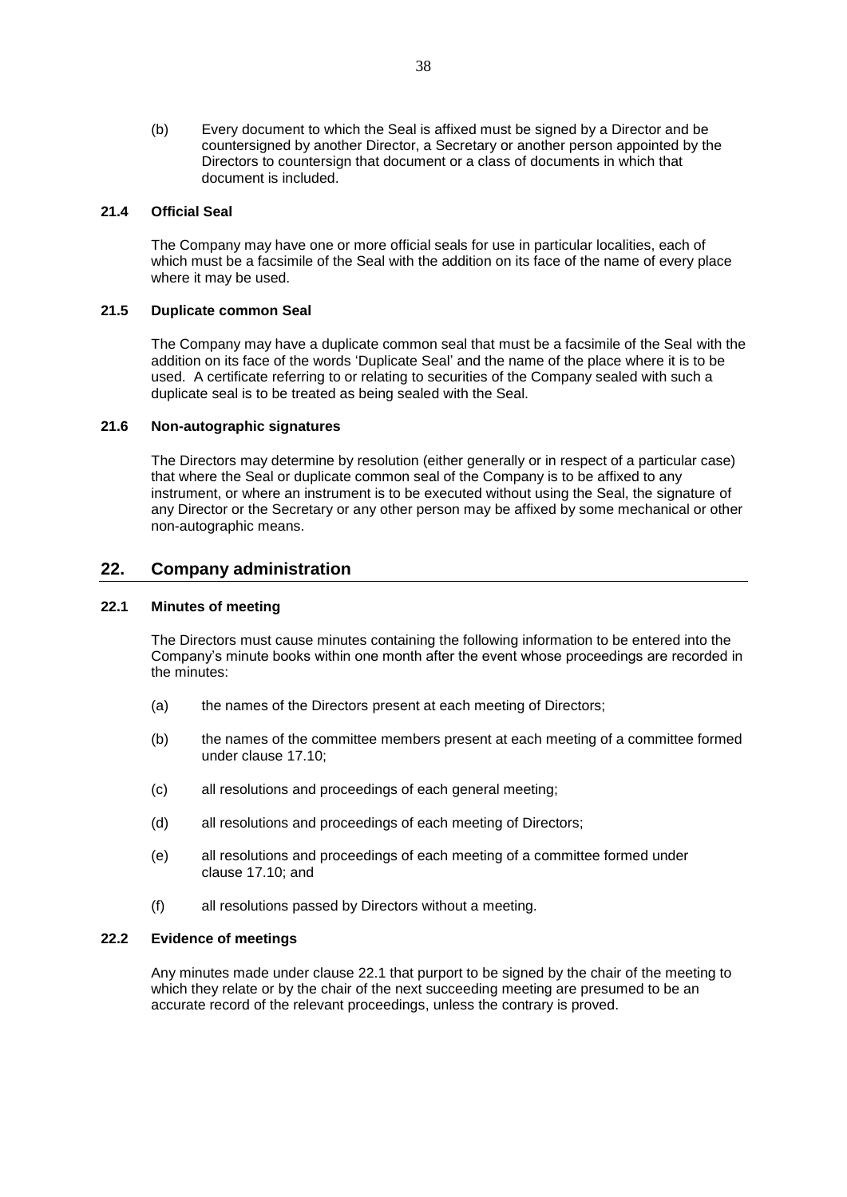(b) Every document to which the Seal is affixed must be signed by a Director and be countersigned by another Director, a Secretary or another person appointed by the Directors to countersign that document or a class of documents in which that document is included.

### 21.4 Official Seal

The Company may have one or more official seals for use in particular localities, each of which must be a facsimile of the Seal with the addition on its face of the name of every place where it may be used.

### 21.5 Duplicate common Seal

The Company may have a duplicate common seal that must be a facsimile of the Seal with the addition on its face of the words 'Duplicate Seal' and the name of the place where it is to be used. A certificate referring to or relating to securities of the Company sealed with such a duplicate seal is to be treated as being sealed with the Seal.

### 21.6 Non-autographic signatures

The Directors may determine by resolution (either generally or in respect of a particular case) that where the Seal or duplicate common seal of the Company is to be affixed to any instrument, or where an instrument is to be executed without using the Seal, the signature of any Director or the Secretary or any other person may be affixed by some mechanical or other non-autographic means.

## 22. Company administration

### 22.1 Minutes of meeting

The Directors must cause minutes containing the following information to be entered into the Company's minute books within one month after the event whose proceedings are recorded in the minutes:

(a) the names of the Directors present at each meeting of Directors;

(b) the names of the committee members present at each meeting of a committee formed under clause 17.10;

(c) all resolutions and proceedings of each general meeting;

(d) all resolutions and proceedings of each meeting of Directors;

(e) all resolutions and proceedings of each meeting of a committee formed under clause 17.10; and

(f) all resolutions passed by Directors without a meeting.

### 22.2 Evidence of meetings

Any minutes made under clause 22.1 that purport to be signed by the chair of the meeting to which they relate or by the chair of the next succeeding meeting are presumed to be an accurate record of the relevant proceedings, unless the contrary is proved.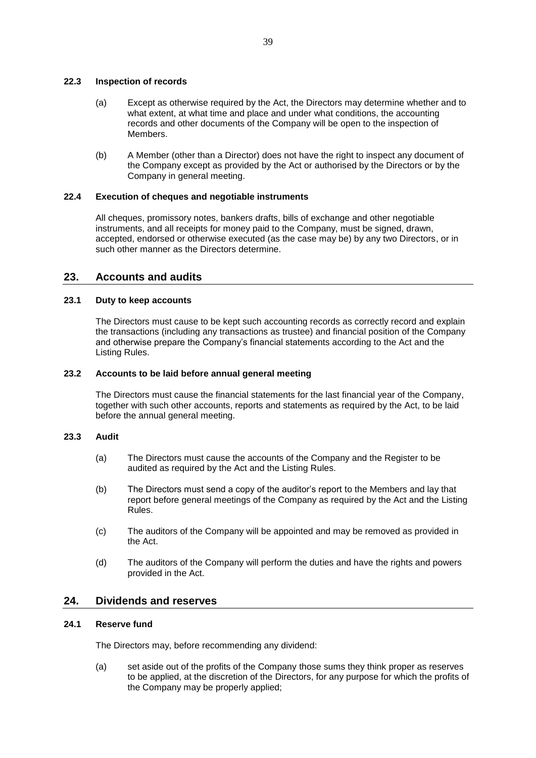### 22.3 Inspection of records

(a) Except as otherwise required by the Act, the Directors may determine whether and to what extent, at what time and place and under what conditions, the accounting records and other documents of the Company will be open to the inspection of Members.

(b) A Member (other than a Director) does not have the right to inspect any document of the Company except as provided by the Act or authorised by the Directors or by the Company in general meeting.

### 22.4 Execution of cheques and negotiable instruments

All cheques, promissory notes, bankers drafts, bills of exchange and other negotiable instruments, and all receipts for money paid to the Company, must be signed, drawn, accepted, endorsed or otherwise executed (as the case may be) by any two Directors, or in such other manner as the Directors determine.

## 23. Accounts and audits

### 23.1 Duty to keep accounts

The Directors must cause to be kept such accounting records as correctly record and explain the transactions (including any transactions as trustee) and financial position of the Company and otherwise prepare the Company's financial statements according to the Act and the Listing Rules.

### 23.2 Accounts to be laid before annual general meeting

The Directors must cause the financial statements for the last financial year of the Company, together with such other accounts, reports and statements as required by the Act, to be laid before the annual general meeting.

### 23.3 Audit

(a) The Directors must cause the accounts of the Company and the Register to be audited as required by the Act and the Listing Rules.

(b) The Directors must send a copy of the auditor's report to the Members and lay that report before general meetings of the Company as required by the Act and the Listing Rules.

(c) The auditors of the Company will be appointed and may be removed as provided in the Act.

(d) The auditors of the Company will perform the duties and have the rights and powers provided in the Act.

## 24. Dividends and reserves

### 24.1 Reserve fund

The Directors may, before recommending any dividend:

(a) set aside out of the profits of the Company those sums they think proper as reserves to be applied, at the discretion of the Directors, for any purpose for which the profits of the Company may be properly applied;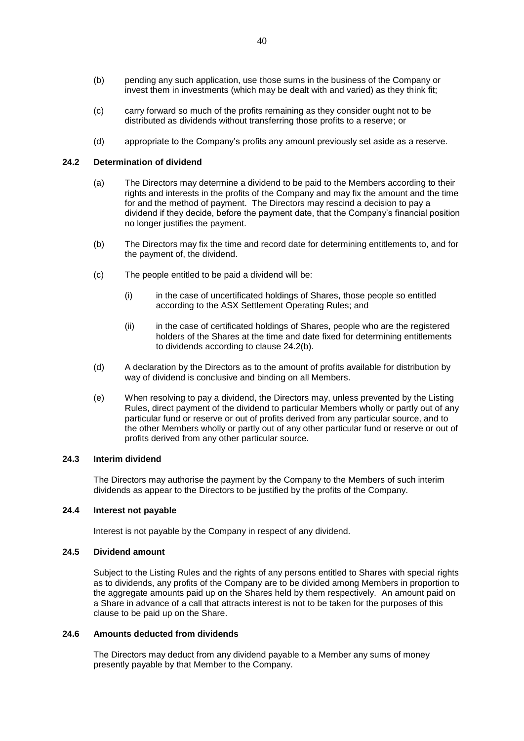(b) pending any such application, use those sums in the business of the Company or invest them in investments (which may be dealt with and varied) as they think fit;

(c) carry forward so much of the profits remaining as they consider ought not to be distributed as dividends without transferring those profits to a reserve; or

(d) appropriate to the Company's profits any amount previously set aside as a reserve.

### 24.2 Determination of dividend

(a) The Directors may determine a dividend to be paid to the Members according to their rights and interests in the profits of the Company and may fix the amount and the time for and the method of payment. The Directors may rescind a decision to pay a dividend if they decide, before the payment date, that the Company's financial position no longer justifies the payment.

(b) The Directors may fix the time and record date for determining entitlements to, and for the payment of, the dividend.

(c) The people entitled to be paid a dividend will be:

(i) in the case of uncertificated holdings of Shares, those people so entitled according to the ASX Settlement Operating Rules; and

(ii) in the case of certificated holdings of Shares, people who are the registered holders of the Shares at the time and date fixed for determining entitlements to dividends according to clause 24.2(b).

(d) A declaration by the Directors as to the amount of profits available for distribution by way of dividend is conclusive and binding on all Members.

(e) When resolving to pay a dividend, the Directors may, unless prevented by the Listing Rules, direct payment of the dividend to particular Members wholly or partly out of any particular fund or reserve or out of profits derived from any particular source, and to the other Members wholly or partly out of any other particular fund or reserve or out of profits derived from any other particular source.

### 24.3 Interim dividend

The Directors may authorise the payment by the Company to the Members of such interim dividends as appear to the Directors to be justified by the profits of the Company.

### 24.4 Interest not payable

Interest is not payable by the Company in respect of any dividend.

### 24.5 Dividend amount

Subject to the Listing Rules and the rights of any persons entitled to Shares with special rights as to dividends, any profits of the Company are to be divided among Members in proportion to the aggregate amounts paid up on the Shares held by them respectively. An amount paid on a Share in advance of a call that attracts interest is not to be taken for the purposes of this clause to be paid up on the Share.

### 24.6 Amounts deducted from dividends

The Directors may deduct from any dividend payable to a Member any sums of money presently payable by that Member to the Company.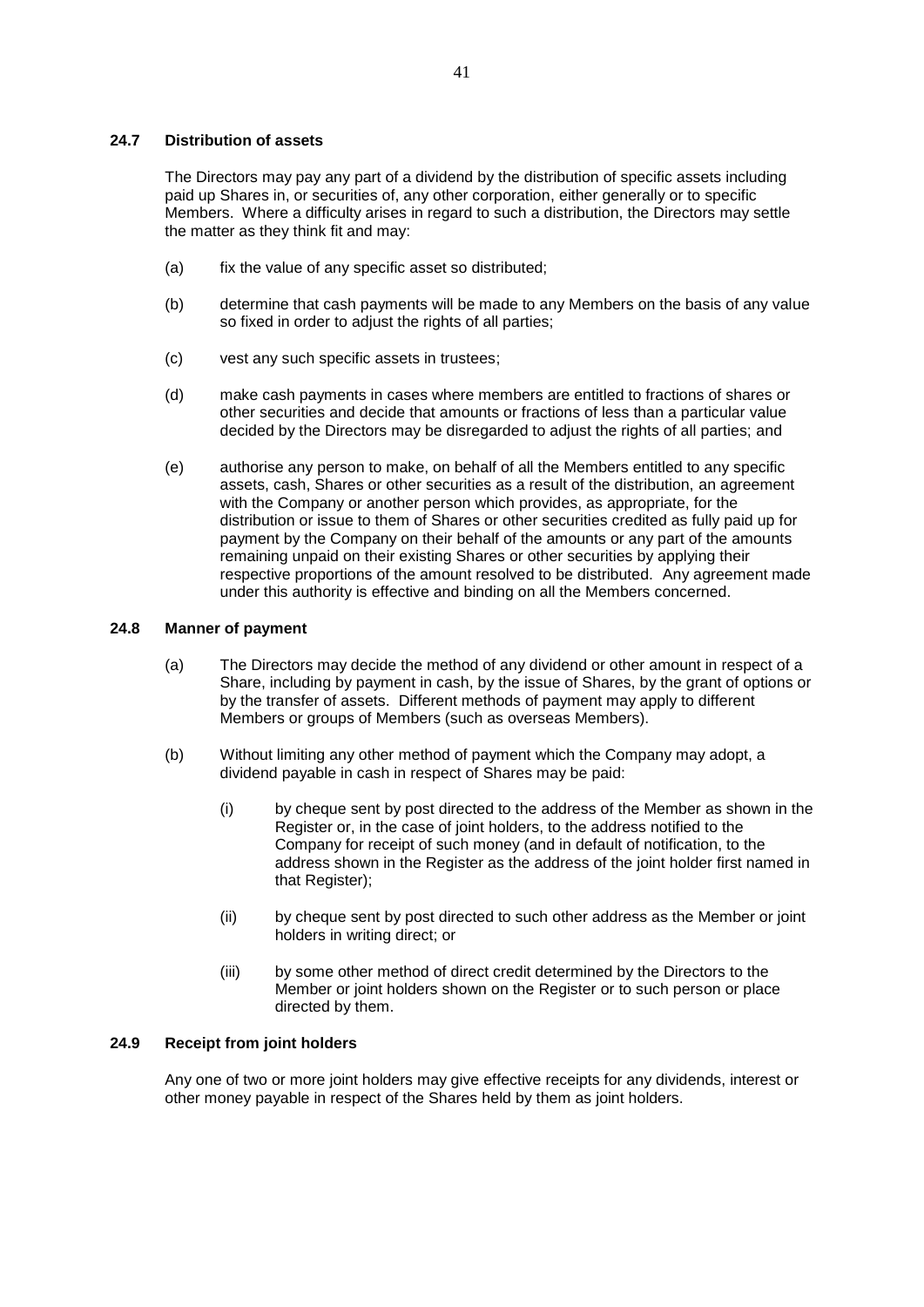### 24.7 Distribution of assets

The Directors may pay any part of a dividend by the distribution of specific assets including paid up Shares in, or securities of, any other corporation, either generally or to specific Members. Where a difficulty arises in regard to such a distribution, the Directors may settle the matter as they think fit and may:

(a) fix the value of any specific asset so distributed;

(b) determine that cash payments will be made to any Members on the basis of any value so fixed in order to adjust the rights of all parties;

(c) vest any such specific assets in trustees;

(d) make cash payments in cases where members are entitled to fractions of shares or other securities and decide that amounts or fractions of less than a particular value decided by the Directors may be disregarded to adjust the rights of all parties; and

(e) authorise any person to make, on behalf of all the Members entitled to any specific assets, cash, Shares or other securities as a result of the distribution, an agreement with the Company or another person which provides, as appropriate, for the distribution or issue to them of Shares or other securities credited as fully paid up for payment by the Company on their behalf of the amounts or any part of the amounts remaining unpaid on their existing Shares or other securities by applying their respective proportions of the amount resolved to be distributed. Any agreement made under this authority is effective and binding on all the Members concerned.

### 24.8 Manner of payment

(a) The Directors may decide the method of any dividend or other amount in respect of a Share, including by payment in cash, by the issue of Shares, by the grant of options or by the transfer of assets. Different methods of payment may apply to different Members or groups of Members (such as overseas Members).

(b) Without limiting any other method of payment which the Company may adopt, a dividend payable in cash in respect of Shares may be paid:

  (i) by cheque sent by post directed to the address of the Member as shown in the Register or, in the case of joint holders, to the address notified to the Company for receipt of such money (and in default of notification, to the address shown in the Register as the address of the joint holder first named in that Register);

  (ii) by cheque sent by post directed to such other address as the Member or joint holders in writing direct; or

  (iii) by some other method of direct credit determined by the Directors to the Member or joint holders shown on the Register or to such person or place directed by them.

### 24.9 Receipt from joint holders

Any one of two or more joint holders may give effective receipts for any dividends, interest or other money payable in respect of the Shares held by them as joint holders.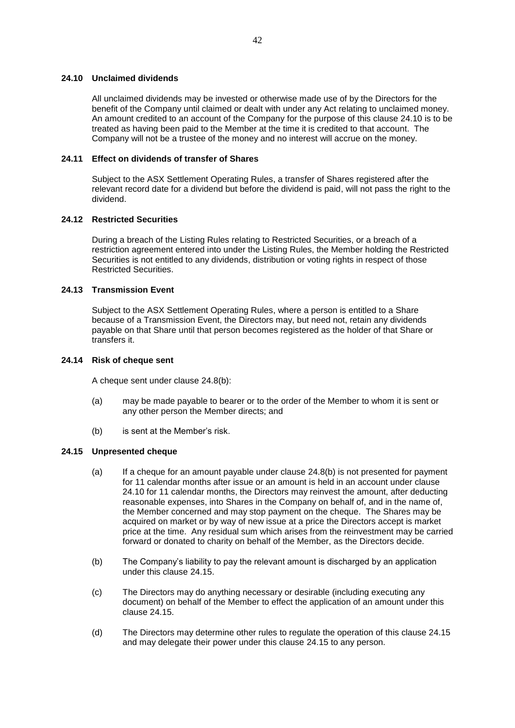### 24.10 Unclaimed dividends

All unclaimed dividends may be invested or otherwise made use of by the Directors for the benefit of the Company until claimed or dealt with under any Act relating to unclaimed money. An amount credited to an account of the Company for the purpose of this clause 24.10 is to be treated as having been paid to the Member at the time it is credited to that account. The Company will not be a trustee of the money and no interest will accrue on the money.

### 24.11 Effect on dividends of transfer of Shares

Subject to the ASX Settlement Operating Rules, a transfer of Shares registered after the relevant record date for a dividend but before the dividend is paid, will not pass the right to the dividend.

### 24.12 Restricted Securities

During a breach of the Listing Rules relating to Restricted Securities, or a breach of a restriction agreement entered into under the Listing Rules, the Member holding the Restricted Securities is not entitled to any dividends, distribution or voting rights in respect of those Restricted Securities.

### 24.13 Transmission Event

Subject to the ASX Settlement Operating Rules, where a person is entitled to a Share because of a Transmission Event, the Directors may, but need not, retain any dividends payable on that Share until that person becomes registered as the holder of that Share or transfers it.

### 24.14 Risk of cheque sent

A cheque sent under clause 24.8(b):

(a) may be made payable to bearer or to the order of the Member to whom it is sent or any other person the Member directs; and

(b) is sent at the Member's risk.

### 24.15 Unpresented cheque

(a) If a cheque for an amount payable under clause 24.8(b) is not presented for payment for 11 calendar months after issue or an amount is held in an account under clause 24.10 for 11 calendar months, the Directors may reinvest the amount, after deducting reasonable expenses, into Shares in the Company on behalf of, and in the name of, the Member concerned and may stop payment on the cheque. The Shares may be acquired on market or by way of new issue at a price the Directors accept is market price at the time. Any residual sum which arises from the reinvestment may be carried forward or donated to charity on behalf of the Member, as the Directors decide.

(b) The Company's liability to pay the relevant amount is discharged by an application under this clause 24.15.

(c) The Directors may do anything necessary or desirable (including executing any document) on behalf of the Member to effect the application of an amount under this clause 24.15.

(d) The Directors may determine other rules to regulate the operation of this clause 24.15 and may delegate their power under this clause 24.15 to any person.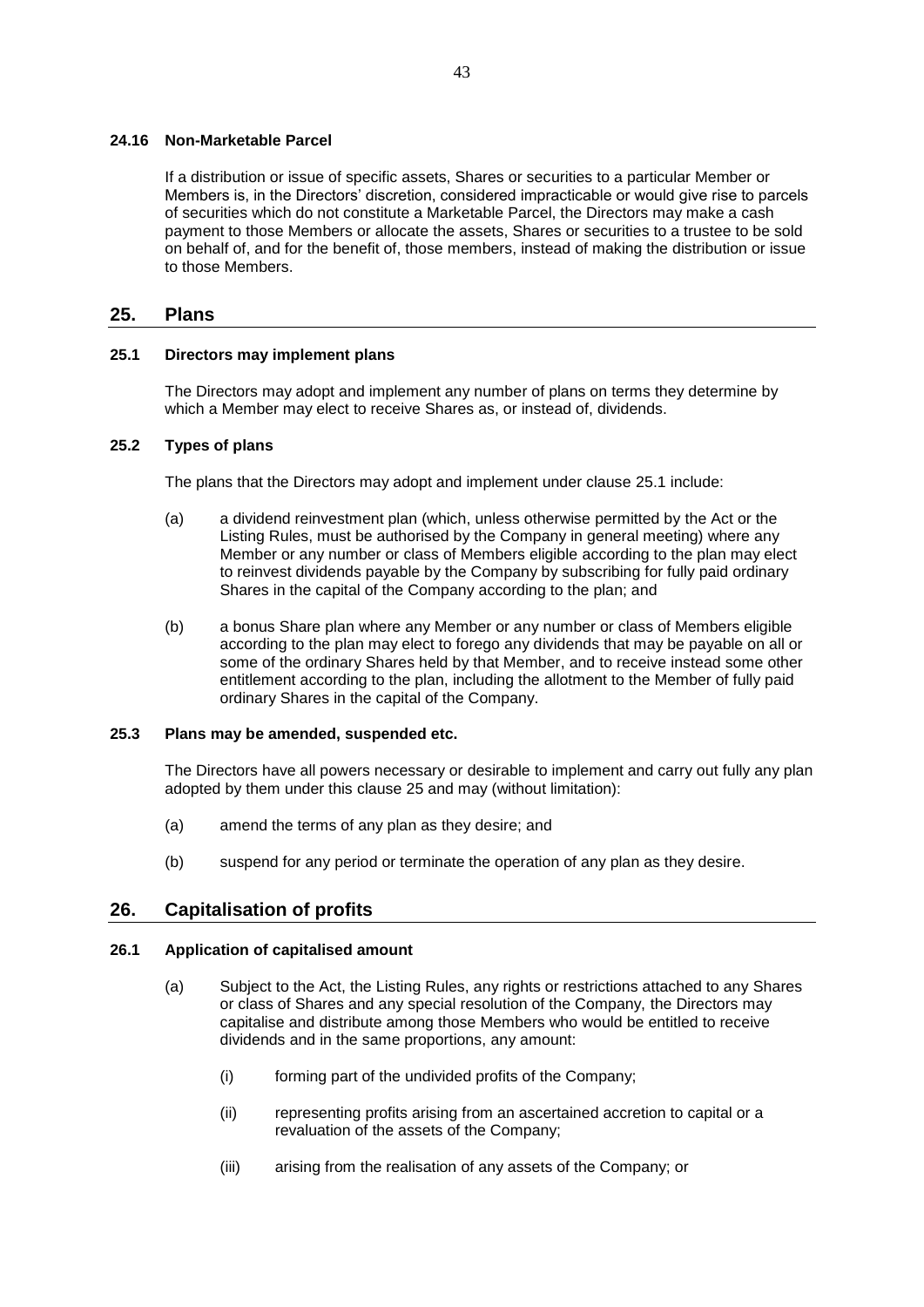### 24.16 Non-Marketable Parcel

If a distribution or issue of specific assets, Shares or securities to a particular Member or Members is, in the Directors' discretion, considered impracticable or would give rise to parcels of securities which do not constitute a Marketable Parcel, the Directors may make a cash payment to those Members or allocate the assets, Shares or securities to a trustee to be sold on behalf of, and for the benefit of, those members, instead of making the distribution or issue to those Members.

## 25. Plans

### 25.1 Directors may implement plans

The Directors may adopt and implement any number of plans on terms they determine by which a Member may elect to receive Shares as, or instead of, dividends.

### 25.2 Types of plans

The plans that the Directors may adopt and implement under clause 25.1 include:

(a) a dividend reinvestment plan (which, unless otherwise permitted by the Act or the Listing Rules, must be authorised by the Company in general meeting) where any Member or any number or class of Members eligible according to the plan may elect to reinvest dividends payable by the Company by subscribing for fully paid ordinary Shares in the capital of the Company according to the plan; and

(b) a bonus Share plan where any Member or any number or class of Members eligible according to the plan may elect to forego any dividends that may be payable on all or some of the ordinary Shares held by that Member, and to receive instead some other entitlement according to the plan, including the allotment to the Member of fully paid ordinary Shares in the capital of the Company.

### 25.3 Plans may be amended, suspended etc.

The Directors have all powers necessary or desirable to implement and carry out fully any plan adopted by them under this clause 25 and may (without limitation):

(a) amend the terms of any plan as they desire; and

(b) suspend for any period or terminate the operation of any plan as they desire.

## 26. Capitalisation of profits

### 26.1 Application of capitalised amount

(a) Subject to the Act, the Listing Rules, any rights or restrictions attached to any Shares or class of Shares and any special resolution of the Company, the Directors may capitalise and distribute among those Members who would be entitled to receive dividends and in the same proportions, any amount:

(i) forming part of the undivided profits of the Company;

(ii) representing profits arising from an ascertained accretion to capital or a revaluation of the assets of the Company;

(iii) arising from the realisation of any assets of the Company; or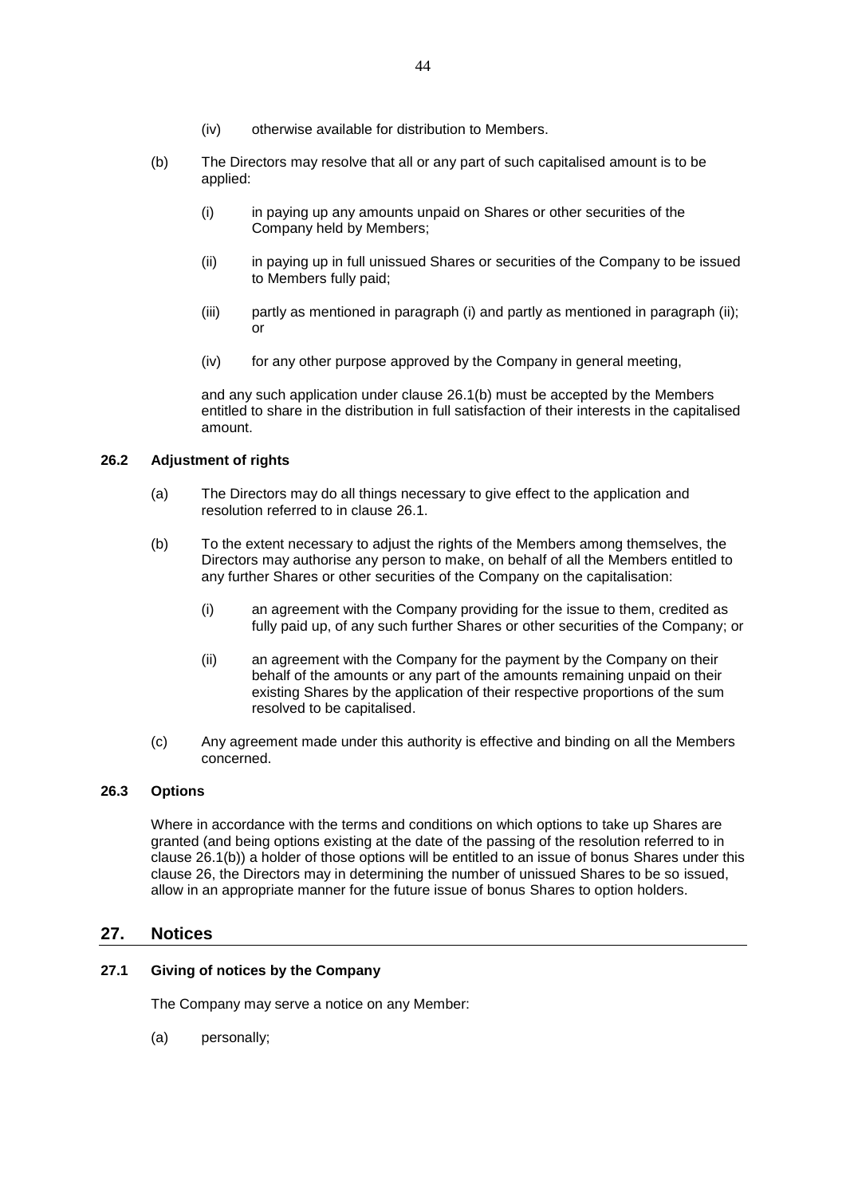(iv) otherwise available for distribution to Members.

(b) The Directors may resolve that all or any part of such capitalised amount is to be applied:

(i) in paying up any amounts unpaid on Shares or other securities of the Company held by Members;

(ii) in paying up in full unissued Shares or securities of the Company to be issued to Members fully paid;

(iii) partly as mentioned in paragraph (i) and partly as mentioned in paragraph (ii); or

(iv) for any other purpose approved by the Company in general meeting,

and any such application under clause 26.1(b) must be accepted by the Members entitled to share in the distribution in full satisfaction of their interests in the capitalised amount.

### 26.2 Adjustment of rights

(a) The Directors may do all things necessary to give effect to the application and resolution referred to in clause 26.1.

(b) To the extent necessary to adjust the rights of the Members among themselves, the Directors may authorise any person to make, on behalf of all the Members entitled to any further Shares or other securities of the Company on the capitalisation:

(i) an agreement with the Company providing for the issue to them, credited as fully paid up, of any such further Shares or other securities of the Company; or

(ii) an agreement with the Company for the payment by the Company on their behalf of the amounts or any part of the amounts remaining unpaid on their existing Shares by the application of their respective proportions of the sum resolved to be capitalised.

(c) Any agreement made under this authority is effective and binding on all the Members concerned.

### 26.3 Options

Where in accordance with the terms and conditions on which options to take up Shares are granted (and being options existing at the date of the passing of the resolution referred to in clause 26.1(b)) a holder of those options will be entitled to an issue of bonus Shares under this clause 26, the Directors may in determining the number of unissued Shares to be so issued, allow in an appropriate manner for the future issue of bonus Shares to option holders.

## 27. Notices

### 27.1 Giving of notices by the Company

The Company may serve a notice on any Member:

(a) personally;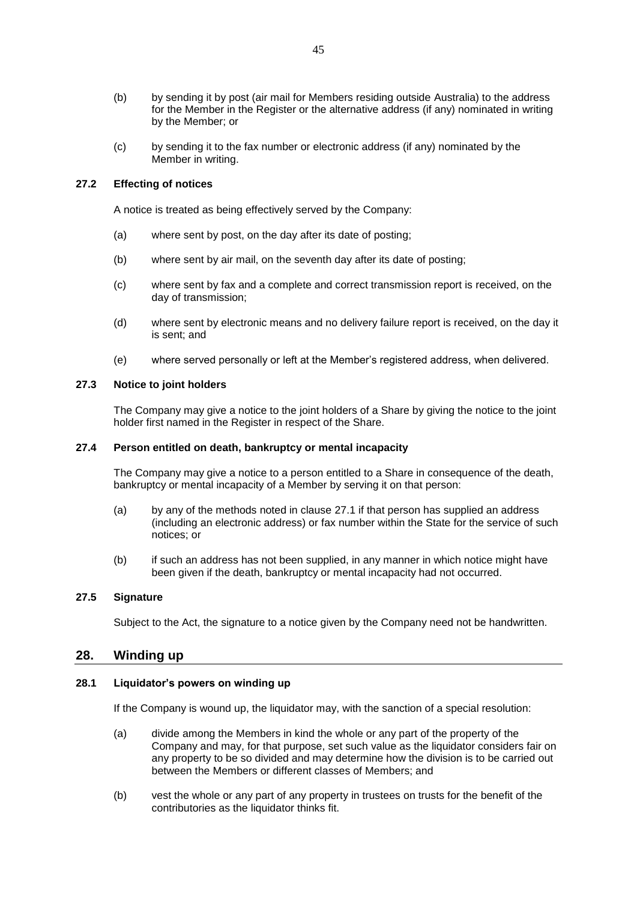(b) by sending it by post (air mail for Members residing outside Australia) to the address for the Member in the Register or the alternative address (if any) nominated in writing by the Member; or

(c) by sending it to the fax number or electronic address (if any) nominated by the Member in writing.

### 27.2 Effecting of notices

A notice is treated as being effectively served by the Company:

(a) where sent by post, on the day after its date of posting;

(b) where sent by air mail, on the seventh day after its date of posting;

(c) where sent by fax and a complete and correct transmission report is received, on the day of transmission;

(d) where sent by electronic means and no delivery failure report is received, on the day it is sent; and

(e) where served personally or left at the Member's registered address, when delivered.

### 27.3 Notice to joint holders

The Company may give a notice to the joint holders of a Share by giving the notice to the joint holder first named in the Register in respect of the Share.

### 27.4 Person entitled on death, bankruptcy or mental incapacity

The Company may give a notice to a person entitled to a Share in consequence of the death, bankruptcy or mental incapacity of a Member by serving it on that person:

(a) by any of the methods noted in clause 27.1 if that person has supplied an address (including an electronic address) or fax number within the State for the service of such notices; or

(b) if such an address has not been supplied, in any manner in which notice might have been given if the death, bankruptcy or mental incapacity had not occurred.

### 27.5 Signature

Subject to the Act, the signature to a notice given by the Company need not be handwritten.

## 28. Winding up

### 28.1 Liquidator's powers on winding up

If the Company is wound up, the liquidator may, with the sanction of a special resolution:

(a) divide among the Members in kind the whole or any part of the property of the Company and may, for that purpose, set such value as the liquidator considers fair on any property to be so divided and may determine how the division is to be carried out between the Members or different classes of Members; and

(b) vest the whole or any part of any property in trustees on trusts for the benefit of the contributories as the liquidator thinks fit.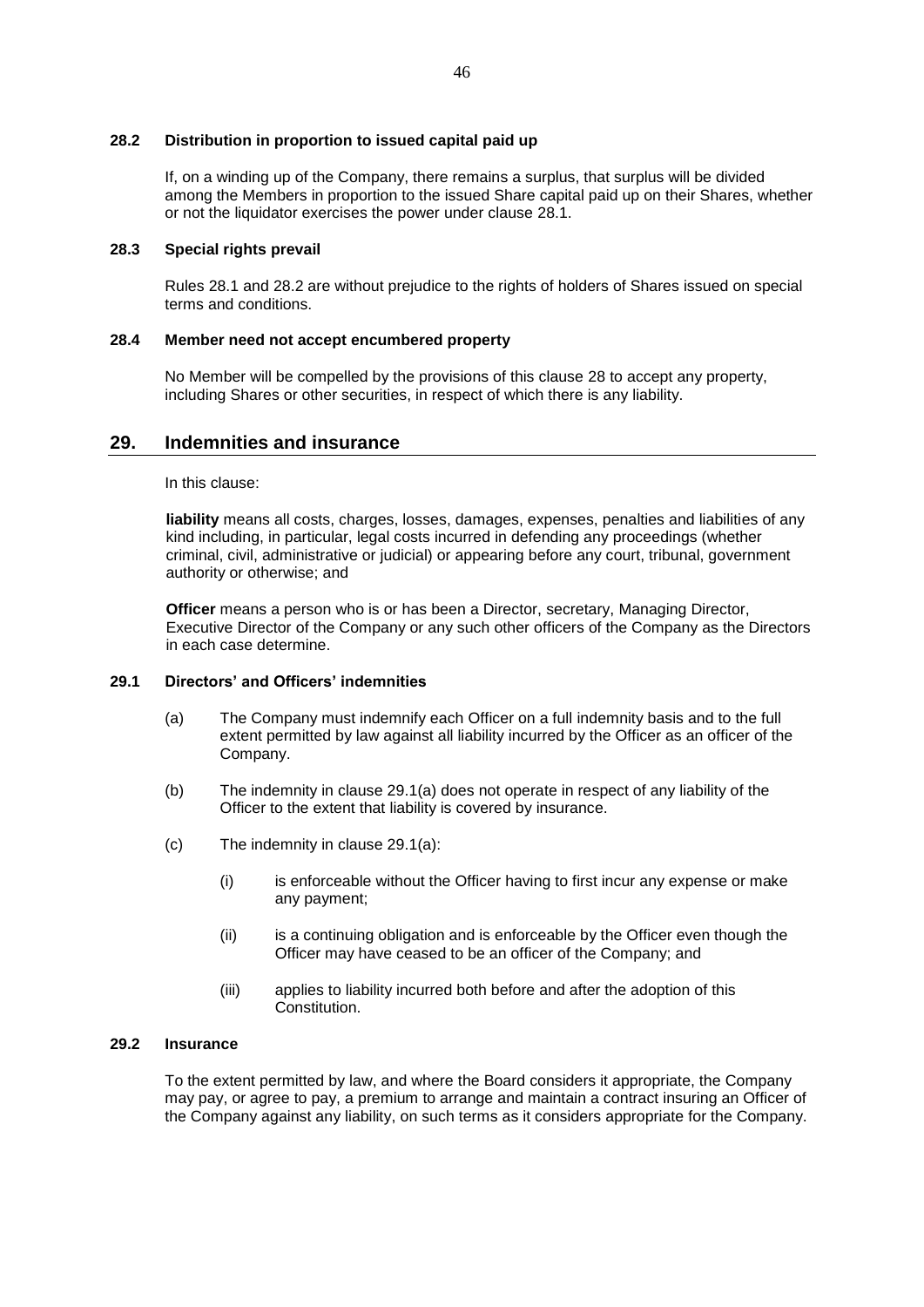### 28.2 Distribution in proportion to issued capital paid up

If, on a winding up of the Company, there remains a surplus, that surplus will be divided among the Members in proportion to the issued Share capital paid up on their Shares, whether or not the liquidator exercises the power under clause 28.1.

### 28.3 Special rights prevail

Rules 28.1 and 28.2 are without prejudice to the rights of holders of Shares issued on special terms and conditions.

### 28.4 Member need not accept encumbered property

No Member will be compelled by the provisions of this clause 28 to accept any property, including Shares or other securities, in respect of which there is any liability.

## 29. Indemnities and insurance

In this clause:

**liability** means all costs, charges, losses, damages, expenses, penalties and liabilities of any kind including, in particular, legal costs incurred in defending any proceedings (whether criminal, civil, administrative or judicial) or appearing before any court, tribunal, government authority or otherwise; and

**Officer** means a person who is or has been a Director, secretary, Managing Director, Executive Director of the Company or any such other officers of the Company as the Directors in each case determine.

### 29.1 Directors' and Officers' indemnities

(a) The Company must indemnify each Officer on a full indemnity basis and to the full extent permitted by law against all liability incurred by the Officer as an officer of the Company.

(b) The indemnity in clause 29.1(a) does not operate in respect of any liability of the Officer to the extent that liability is covered by insurance.

(c) The indemnity in clause 29.1(a):

(i) is enforceable without the Officer having to first incur any expense or make any payment;

(ii) is a continuing obligation and is enforceable by the Officer even though the Officer may have ceased to be an officer of the Company; and

(iii) applies to liability incurred both before and after the adoption of this Constitution.

### 29.2 Insurance

To the extent permitted by law, and where the Board considers it appropriate, the Company may pay, or agree to pay, a premium to arrange and maintain a contract insuring an Officer of the Company against any liability, on such terms as it considers appropriate for the Company.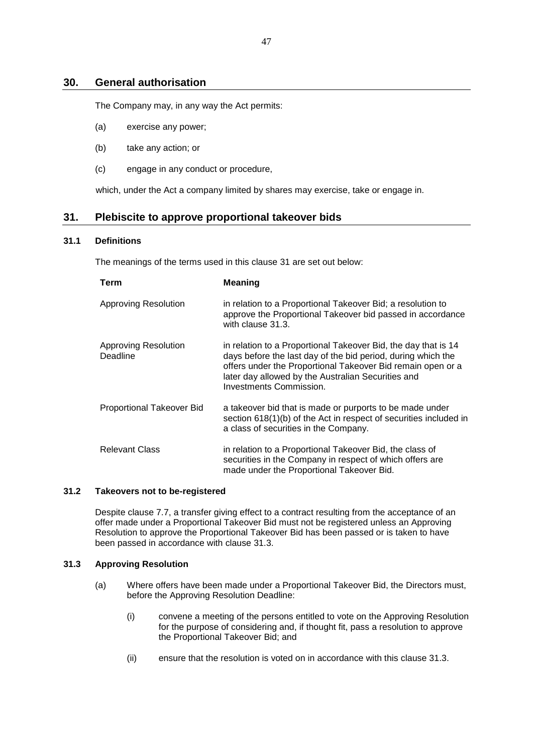## 30. General authorisation

The Company may, in any way the Act permits:

(a) exercise any power;

(b) take any action; or

(c) engage in any conduct or procedure,

which, under the Act a company limited by shares may exercise, take or engage in.

## 31. Plebiscite to approve proportional takeover bids

### 31.1 Definitions

The meanings of the terms used in this clause 31 are set out below:

| Term | Meaning |
|---|---|
| Approving Resolution | in relation to a Proportional Takeover Bid; a resolution to approve the Proportional Takeover bid passed in accordance with clause 31.3. |
| Approving Resolution Deadline | in relation to a Proportional Takeover Bid, the day that is 14 days before the last day of the bid period, during which the offers under the Proportional Takeover Bid remain open or a later day allowed by the Australian Securities and Investments Commission. |
| Proportional Takeover Bid | a takeover bid that is made or purports to be made under section 618(1)(b) of the Act in respect of securities included in a class of securities in the Company. |
| Relevant Class | in relation to a Proportional Takeover Bid, the class of securities in the Company in respect of which offers are made under the Proportional Takeover Bid. |

### 31.2 Takeovers not to be-registered

Despite clause 7.7, a transfer giving effect to a contract resulting from the acceptance of an offer made under a Proportional Takeover Bid must not be registered unless an Approving Resolution to approve the Proportional Takeover Bid has been passed or is taken to have been passed in accordance with clause 31.3.

### 31.3 Approving Resolution

(a) Where offers have been made under a Proportional Takeover Bid, the Directors must, before the Approving Resolution Deadline:

(i) convene a meeting of the persons entitled to vote on the Approving Resolution for the purpose of considering and, if thought fit, pass a resolution to approve the Proportional Takeover Bid; and

(ii) ensure that the resolution is voted on in accordance with this clause 31.3.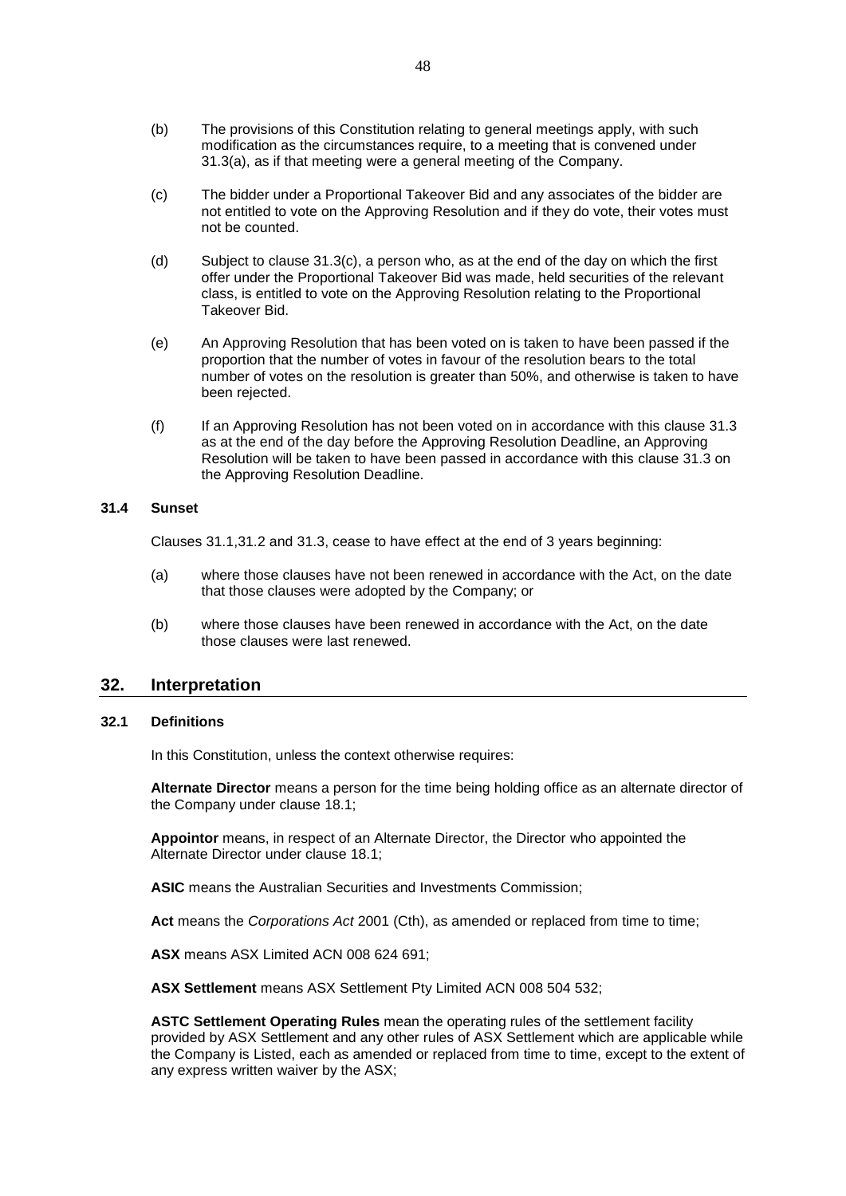(b) The provisions of this Constitution relating to general meetings apply, with such modification as the circumstances require, to a meeting that is convened under 31.3(a), as if that meeting were a general meeting of the Company.

(c) The bidder under a Proportional Takeover Bid and any associates of the bidder are not entitled to vote on the Approving Resolution and if they do vote, their votes must not be counted.

(d) Subject to clause 31.3(c), a person who, as at the end of the day on which the first offer under the Proportional Takeover Bid was made, held securities of the relevant class, is entitled to vote on the Approving Resolution relating to the Proportional Takeover Bid.

(e) An Approving Resolution that has been voted on is taken to have been passed if the proportion that the number of votes in favour of the resolution bears to the total number of votes on the resolution is greater than 50%, and otherwise is taken to have been rejected.

(f) If an Approving Resolution has not been voted on in accordance with this clause 31.3 as at the end of the day before the Approving Resolution Deadline, an Approving Resolution will be taken to have been passed in accordance with this clause 31.3 on the Approving Resolution Deadline.

### 31.4 Sunset

Clauses 31.1,31.2 and 31.3, cease to have effect at the end of 3 years beginning:

(a) where those clauses have not been renewed in accordance with the Act, on the date that those clauses were adopted by the Company; or

(b) where those clauses have been renewed in accordance with the Act, on the date those clauses were last renewed.

## 32. Interpretation

### 32.1 Definitions

In this Constitution, unless the context otherwise requires:

**Alternate Director** means a person for the time being holding office as an alternate director of the Company under clause 18.1;

**Appointor** means, in respect of an Alternate Director, the Director who appointed the Alternate Director under clause 18.1;

**ASIC** means the Australian Securities and Investments Commission;

**Act** means the *Corporations Act* 2001 (Cth), as amended or replaced from time to time;

**ASX** means ASX Limited ACN 008 624 691;

**ASX Settlement** means ASX Settlement Pty Limited ACN 008 504 532;

**ASTC Settlement Operating Rules** mean the operating rules of the settlement facility provided by ASX Settlement and any other rules of ASX Settlement which are applicable while the Company is Listed, each as amended or replaced from time to time, except to the extent of any express written waiver by the ASX;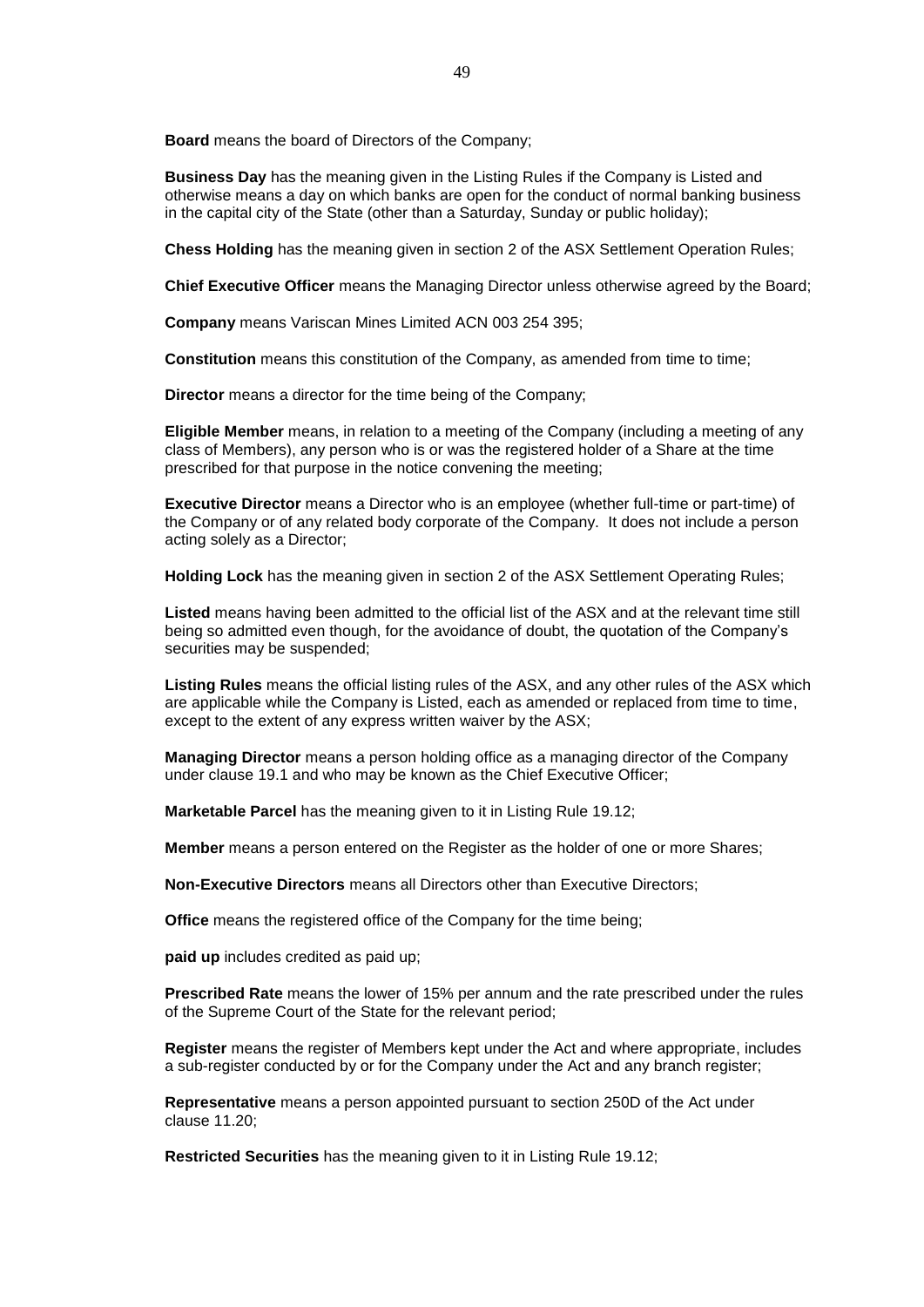**Board** means the board of Directors of the Company;

**Business Day** has the meaning given in the Listing Rules if the Company is Listed and otherwise means a day on which banks are open for the conduct of normal banking business in the capital city of the State (other than a Saturday, Sunday or public holiday);

**Chess Holding** has the meaning given in section 2 of the ASX Settlement Operation Rules;

**Chief Executive Officer** means the Managing Director unless otherwise agreed by the Board;

**Company** means Variscan Mines Limited ACN 003 254 395;

**Constitution** means this constitution of the Company, as amended from time to time;

**Director** means a director for the time being of the Company;

**Eligible Member** means, in relation to a meeting of the Company (including a meeting of any class of Members), any person who is or was the registered holder of a Share at the time prescribed for that purpose in the notice convening the meeting;

**Executive Director** means a Director who is an employee (whether full-time or part-time) of the Company or of any related body corporate of the Company. It does not include a person acting solely as a Director;

**Holding Lock** has the meaning given in section 2 of the ASX Settlement Operating Rules;

**Listed** means having been admitted to the official list of the ASX and at the relevant time still being so admitted even though, for the avoidance of doubt, the quotation of the Company's securities may be suspended;

**Listing Rules** means the official listing rules of the ASX, and any other rules of the ASX which are applicable while the Company is Listed, each as amended or replaced from time to time, except to the extent of any express written waiver by the ASX;

**Managing Director** means a person holding office as a managing director of the Company under clause 19.1 and who may be known as the Chief Executive Officer;

**Marketable Parcel** has the meaning given to it in Listing Rule 19.12;

**Member** means a person entered on the Register as the holder of one or more Shares;

**Non-Executive Directors** means all Directors other than Executive Directors;

**Office** means the registered office of the Company for the time being;

**paid up** includes credited as paid up;

**Prescribed Rate** means the lower of 15% per annum and the rate prescribed under the rules of the Supreme Court of the State for the relevant period;

**Register** means the register of Members kept under the Act and where appropriate, includes a sub-register conducted by or for the Company under the Act and any branch register;

**Representative** means a person appointed pursuant to section 250D of the Act under clause 11.20;

**Restricted Securities** has the meaning given to it in Listing Rule 19.12;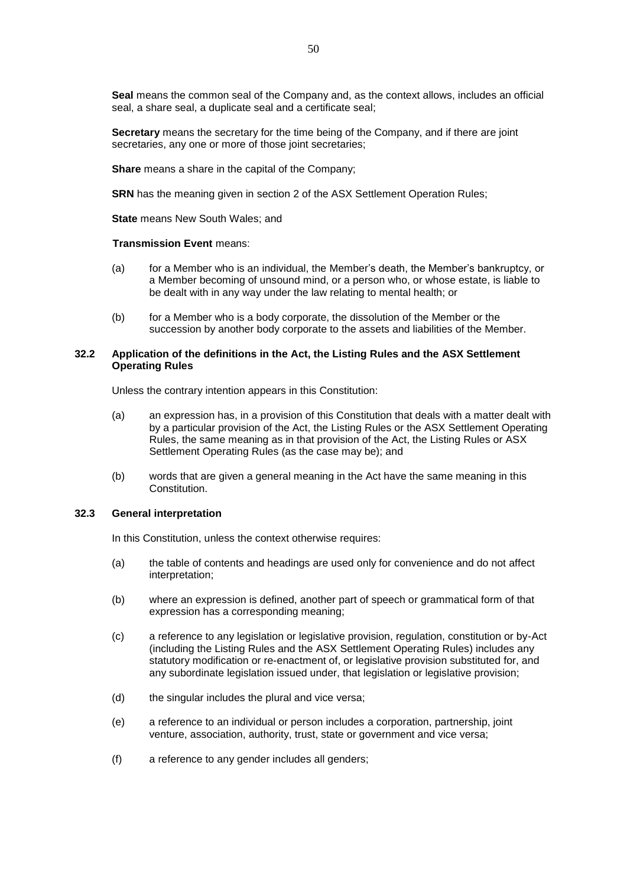**Seal** means the common seal of the Company and, as the context allows, includes an official seal, a share seal, a duplicate seal and a certificate seal;

**Secretary** means the secretary for the time being of the Company, and if there are joint secretaries, any one or more of those joint secretaries;

**Share** means a share in the capital of the Company;

**SRN** has the meaning given in section 2 of the ASX Settlement Operation Rules;

**State** means New South Wales; and

**Transmission Event** means:

(a) for a Member who is an individual, the Member's death, the Member's bankruptcy, or a Member becoming of unsound mind, or a person who, or whose estate, is liable to be dealt with in any way under the law relating to mental health; or

(b) for a Member who is a body corporate, the dissolution of the Member or the succession by another body corporate to the assets and liabilities of the Member.

### 32.2 Application of the definitions in the Act, the Listing Rules and the ASX Settlement Operating Rules

Unless the contrary intention appears in this Constitution:

(a) an expression has, in a provision of this Constitution that deals with a matter dealt with by a particular provision of the Act, the Listing Rules or the ASX Settlement Operating Rules, the same meaning as in that provision of the Act, the Listing Rules or ASX Settlement Operating Rules (as the case may be); and

(b) words that are given a general meaning in the Act have the same meaning in this Constitution.

### 32.3 General interpretation

In this Constitution, unless the context otherwise requires:

(a) the table of contents and headings are used only for convenience and do not affect interpretation;

(b) where an expression is defined, another part of speech or grammatical form of that expression has a corresponding meaning;

(c) a reference to any legislation or legislative provision, regulation, constitution or by-Act (including the Listing Rules and the ASX Settlement Operating Rules) includes any statutory modification or re-enactment of, or legislative provision substituted for, and any subordinate legislation issued under, that legislation or legislative provision;

(d) the singular includes the plural and vice versa;

(e) a reference to an individual or person includes a corporation, partnership, joint venture, association, authority, trust, state or government and vice versa;

(f) a reference to any gender includes all genders;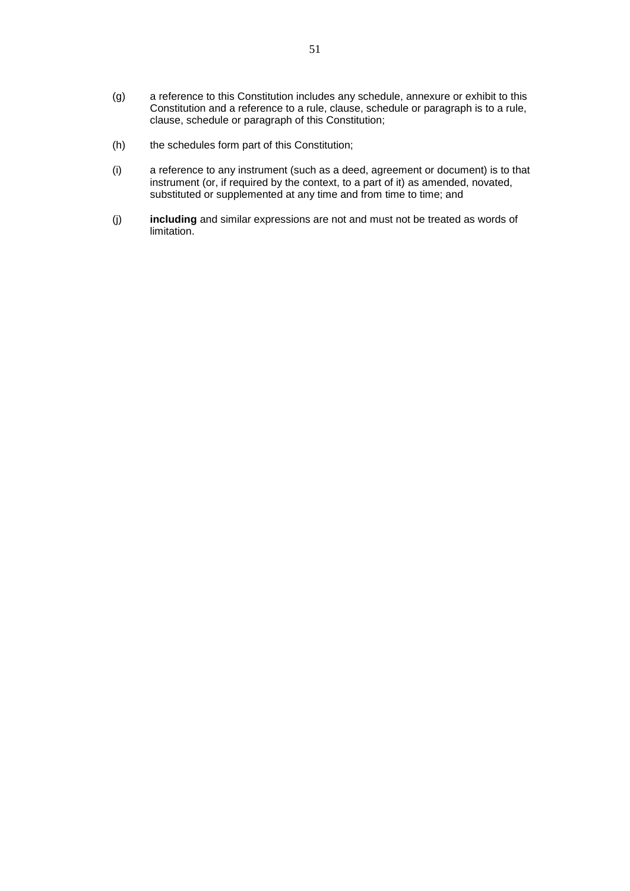(g) a reference to this Constitution includes any schedule, annexure or exhibit to this Constitution and a reference to a rule, clause, schedule or paragraph is to a rule, clause, schedule or paragraph of this Constitution;

(h) the schedules form part of this Constitution;

(i) a reference to any instrument (such as a deed, agreement or document) is to that instrument (or, if required by the context, to a part of it) as amended, novated, substituted or supplemented at any time and from time to time; and

(j) **including** and similar expressions are not and must not be treated as words of limitation.